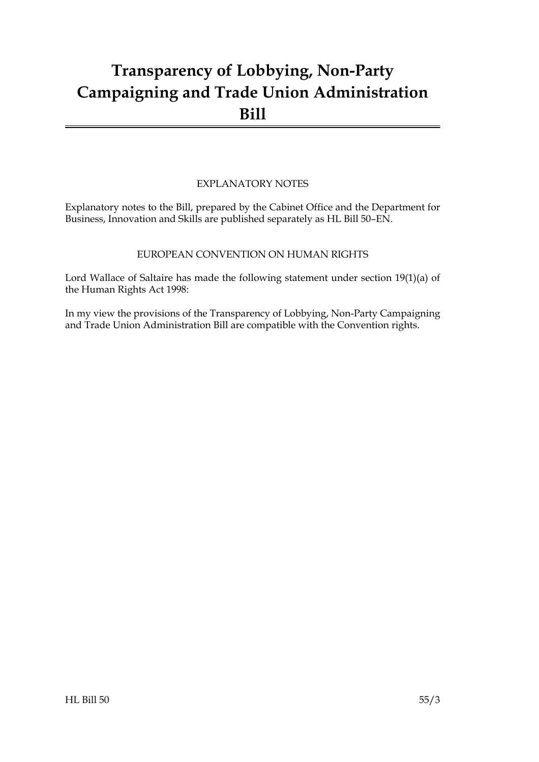# Transparency of Lobbying, Non-Party Campaigning and Trade Union Administration Bill

EXPLANATORY NOTES

Explanatory notes to the Bill, prepared by the Cabinet Office and the Department for Business, Innovation and Skills are published separately as HL Bill 50–EN.

EUROPEAN CONVENTION ON HUMAN RIGHTS

Lord Wallace of Saltaire has made the following statement under section 19(1)(a) of the Human Rights Act 1998:

In my view the provisions of the Transparency of Lobbying, Non-Party Campaigning and Trade Union Administration Bill are compatible with the Convention rights.

HL Bill 50 55/3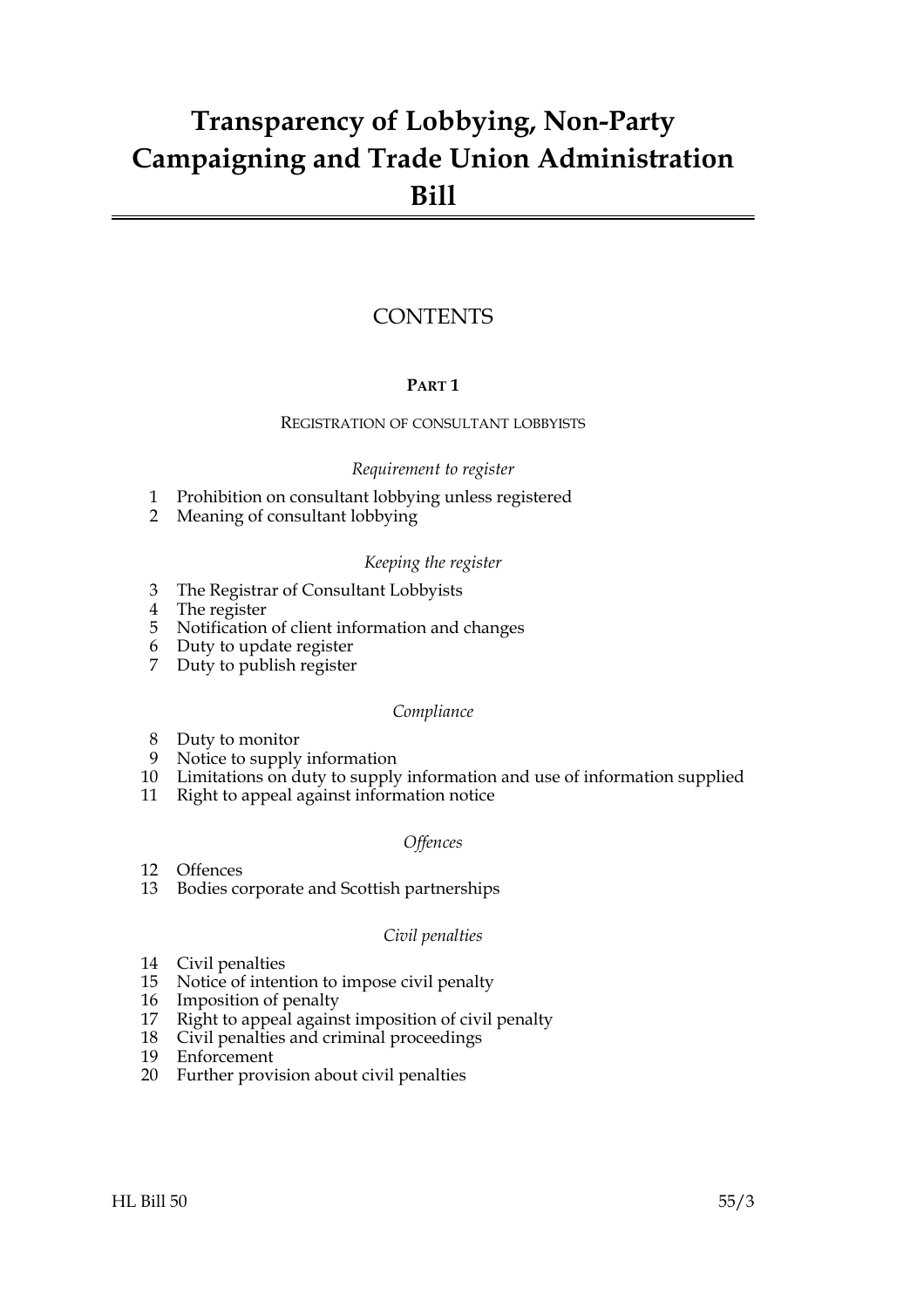# Transparency of Lobbying, Non-Party Campaigning and Trade Union Administration Bill

## CONTENTS

### PART 1

REGISTRATION OF CONSULTANT LOBBYISTS

*Requirement to register*

1 Prohibition on consultant lobbying unless registered
2 Meaning of consultant lobbying

*Keeping the register*

3 The Registrar of Consultant Lobbyists
4 The register
5 Notification of client information and changes
6 Duty to update register
7 Duty to publish register

*Compliance*

8 Duty to monitor
9 Notice to supply information
10 Limitations on duty to supply information and use of information supplied
11 Right to appeal against information notice

*Offences*

12 Offences
13 Bodies corporate and Scottish partnerships

*Civil penalties*

14 Civil penalties
15 Notice of intention to impose civil penalty
16 Imposition of penalty
17 Right to appeal against imposition of civil penalty
18 Civil penalties and criminal proceedings
19 Enforcement
20 Further provision about civil penalties

HL Bill 50 55/3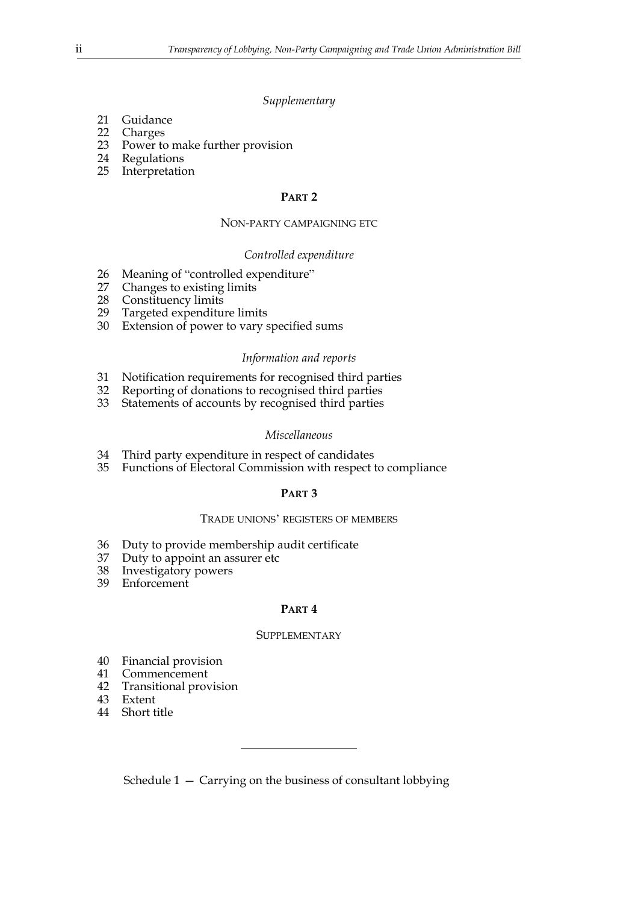*Supplementary*

21 Guidance
22 Charges
23 Power to make further provision
24 Regulations
25 Interpretation

## PART 2

### NON-PARTY CAMPAIGNING ETC

*Controlled expenditure*

26 Meaning of "controlled expenditure"
27 Changes to existing limits
28 Constituency limits
29 Targeted expenditure limits
30 Extension of power to vary specified sums

*Information and reports*

31 Notification requirements for recognised third parties
32 Reporting of donations to recognised third parties
33 Statements of accounts by recognised third parties

*Miscellaneous*

34 Third party expenditure in respect of candidates
35 Functions of Electoral Commission with respect to compliance

## PART 3

### TRADE UNIONS' REGISTERS OF MEMBERS

36 Duty to provide membership audit certificate
37 Duty to appoint an assurer etc
38 Investigatory powers
39 Enforcement

## PART 4

### SUPPLEMENTARY

40 Financial provision
41 Commencement
42 Transitional provision
43 Extent
44 Short title

---

Schedule 1 — Carrying on the business of consultant lobbying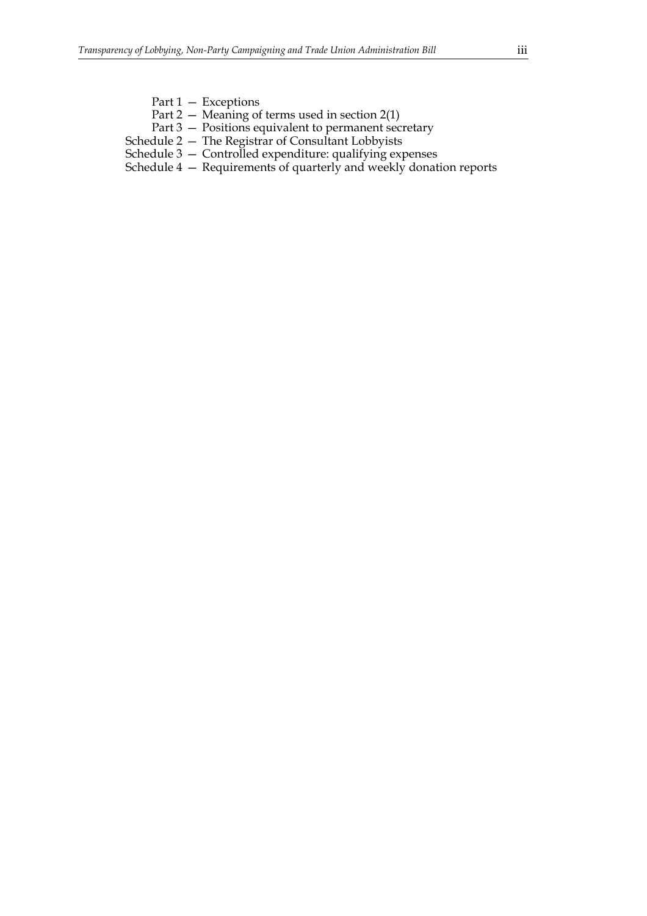Part 1 — Exceptions
Part 2 — Meaning of terms used in section 2(1)
Part 3 — Positions equivalent to permanent secretary

Schedule 2 — The Registrar of Consultant Lobbyists

Schedule 3 — Controlled expenditure: qualifying expenses

Schedule 4 — Requirements of quarterly and weekly donation reports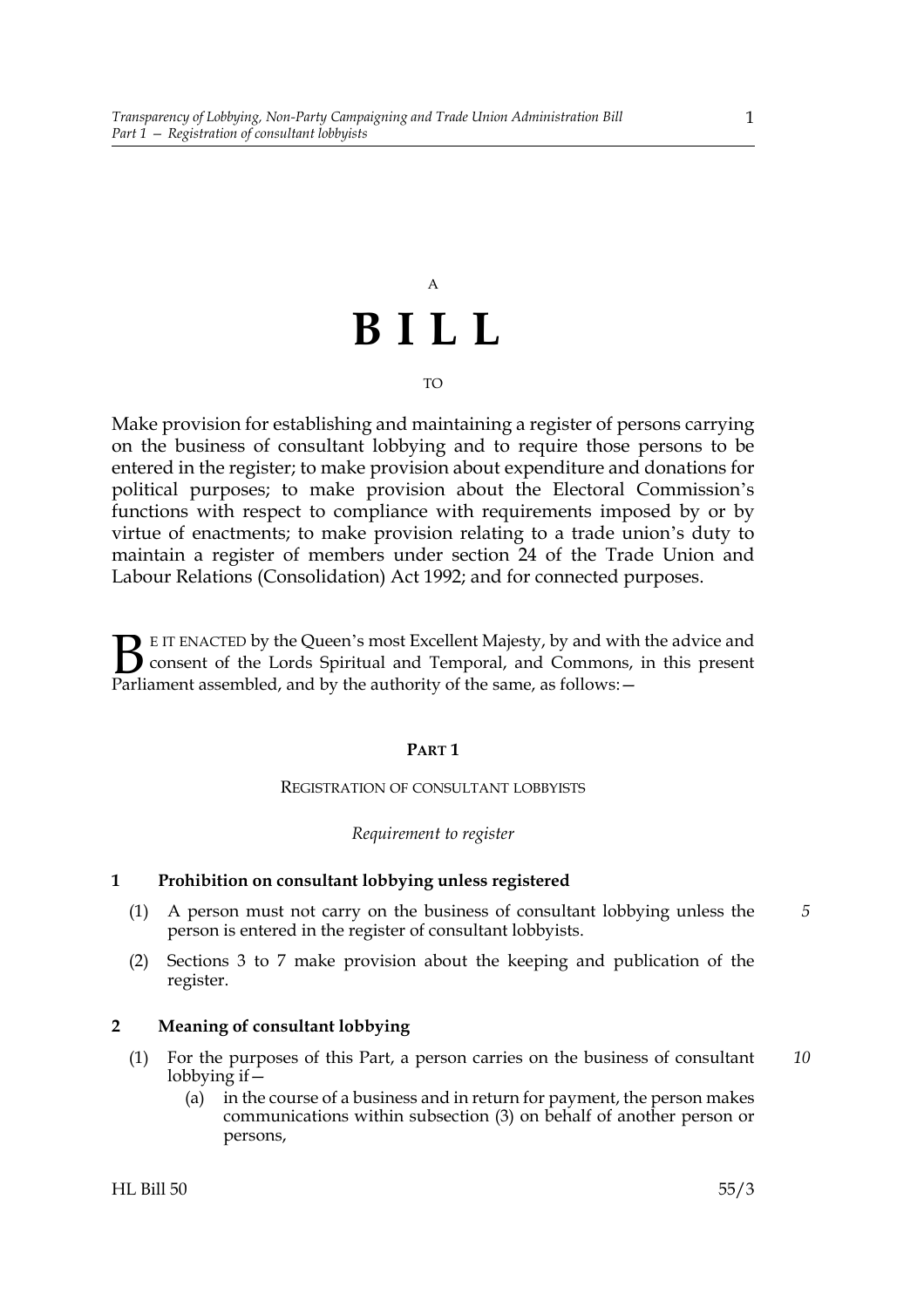A

# BILL

TO

Make provision for establishing and maintaining a register of persons carrying on the business of consultant lobbying and to require those persons to be entered in the register; to make provision about expenditure and donations for political purposes; to make provision about the Electoral Commission's functions with respect to compliance with requirements imposed by or by virtue of enactments; to make provision relating to a trade union's duty to maintain a register of members under section 24 of the Trade Union and Labour Relations (Consolidation) Act 1992; and for connected purposes.

BE IT ENACTED by the Queen's most Excellent Majesty, by and with the advice and consent of the Lords Spiritual and Temporal, and Commons, in this present Parliament assembled, and by the authority of the same, as follows:—

## PART 1

### REGISTRATION OF CONSULTANT LOBBYISTS

*Requirement to register*

**1 Prohibition on consultant lobbying unless registered**

(1) A person must not carry on the business of consultant lobbying unless the person is entered in the register of consultant lobbyists.

(2) Sections 3 to 7 make provision about the keeping and publication of the register.

**2 Meaning of consultant lobbying**

(1) For the purposes of this Part, a person carries on the business of consultant lobbying if—

(a) in the course of a business and in return for payment, the person makes communications within subsection (3) on behalf of another person or persons,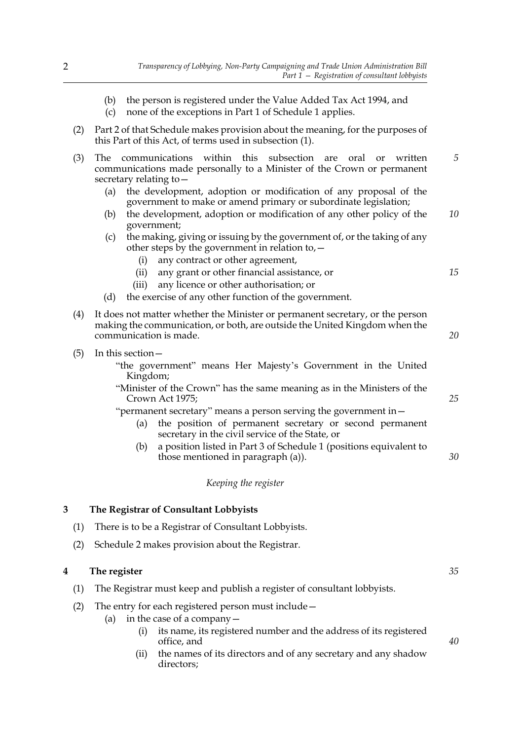(b) the person is registered under the Value Added Tax Act 1994, and

(c) none of the exceptions in Part 1 of Schedule 1 applies.

(2) Part 2 of that Schedule makes provision about the meaning, for the purposes of this Part of this Act, of terms used in subsection (1).

(3) The communications within this subsection are oral or written communications made personally to a Minister of the Crown or permanent secretary relating to—

(a) the development, adoption or modification of any proposal of the government to make or amend primary or subordinate legislation;

(b) the development, adoption or modification of any other policy of the government;

(c) the making, giving or issuing by the government of, or the taking of any other steps by the government in relation to,—

(i) any contract or other agreement,

(ii) any grant or other financial assistance, or

(iii) any licence or other authorisation; or

(d) the exercise of any other function of the government.

(4) It does not matter whether the Minister or permanent secretary, or the person making the communication, or both, are outside the United Kingdom when the communication is made.

(5) In this section—

"the government" means Her Majesty's Government in the United Kingdom;

"Minister of the Crown" has the same meaning as in the Ministers of the Crown Act 1975;

"permanent secretary" means a person serving the government in—

(a) the position of permanent secretary or second permanent secretary in the civil service of the State, or

(b) a position listed in Part 3 of Schedule 1 (positions equivalent to those mentioned in paragraph (a)).

*Keeping the register*

### 3 The Registrar of Consultant Lobbyists

(1) There is to be a Registrar of Consultant Lobbyists.

(2) Schedule 2 makes provision about the Registrar.

### 4 The register

(1) The Registrar must keep and publish a register of consultant lobbyists.

(2) The entry for each registered person must include—

(a) in the case of a company—

(i) its name, its registered number and the address of its registered office, and

(ii) the names of its directors and of any secretary and any shadow directors;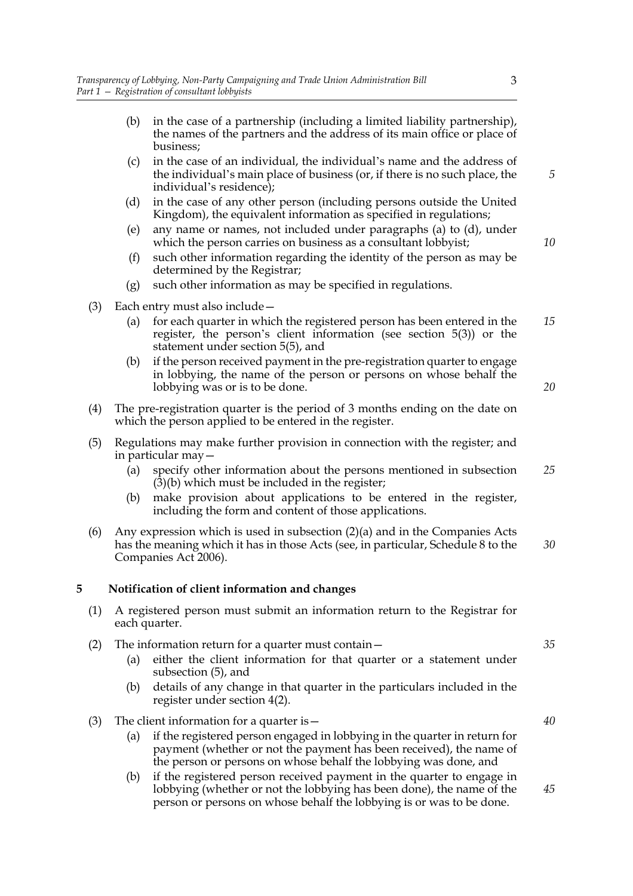(b) in the case of a partnership (including a limited liability partnership), the names of the partners and the address of its main office or place of business;

(c) in the case of an individual, the individual's name and the address of the individual's main place of business (or, if there is no such place, the individual's residence);

(d) in the case of any other person (including persons outside the United Kingdom), the equivalent information as specified in regulations;

(e) any name or names, not included under paragraphs (a) to (d), under which the person carries on business as a consultant lobbyist;

(f) such other information regarding the identity of the person as may be determined by the Registrar;

(g) such other information as may be specified in regulations.

(3) Each entry must also include—

(a) for each quarter in which the registered person has been entered in the register, the person's client information (see section 5(3)) or the statement under section 5(5), and

(b) if the person received payment in the pre-registration quarter to engage in lobbying, the name of the person or persons on whose behalf the lobbying was or is to be done.

(4) The pre-registration quarter is the period of 3 months ending on the date on which the person applied to be entered in the register.

(5) Regulations may make further provision in connection with the register; and in particular may—

(a) specify other information about the persons mentioned in subsection (3)(b) which must be included in the register;

(b) make provision about applications to be entered in the register, including the form and content of those applications.

(6) Any expression which is used in subsection (2)(a) and in the Companies Acts has the meaning which it has in those Acts (see, in particular, Schedule 8 to the Companies Act 2006).

## 5 Notification of client information and changes

(1) A registered person must submit an information return to the Registrar for each quarter.

(2) The information return for a quarter must contain—

(a) either the client information for that quarter or a statement under subsection (5), and

(b) details of any change in that quarter in the particulars included in the register under section 4(2).

(3) The client information for a quarter is—

(a) if the registered person engaged in lobbying in the quarter in return for payment (whether or not the payment has been received), the name of the person or persons on whose behalf the lobbying was done, and

(b) if the registered person received payment in the quarter to engage in lobbying (whether or not the lobbying has been done), the name of the person or persons on whose behalf the lobbying is or was to be done.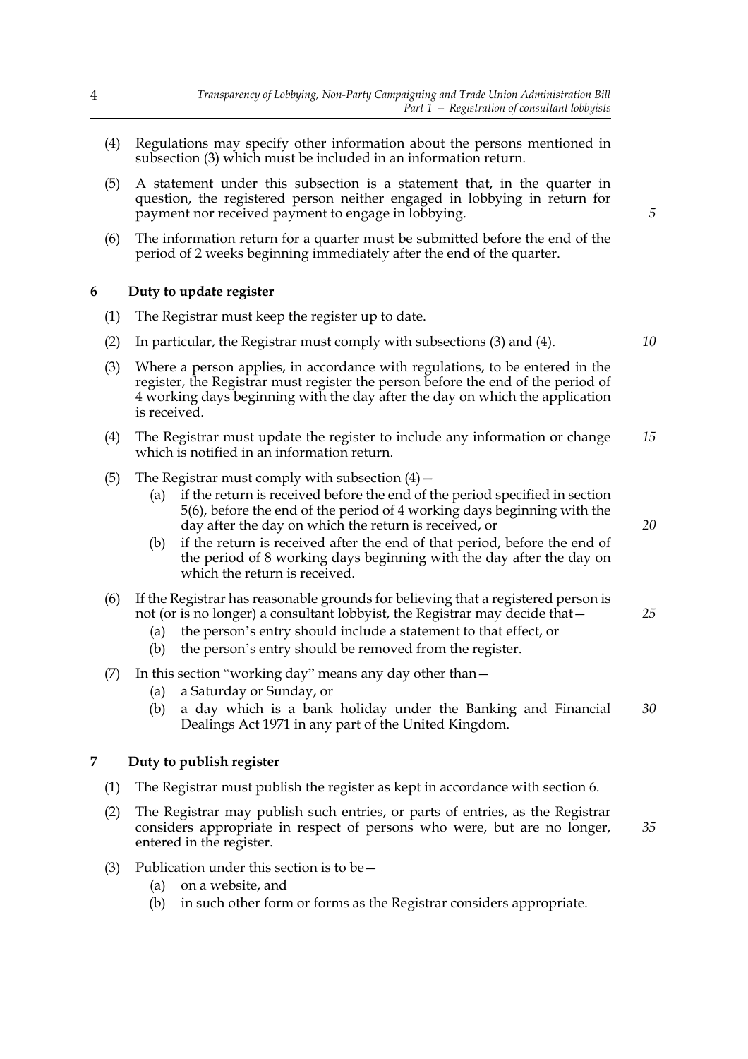(4) Regulations may specify other information about the persons mentioned in subsection (3) which must be included in an information return.

(5) A statement under this subsection is a statement that, in the quarter in question, the registered person neither engaged in lobbying in return for payment nor received payment to engage in lobbying.

(6) The information return for a quarter must be submitted before the end of the period of 2 weeks beginning immediately after the end of the quarter.

## 6 Duty to update register

(1) The Registrar must keep the register up to date.

(2) In particular, the Registrar must comply with subsections (3) and (4).

(3) Where a person applies, in accordance with regulations, to be entered in the register, the Registrar must register the person before the end of the period of 4 working days beginning with the day after the day on which the application is received.

(4) The Registrar must update the register to include any information or change which is notified in an information return.

(5) The Registrar must comply with subsection (4)—

- (a) if the return is received before the end of the period specified in section 5(6), before the end of the period of 4 working days beginning with the day after the day on which the return is received, or
- (b) if the return is received after the end of that period, before the end of the period of 8 working days beginning with the day after the day on which the return is received.

(6) If the Registrar has reasonable grounds for believing that a registered person is not (or is no longer) a consultant lobbyist, the Registrar may decide that—

- (a) the person's entry should include a statement to that effect, or
- (b) the person's entry should be removed from the register.

(7) In this section "working day" means any day other than—

- (a) a Saturday or Sunday, or
- (b) a day which is a bank holiday under the Banking and Financial Dealings Act 1971 in any part of the United Kingdom.

## 7 Duty to publish register

(1) The Registrar must publish the register as kept in accordance with section 6.

(2) The Registrar may publish such entries, or parts of entries, as the Registrar considers appropriate in respect of persons who were, but are no longer, entered in the register.

(3) Publication under this section is to be—

- (a) on a website, and
- (b) in such other form or forms as the Registrar considers appropriate.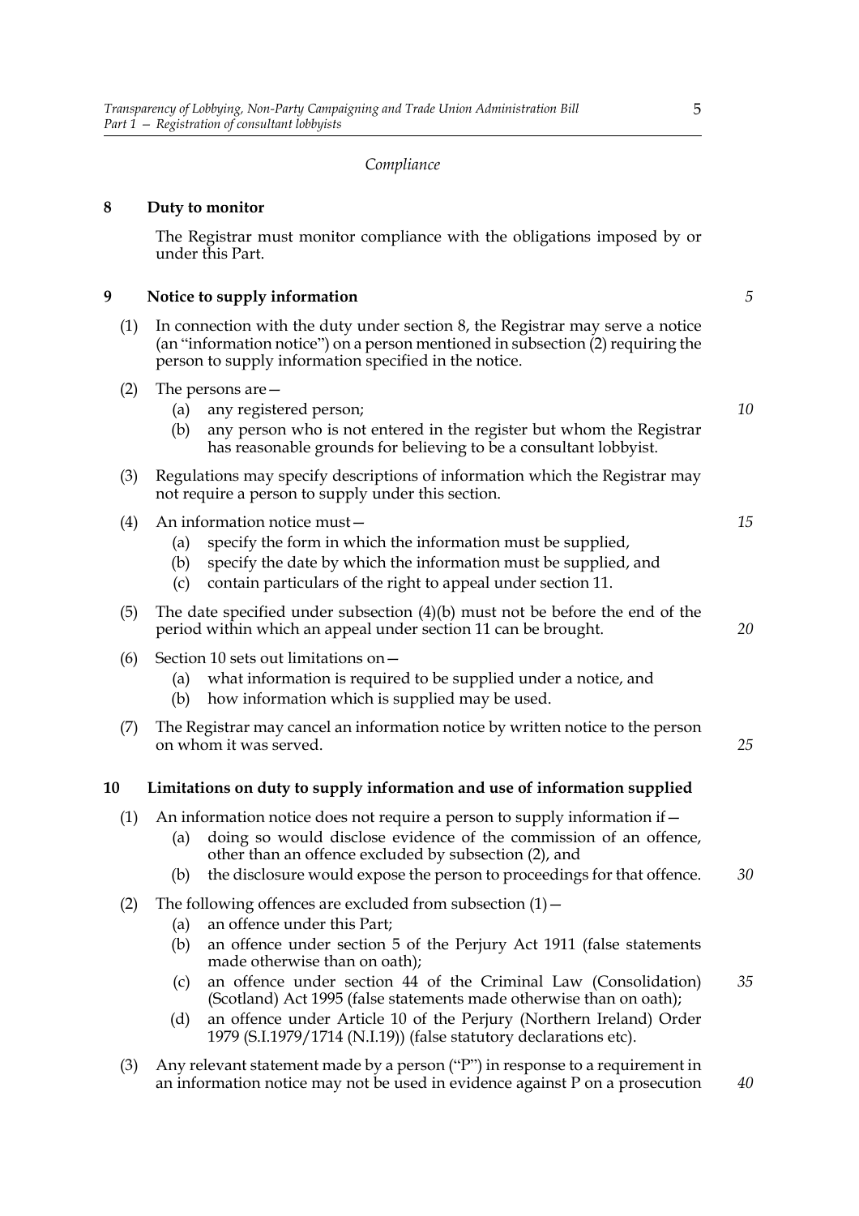*Compliance*

**8 Duty to monitor**

The Registrar must monitor compliance with the obligations imposed by or under this Part.

**9 Notice to supply information**

(1) In connection with the duty under section 8, the Registrar may serve a notice (an "information notice") on a person mentioned in subsection (2) requiring the person to supply information specified in the notice.

(2) The persons are—

  (a) any registered person;

  (b) any person who is not entered in the register but whom the Registrar has reasonable grounds for believing to be a consultant lobbyist.

(3) Regulations may specify descriptions of information which the Registrar may not require a person to supply under this section.

(4) An information notice must—

  (a) specify the form in which the information must be supplied,

  (b) specify the date by which the information must be supplied, and

  (c) contain particulars of the right to appeal under section 11.

(5) The date specified under subsection (4)(b) must not be before the end of the period within which an appeal under section 11 can be brought.

(6) Section 10 sets out limitations on—

  (a) what information is required to be supplied under a notice, and

  (b) how information which is supplied may be used.

(7) The Registrar may cancel an information notice by written notice to the person on whom it was served.

**10 Limitations on duty to supply information and use of information supplied**

(1) An information notice does not require a person to supply information if—

  (a) doing so would disclose evidence of the commission of an offence, other than an offence excluded by subsection (2), and

  (b) the disclosure would expose the person to proceedings for that offence.

(2) The following offences are excluded from subsection (1)—

  (a) an offence under this Part;

  (b) an offence under section 5 of the Perjury Act 1911 (false statements made otherwise than on oath);

  (c) an offence under section 44 of the Criminal Law (Consolidation) (Scotland) Act 1995 (false statements made otherwise than on oath);

  (d) an offence under Article 10 of the Perjury (Northern Ireland) Order 1979 (S.I.1979/1714 (N.I.19)) (false statutory declarations etc).

(3) Any relevant statement made by a person ("P") in response to a requirement in an information notice may not be used in evidence against P on a prosecution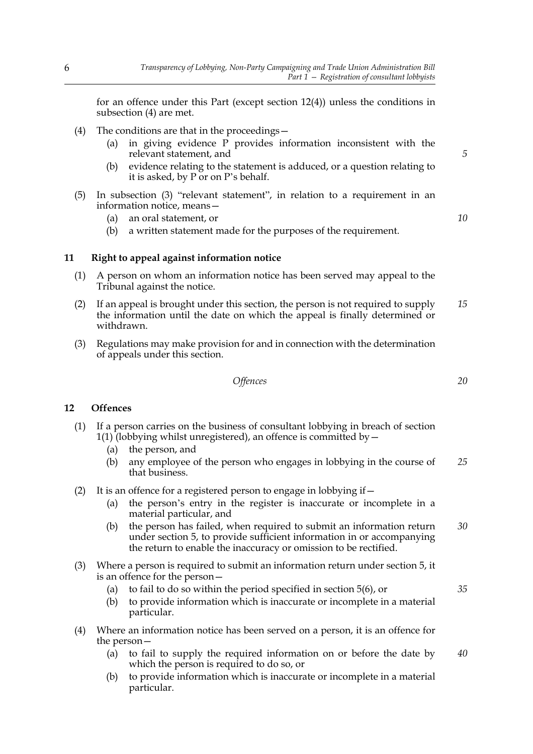for an offence under this Part (except section 12(4)) unless the conditions in subsection (4) are met.

(4) The conditions are that in the proceedings—

(a) in giving evidence P provides information inconsistent with the relevant statement, and

(b) evidence relating to the statement is adduced, or a question relating to it is asked, by P or on P's behalf.

(5) In subsection (3) "relevant statement", in relation to a requirement in an information notice, means—

(a) an oral statement, or

(b) a written statement made for the purposes of the requirement.

**11 Right to appeal against information notice**

(1) A person on whom an information notice has been served may appeal to the Tribunal against the notice.

(2) If an appeal is brought under this section, the person is not required to supply the information until the date on which the appeal is finally determined or withdrawn.

(3) Regulations may make provision for and in connection with the determination of appeals under this section.

*Offences*

**12 Offences**

(1) If a person carries on the business of consultant lobbying in breach of section 1(1) (lobbying whilst unregistered), an offence is committed by—

(a) the person, and

(b) any employee of the person who engages in lobbying in the course of that business.

(2) It is an offence for a registered person to engage in lobbying if—

(a) the person's entry in the register is inaccurate or incomplete in a material particular, and

(b) the person has failed, when required to submit an information return under section 5, to provide sufficient information in or accompanying the return to enable the inaccuracy or omission to be rectified.

(3) Where a person is required to submit an information return under section 5, it is an offence for the person—

(a) to fail to do so within the period specified in section 5(6), or

(b) to provide information which is inaccurate or incomplete in a material particular.

(4) Where an information notice has been served on a person, it is an offence for the person—

(a) to fail to supply the required information on or before the date by which the person is required to do so, or

(b) to provide information which is inaccurate or incomplete in a material particular.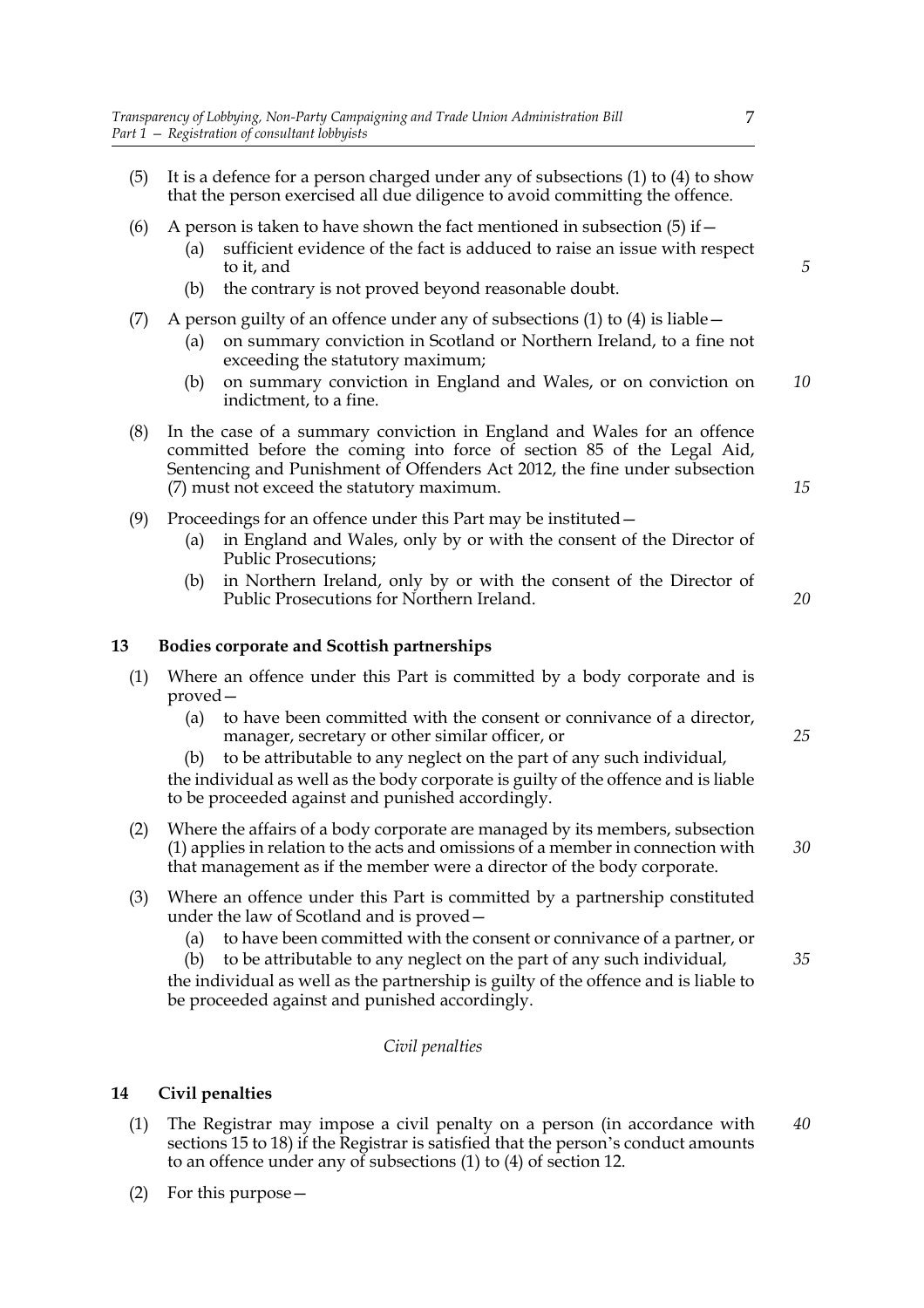(5) It is a defence for a person charged under any of subsections (1) to (4) to show that the person exercised all due diligence to avoid committing the offence.

(6) A person is taken to have shown the fact mentioned in subsection (5) if—

- (a) sufficient evidence of the fact is adduced to raise an issue with respect to it, and
- (b) the contrary is not proved beyond reasonable doubt.

(7) A person guilty of an offence under any of subsections (1) to (4) is liable—

- (a) on summary conviction in Scotland or Northern Ireland, to a fine not exceeding the statutory maximum;
- (b) on summary conviction in England and Wales, or on conviction on indictment, to a fine.

(8) In the case of a summary conviction in England and Wales for an offence committed before the coming into force of section 85 of the Legal Aid, Sentencing and Punishment of Offenders Act 2012, the fine under subsection (7) must not exceed the statutory maximum.

(9) Proceedings for an offence under this Part may be instituted—

- (a) in England and Wales, only by or with the consent of the Director of Public Prosecutions;
- (b) in Northern Ireland, only by or with the consent of the Director of Public Prosecutions for Northern Ireland.

### 13 Bodies corporate and Scottish partnerships

(1) Where an offence under this Part is committed by a body corporate and is proved—

- (a) to have been committed with the consent or connivance of a director, manager, secretary or other similar officer, or
- (b) to be attributable to any neglect on the part of any such individual,

the individual as well as the body corporate is guilty of the offence and is liable to be proceeded against and punished accordingly.

(2) Where the affairs of a body corporate are managed by its members, subsection (1) applies in relation to the acts and omissions of a member in connection with that management as if the member were a director of the body corporate.

(3) Where an offence under this Part is committed by a partnership constituted under the law of Scotland and is proved—

- (a) to have been committed with the consent or connivance of a partner, or
- (b) to be attributable to any neglect on the part of any such individual,

the individual as well as the partnership is guilty of the offence and is liable to be proceeded against and punished accordingly.

*Civil penalties*

### 14 Civil penalties

(1) The Registrar may impose a civil penalty on a person (in accordance with sections 15 to 18) if the Registrar is satisfied that the person's conduct amounts to an offence under any of subsections (1) to (4) of section 12.

(2) For this purpose—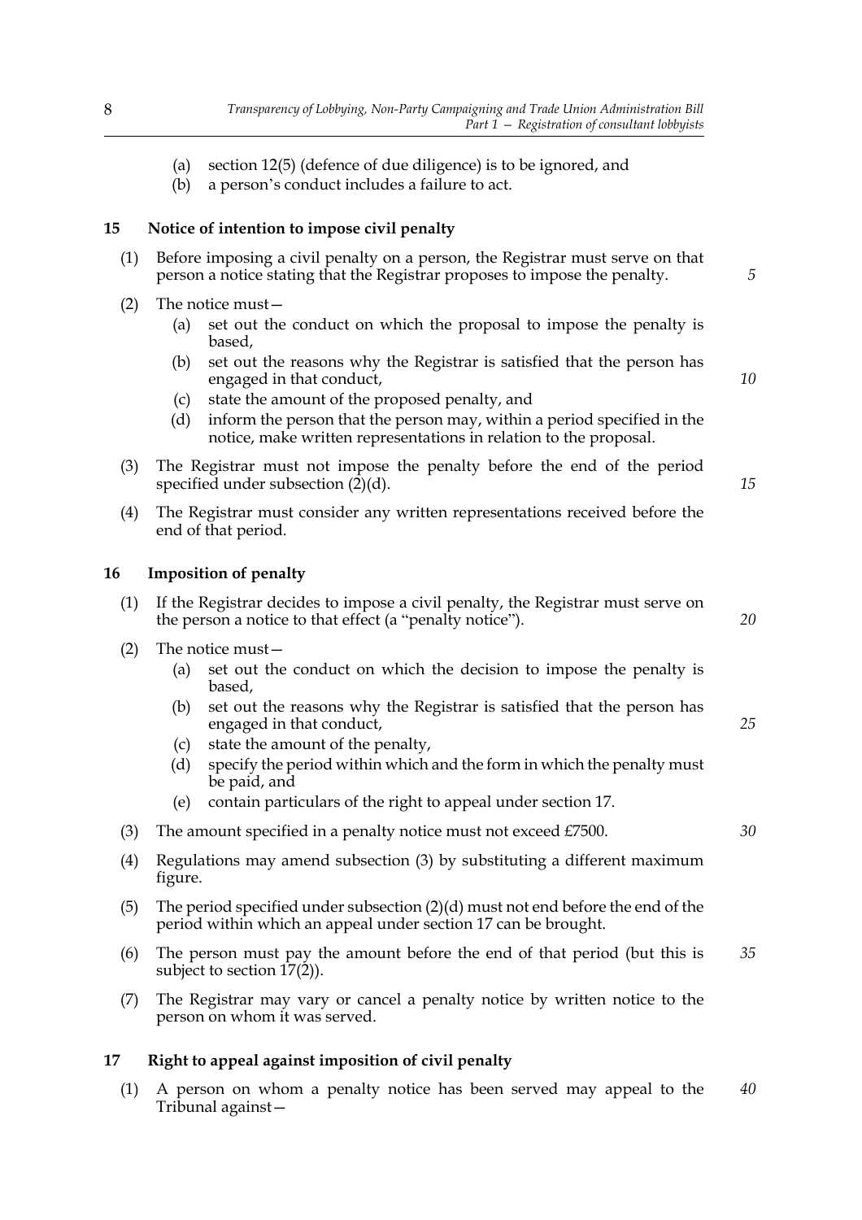(a) section 12(5) (defence of due diligence) is to be ignored, and

(b) a person's conduct includes a failure to act.

## 15 Notice of intention to impose civil penalty

(1) Before imposing a civil penalty on a person, the Registrar must serve on that person a notice stating that the Registrar proposes to impose the penalty.

(2) The notice must—

(a) set out the conduct on which the proposal to impose the penalty is based,

(b) set out the reasons why the Registrar is satisfied that the person has engaged in that conduct,

(c) state the amount of the proposed penalty, and

(d) inform the person that the person may, within a period specified in the notice, make written representations in relation to the proposal.

(3) The Registrar must not impose the penalty before the end of the period specified under subsection (2)(d).

(4) The Registrar must consider any written representations received before the end of that period.

## 16 Imposition of penalty

(1) If the Registrar decides to impose a civil penalty, the Registrar must serve on the person a notice to that effect (a "penalty notice").

(2) The notice must—

(a) set out the conduct on which the decision to impose the penalty is based,

(b) set out the reasons why the Registrar is satisfied that the person has engaged in that conduct,

(c) state the amount of the penalty,

(d) specify the period within which and the form in which the penalty must be paid, and

(e) contain particulars of the right to appeal under section 17.

(3) The amount specified in a penalty notice must not exceed £7500.

(4) Regulations may amend subsection (3) by substituting a different maximum figure.

(5) The period specified under subsection (2)(d) must not end before the end of the period within which an appeal under section 17 can be brought.

(6) The person must pay the amount before the end of that period (but this is subject to section 17(2)).

(7) The Registrar may vary or cancel a penalty notice by written notice to the person on whom it was served.

## 17 Right to appeal against imposition of civil penalty

(1) A person on whom a penalty notice has been served may appeal to the Tribunal against—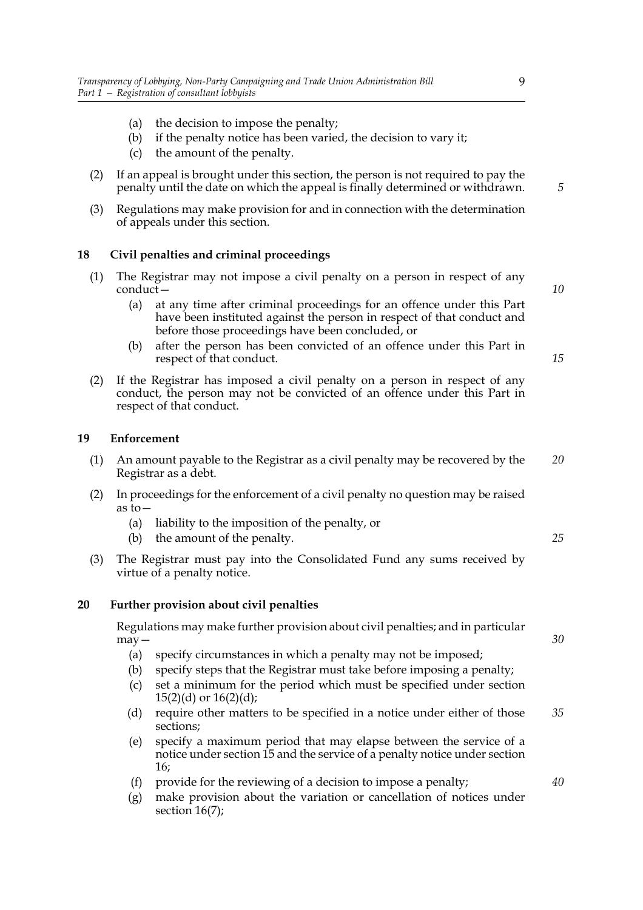(a) the decision to impose the penalty;

(b) if the penalty notice has been varied, the decision to vary it;

(c) the amount of the penalty.

(2) If an appeal is brought under this section, the person is not required to pay the penalty until the date on which the appeal is finally determined or withdrawn.

(3) Regulations may make provision for and in connection with the determination of appeals under this section.

### 18 Civil penalties and criminal proceedings

(1) The Registrar may not impose a civil penalty on a person in respect of any conduct—

(a) at any time after criminal proceedings for an offence under this Part have been instituted against the person in respect of that conduct and before those proceedings have been concluded, or

(b) after the person has been convicted of an offence under this Part in respect of that conduct.

(2) If the Registrar has imposed a civil penalty on a person in respect of any conduct, the person may not be convicted of an offence under this Part in respect of that conduct.

### 19 Enforcement

(1) An amount payable to the Registrar as a civil penalty may be recovered by the Registrar as a debt.

(2) In proceedings for the enforcement of a civil penalty no question may be raised as to—

(a) liability to the imposition of the penalty, or

(b) the amount of the penalty.

(3) The Registrar must pay into the Consolidated Fund any sums received by virtue of a penalty notice.

### 20 Further provision about civil penalties

Regulations may make further provision about civil penalties; and in particular may—

(a) specify circumstances in which a penalty may not be imposed;

(b) specify steps that the Registrar must take before imposing a penalty;

(c) set a minimum for the period which must be specified under section 15(2)(d) or 16(2)(d);

(d) require other matters to be specified in a notice under either of those sections;

(e) specify a maximum period that may elapse between the service of a notice under section 15 and the service of a penalty notice under section 16;

(f) provide for the reviewing of a decision to impose a penalty;

(g) make provision about the variation or cancellation of notices under section 16(7);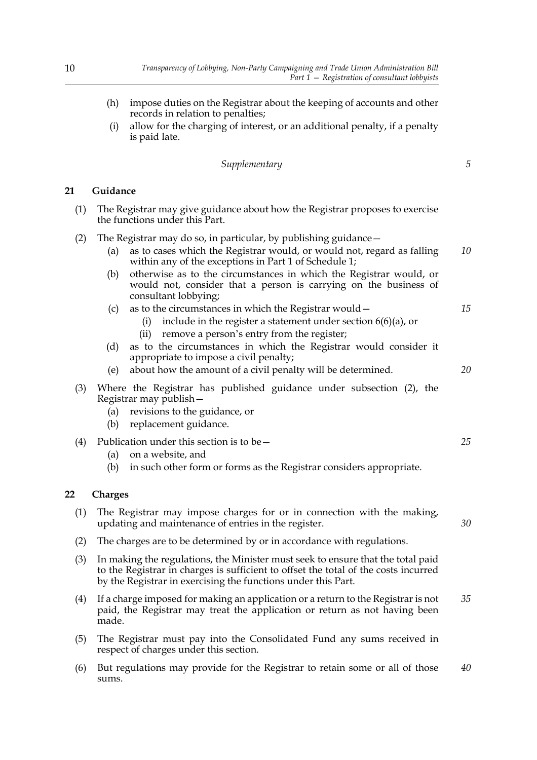(h) impose duties on the Registrar about the keeping of accounts and other records in relation to penalties;

(i) allow for the charging of interest, or an additional penalty, if a penalty is paid late.

*Supplementary*

## 21 Guidance

(1) The Registrar may give guidance about how the Registrar proposes to exercise the functions under this Part.

(2) The Registrar may do so, in particular, by publishing guidance—

(a) as to cases which the Registrar would, or would not, regard as falling within any of the exceptions in Part 1 of Schedule 1;

(b) otherwise as to the circumstances in which the Registrar would, or would not, consider that a person is carrying on the business of consultant lobbying;

(c) as to the circumstances in which the Registrar would—

(i) include in the register a statement under section 6(6)(a), or

(ii) remove a person's entry from the register;

(d) as to the circumstances in which the Registrar would consider it appropriate to impose a civil penalty;

(e) about how the amount of a civil penalty will be determined.

(3) Where the Registrar has published guidance under subsection (2), the Registrar may publish—

(a) revisions to the guidance, or

(b) replacement guidance.

(4) Publication under this section is to be—

(a) on a website, and

(b) in such other form or forms as the Registrar considers appropriate.

## 22 Charges

(1) The Registrar may impose charges for or in connection with the making, updating and maintenance of entries in the register.

(2) The charges are to be determined by or in accordance with regulations.

(3) In making the regulations, the Minister must seek to ensure that the total paid to the Registrar in charges is sufficient to offset the total of the costs incurred by the Registrar in exercising the functions under this Part.

(4) If a charge imposed for making an application or a return to the Registrar is not paid, the Registrar may treat the application or return as not having been made.

(5) The Registrar must pay into the Consolidated Fund any sums received in respect of charges under this section.

(6) But regulations may provide for the Registrar to retain some or all of those sums.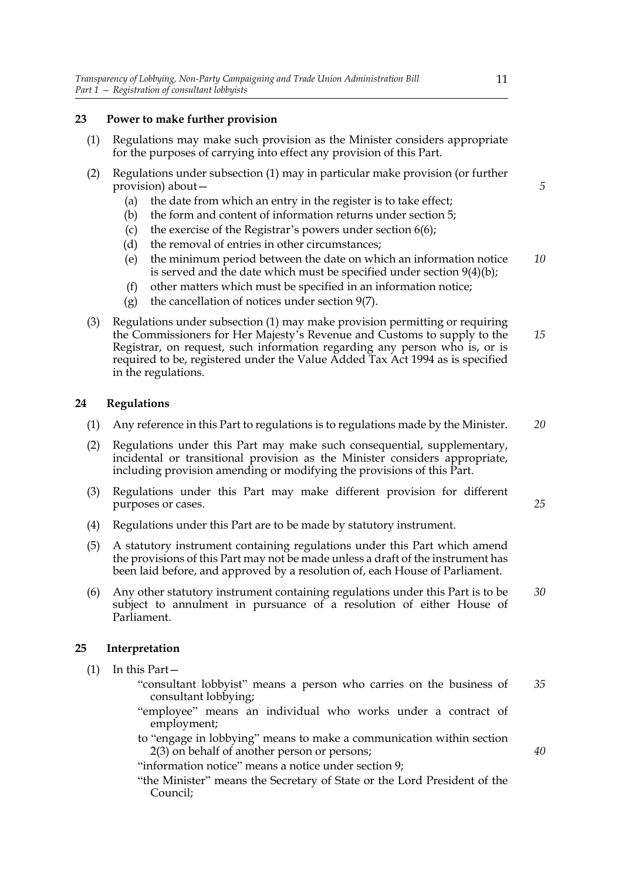### 23 Power to make further provision

(1) Regulations may make such provision as the Minister considers appropriate for the purposes of carrying into effect any provision of this Part.

(2) Regulations under subsection (1) may in particular make provision (or further provision) about—

- (a) the date from which an entry in the register is to take effect;
- (b) the form and content of information returns under section 5;
- (c) the exercise of the Registrar's powers under section 6(6);
- (d) the removal of entries in other circumstances;
- (e) the minimum period between the date on which an information notice is served and the date which must be specified under section 9(4)(b);
- (f) other matters which must be specified in an information notice;
- (g) the cancellation of notices under section 9(7).

(3) Regulations under subsection (1) may make provision permitting or requiring the Commissioners for Her Majesty's Revenue and Customs to supply to the Registrar, on request, such information regarding any person who is, or is required to be, registered under the Value Added Tax Act 1994 as is specified in the regulations.

### 24 Regulations

(1) Any reference in this Part to regulations is to regulations made by the Minister.

(2) Regulations under this Part may make such consequential, supplementary, incidental or transitional provision as the Minister considers appropriate, including provision amending or modifying the provisions of this Part.

(3) Regulations under this Part may make different provision for different purposes or cases.

(4) Regulations under this Part are to be made by statutory instrument.

(5) A statutory instrument containing regulations under this Part which amend the provisions of this Part may not be made unless a draft of the instrument has been laid before, and approved by a resolution of, each House of Parliament.

(6) Any other statutory instrument containing regulations under this Part is to be subject to annulment in pursuance of a resolution of either House of Parliament.

### 25 Interpretation

(1) In this Part—

"consultant lobbyist" means a person who carries on the business of consultant lobbying;

"employee" means an individual who works under a contract of employment;

to "engage in lobbying" means to make a communication within section 2(3) on behalf of another person or persons;

"information notice" means a notice under section 9;

"the Minister" means the Secretary of State or the Lord President of the Council;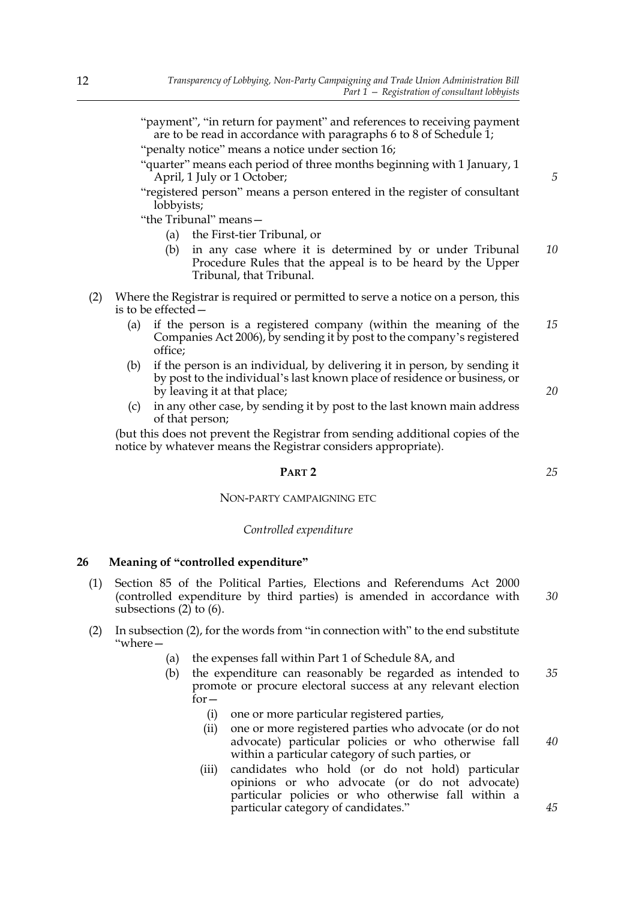"payment", "in return for payment" and references to receiving payment are to be read in accordance with paragraphs 6 to 8 of Schedule 1;

"penalty notice" means a notice under section 16;

"quarter" means each period of three months beginning with 1 January, 1 April, 1 July or 1 October;

"registered person" means a person entered in the register of consultant lobbyists;

"the Tribunal" means—

- (a) the First-tier Tribunal, or
- (b) in any case where it is determined by or under Tribunal Procedure Rules that the appeal is to be heard by the Upper Tribunal, that Tribunal.

(2) Where the Registrar is required or permitted to serve a notice on a person, this is to be effected—

- (a) if the person is a registered company (within the meaning of the Companies Act 2006), by sending it by post to the company's registered office;
- (b) if the person is an individual, by delivering it in person, by sending it by post to the individual's last known place of residence or business, or by leaving it at that place;
- (c) in any other case, by sending it by post to the last known main address of that person;

(but this does not prevent the Registrar from sending additional copies of the notice by whatever means the Registrar considers appropriate).

## PART 2

### NON-PARTY CAMPAIGNING ETC

*Controlled expenditure*

**26 Meaning of "controlled expenditure"**

(1) Section 85 of the Political Parties, Elections and Referendums Act 2000 (controlled expenditure by third parties) is amended in accordance with subsections (2) to (6).

(2) In subsection (2), for the words from "in connection with" to the end substitute "where—

- (a) the expenses fall within Part 1 of Schedule 8A, and
- (b) the expenditure can reasonably be regarded as intended to promote or procure electoral success at any relevant election for—
  - (i) one or more particular registered parties,
  - (ii) one or more registered parties who advocate (or do not advocate) particular policies or who otherwise fall within a particular category of such parties, or
  - (iii) candidates who hold (or do not hold) particular opinions or who advocate (or do not advocate) particular policies or who otherwise fall within a particular category of candidates."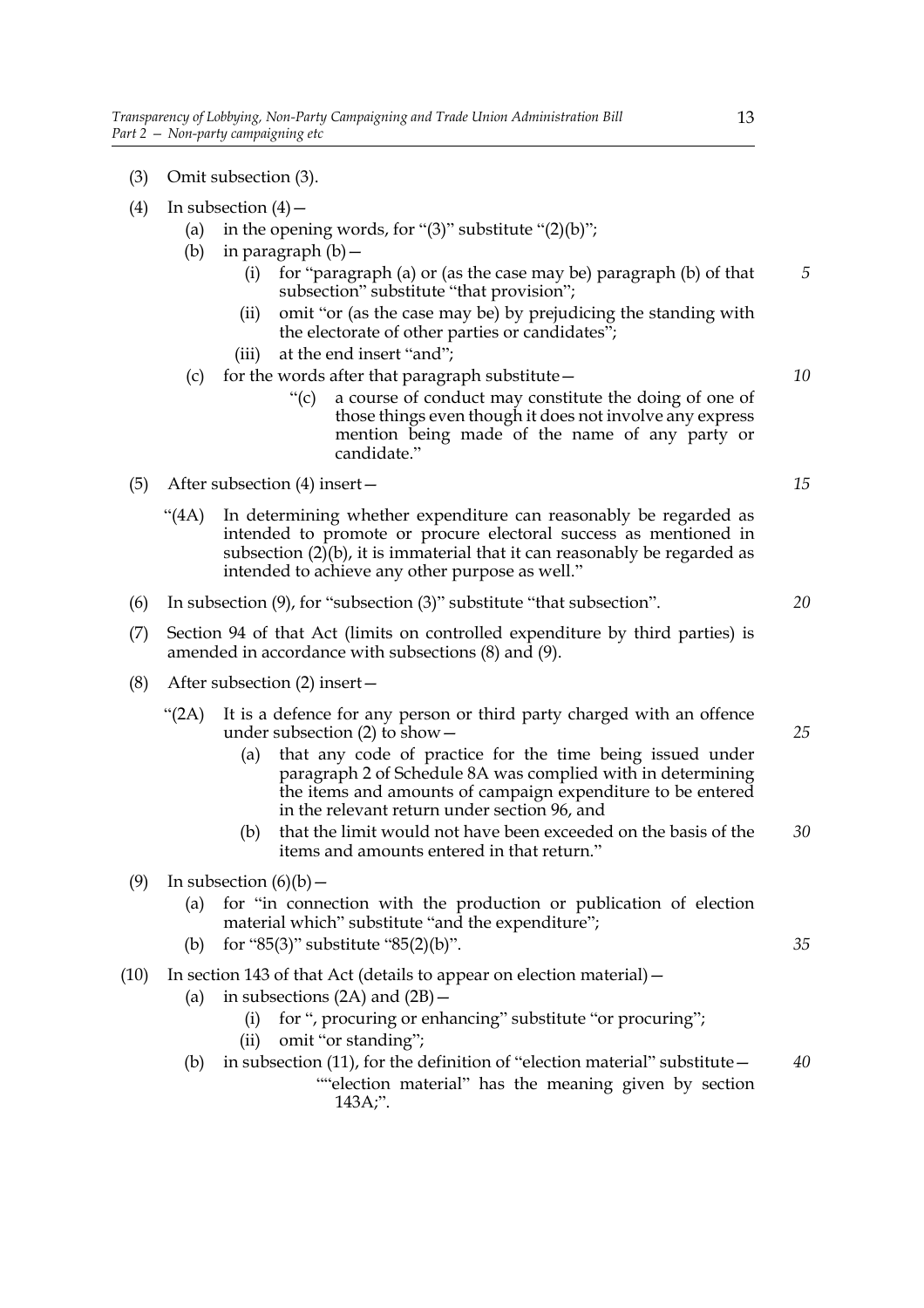(3) Omit subsection (3).

(4) In subsection (4)—

(a) in the opening words, for "(3)" substitute "(2)(b)";

(b) in paragraph (b)—

(i) for "paragraph (a) or (as the case may be) paragraph (b) of that subsection" substitute "that provision";

(ii) omit "or (as the case may be) by prejudicing the standing with the electorate of other parties or candidates";

(iii) at the end insert "and";

(c) for the words after that paragraph substitute—

"(c) a course of conduct may constitute the doing of one of those things even though it does not involve any express mention being made of the name of any party or candidate."

(5) After subsection (4) insert—

"(4A) In determining whether expenditure can reasonably be regarded as intended to promote or procure electoral success as mentioned in subsection (2)(b), it is immaterial that it can reasonably be regarded as intended to achieve any other purpose as well."

(6) In subsection (9), for "subsection (3)" substitute "that subsection".

(7) Section 94 of that Act (limits on controlled expenditure by third parties) is amended in accordance with subsections (8) and (9).

(8) After subsection (2) insert—

"(2A) It is a defence for any person or third party charged with an offence under subsection (2) to show—

(a) that any code of practice for the time being issued under paragraph 2 of Schedule 8A was complied with in determining the items and amounts of campaign expenditure to be entered in the relevant return under section 96, and

(b) that the limit would not have been exceeded on the basis of the items and amounts entered in that return."

(9) In subsection (6)(b)—

(a) for "in connection with the production or publication of election material which" substitute "and the expenditure";

(b) for "85(3)" substitute "85(2)(b)".

(10) In section 143 of that Act (details to appear on election material)—

(a) in subsections (2A) and (2B)—

(i) for ", procuring or enhancing" substitute "or procuring";

(ii) omit "or standing";

(b) in subsection (11), for the definition of "election material" substitute—

""election material" has the meaning given by section 143A;".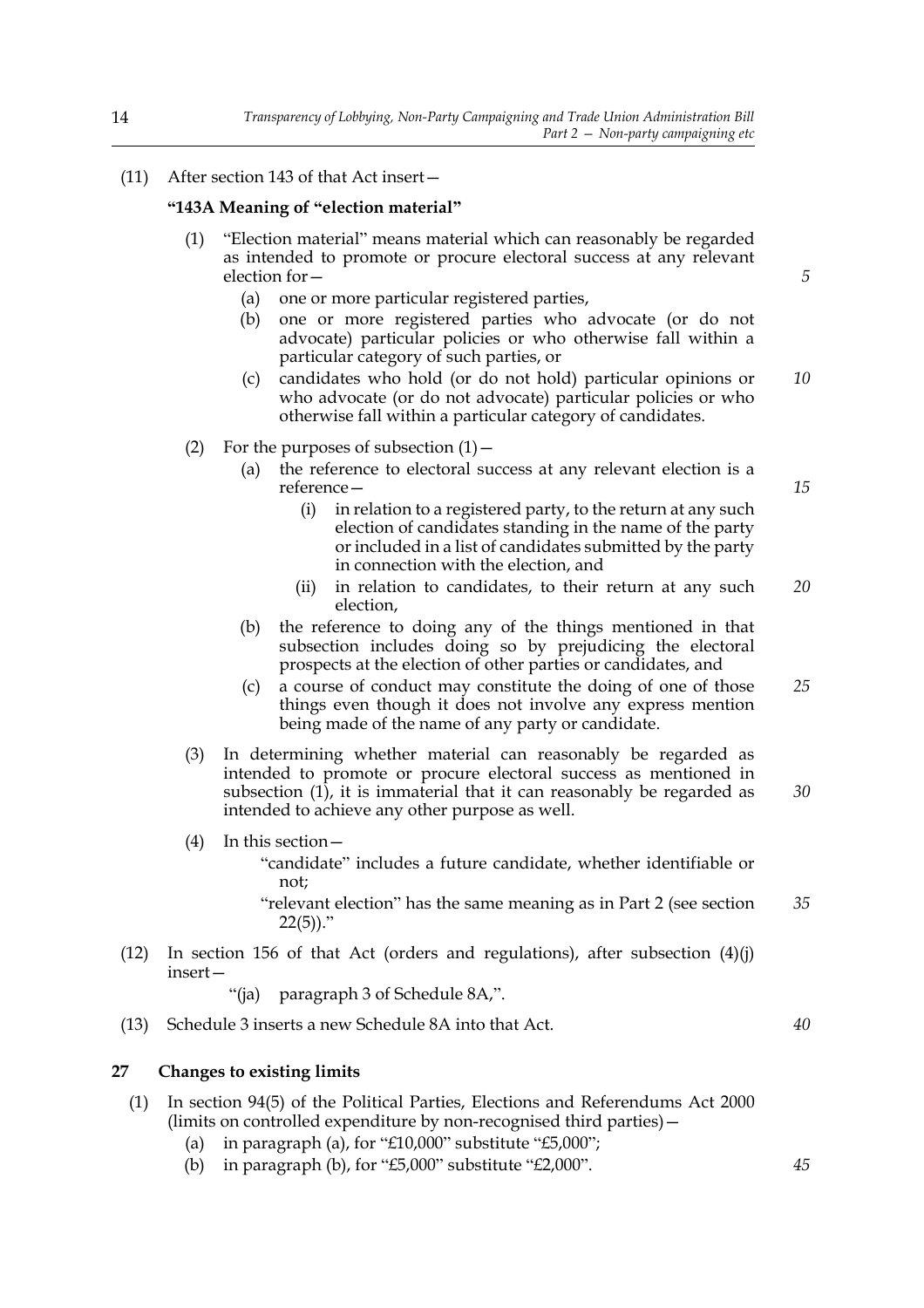(11) After section 143 of that Act insert—

**"143A Meaning of "election material"**

(1) "Election material" means material which can reasonably be regarded as intended to promote or procure electoral success at any relevant election for—

   (a) one or more particular registered parties,

   (b) one or more registered parties who advocate (or do not advocate) particular policies or who otherwise fall within a particular category of such parties, or

   (c) candidates who hold (or do not hold) particular opinions or who advocate (or do not advocate) particular policies or who otherwise fall within a particular category of candidates.

(2) For the purposes of subsection (1)—

   (a) the reference to electoral success at any relevant election is a reference—

      (i) in relation to a registered party, to the return at any such election of candidates standing in the name of the party or included in a list of candidates submitted by the party in connection with the election, and

      (ii) in relation to candidates, to their return at any such election,

   (b) the reference to doing any of the things mentioned in that subsection includes doing so by prejudicing the electoral prospects at the election of other parties or candidates, and

   (c) a course of conduct may constitute the doing of one of those things even though it does not involve any express mention being made of the name of any party or candidate.

(3) In determining whether material can reasonably be regarded as intended to promote or procure electoral success as mentioned in subsection (1), it is immaterial that it can reasonably be regarded as intended to achieve any other purpose as well.

(4) In this section—

   "candidate" includes a future candidate, whether identifiable or not;

   "relevant election" has the same meaning as in Part 2 (see section 22(5))."

(12) In section 156 of that Act (orders and regulations), after subsection (4)(j) insert—

   "(ja) paragraph 3 of Schedule 8A,".

(13) Schedule 3 inserts a new Schedule 8A into that Act.

**27 Changes to existing limits**

(1) In section 94(5) of the Political Parties, Elections and Referendums Act 2000 (limits on controlled expenditure by non-recognised third parties)—

   (a) in paragraph (a), for "£10,000" substitute "£5,000";

   (b) in paragraph (b), for "£5,000" substitute "£2,000".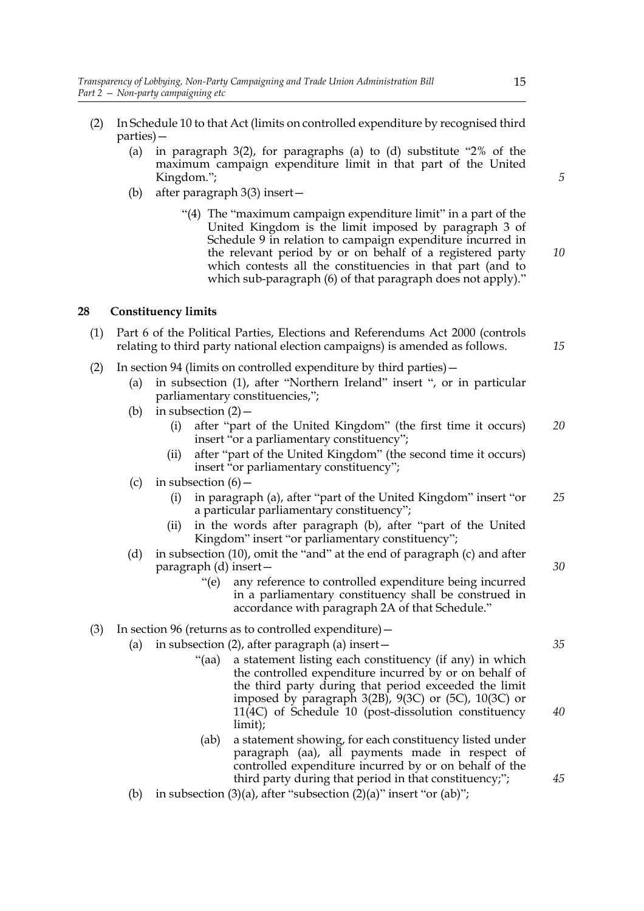(2) In Schedule 10 to that Act (limits on controlled expenditure by recognised third parties)—

   (a) in paragraph 3(2), for paragraphs (a) to (d) substitute "2% of the maximum campaign expenditure limit in that part of the United Kingdom.";

   (b) after paragraph 3(3) insert—

      "(4) The "maximum campaign expenditure limit" in a part of the United Kingdom is the limit imposed by paragraph 3 of Schedule 9 in relation to campaign expenditure incurred in the relevant period by or on behalf of a registered party which contests all the constituencies in that part (and to which sub-paragraph (6) of that paragraph does not apply)."

## 28 Constituency limits

(1) Part 6 of the Political Parties, Elections and Referendums Act 2000 (controls relating to third party national election campaigns) is amended as follows.

(2) In section 94 (limits on controlled expenditure by third parties)—

   (a) in subsection (1), after "Northern Ireland" insert ", or in particular parliamentary constituencies,";

   (b) in subsection (2)—

      (i) after "part of the United Kingdom" (the first time it occurs) insert "or a parliamentary constituency";

      (ii) after "part of the United Kingdom" (the second time it occurs) insert "or parliamentary constituency";

   (c) in subsection (6)—

      (i) in paragraph (a), after "part of the United Kingdom" insert "or a particular parliamentary constituency";

      (ii) in the words after paragraph (b), after "part of the United Kingdom" insert "or parliamentary constituency";

   (d) in subsection (10), omit the "and" at the end of paragraph (c) and after paragraph (d) insert—

      "(e) any reference to controlled expenditure being incurred in a parliamentary constituency shall be construed in accordance with paragraph 2A of that Schedule."

(3) In section 96 (returns as to controlled expenditure)—

   (a) in subsection (2), after paragraph (a) insert—

      "(aa) a statement listing each constituency (if any) in which the controlled expenditure incurred by or on behalf of the third party during that period exceeded the limit imposed by paragraph 3(2B), 9(3C) or (5C), 10(3C) or 11(4C) of Schedule 10 (post-dissolution constituency limit);

      (ab) a statement showing, for each constituency listed under paragraph (aa), all payments made in respect of controlled expenditure incurred by or on behalf of the third party during that period in that constituency;";

   (b) in subsection (3)(a), after "subsection (2)(a)" insert "or (ab)";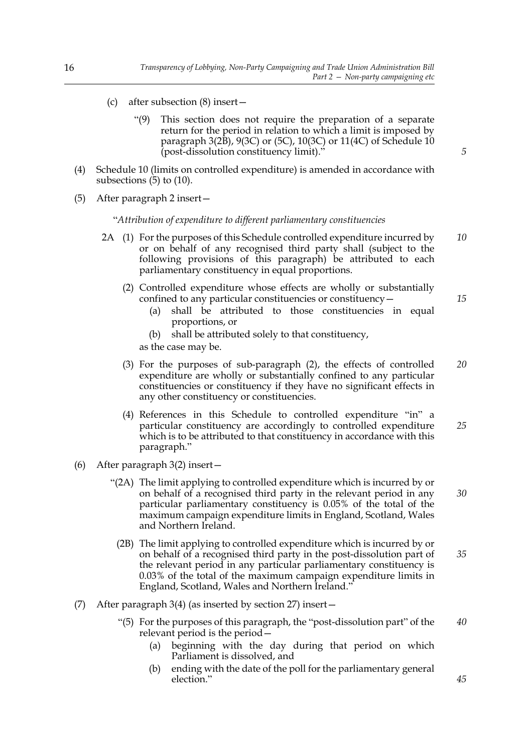(c) after subsection (8) insert—

"(9) This section does not require the preparation of a separate return for the period in relation to which a limit is imposed by paragraph 3(2B), 9(3C) or (5C), 10(3C) or 11(4C) of Schedule 10 (post-dissolution constituency limit)."

(4) Schedule 10 (limits on controlled expenditure) is amended in accordance with subsections (5) to (10).

(5) After paragraph 2 insert—

"*Attribution of expenditure to different parliamentary constituencies*

2A (1) For the purposes of this Schedule controlled expenditure incurred by or on behalf of any recognised third party shall (subject to the following provisions of this paragraph) be attributed to each parliamentary constituency in equal proportions.

(2) Controlled expenditure whose effects are wholly or substantially confined to any particular constituencies or constituency—

(a) shall be attributed to those constituencies in equal proportions, or

(b) shall be attributed solely to that constituency,

as the case may be.

(3) For the purposes of sub-paragraph (2), the effects of controlled expenditure are wholly or substantially confined to any particular constituencies or constituency if they have no significant effects in any other constituency or constituencies.

(4) References in this Schedule to controlled expenditure "in" a particular constituency are accordingly to controlled expenditure which is to be attributed to that constituency in accordance with this paragraph."

(6) After paragraph 3(2) insert—

"(2A) The limit applying to controlled expenditure which is incurred by or on behalf of a recognised third party in the relevant period in any particular parliamentary constituency is 0.05% of the total of the maximum campaign expenditure limits in England, Scotland, Wales and Northern Ireland.

(2B) The limit applying to controlled expenditure which is incurred by or on behalf of a recognised third party in the post-dissolution part of the relevant period in any particular parliamentary constituency is 0.03% of the total of the maximum campaign expenditure limits in England, Scotland, Wales and Northern Ireland."

(7) After paragraph 3(4) (as inserted by section 27) insert—

"(5) For the purposes of this paragraph, the "post-dissolution part" of the relevant period is the period—

(a) beginning with the day during that period on which Parliament is dissolved, and

(b) ending with the date of the poll for the parliamentary general election."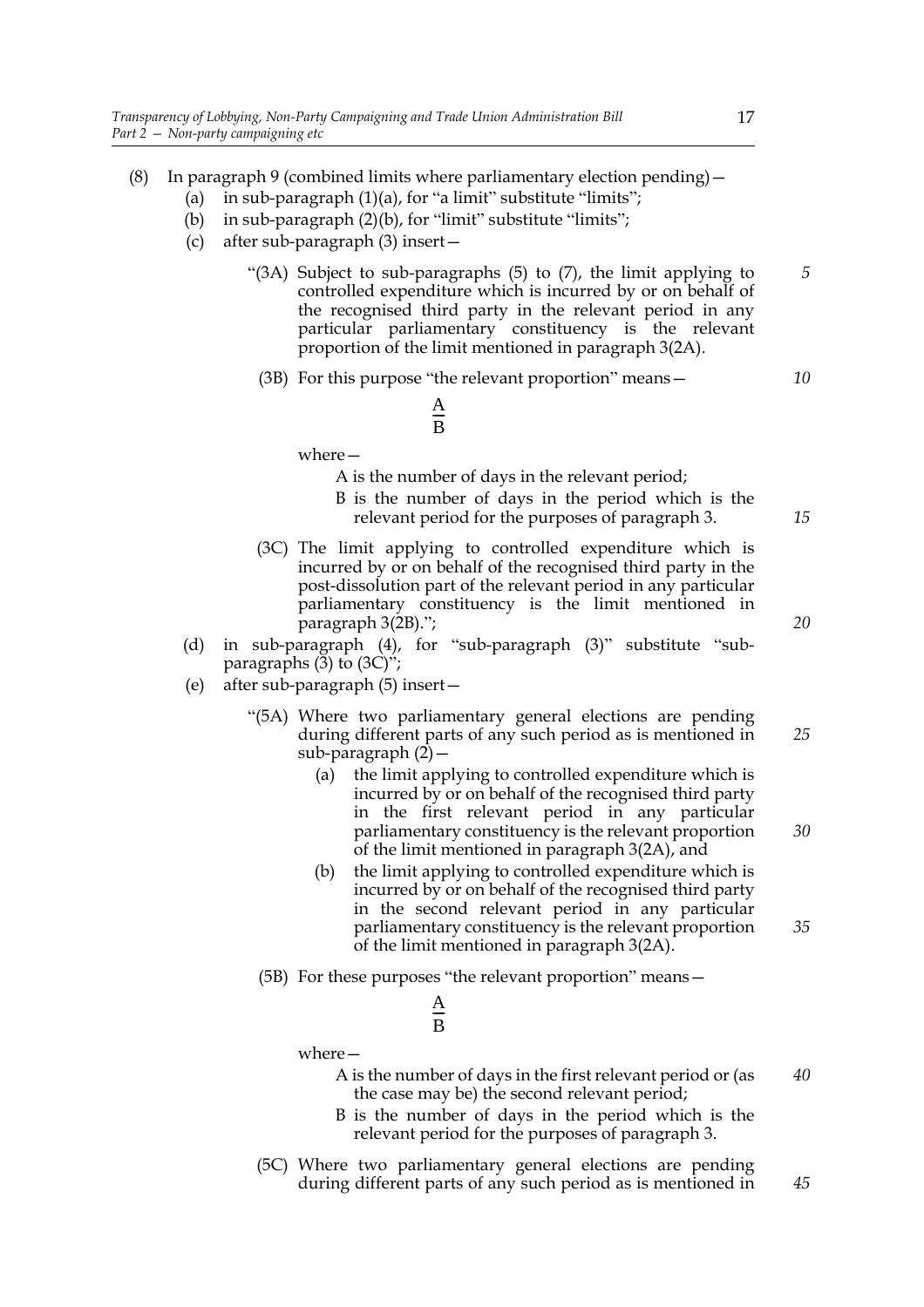(8) In paragraph 9 (combined limits where parliamentary election pending)—

 (a) in sub-paragraph (1)(a), for "a limit" substitute "limits";

 (b) in sub-paragraph (2)(b), for "limit" substitute "limits";

 (c) after sub-paragraph (3) insert—

  "(3A) Subject to sub-paragraphs (5) to (7), the limit applying to controlled expenditure which is incurred by or on behalf of the recognised third party in the relevant period in any particular parliamentary constituency is the relevant proportion of the limit mentioned in paragraph 3(2A).

  (3B) For this purpose "the relevant proportion" means—

$$\frac{A}{B}$$

  where—

   A is the number of days in the relevant period;

   B is the number of days in the period which is the relevant period for the purposes of paragraph 3.

  (3C) The limit applying to controlled expenditure which is incurred by or on behalf of the recognised third party in the post-dissolution part of the relevant period in any particular parliamentary constituency is the limit mentioned in paragraph 3(2B).";

 (d) in sub-paragraph (4), for "sub-paragraph (3)" substitute "sub-paragraphs (3) to (3C)";

 (e) after sub-paragraph (5) insert—

  "(5A) Where two parliamentary general elections are pending during different parts of any such period as is mentioned in sub-paragraph (2)—

   (a) the limit applying to controlled expenditure which is incurred by or on behalf of the recognised third party in the first relevant period in any particular parliamentary constituency is the relevant proportion of the limit mentioned in paragraph 3(2A), and

   (b) the limit applying to controlled expenditure which is incurred by or on behalf of the recognised third party in the second relevant period in any particular parliamentary constituency is the relevant proportion of the limit mentioned in paragraph 3(2A).

  (5B) For these purposes "the relevant proportion" means—

$$\frac{A}{B}$$

  where—

   A is the number of days in the first relevant period or (as the case may be) the second relevant period;

   B is the number of days in the period which is the relevant period for the purposes of paragraph 3.

  (5C) Where two parliamentary general elections are pending during different parts of any such period as is mentioned in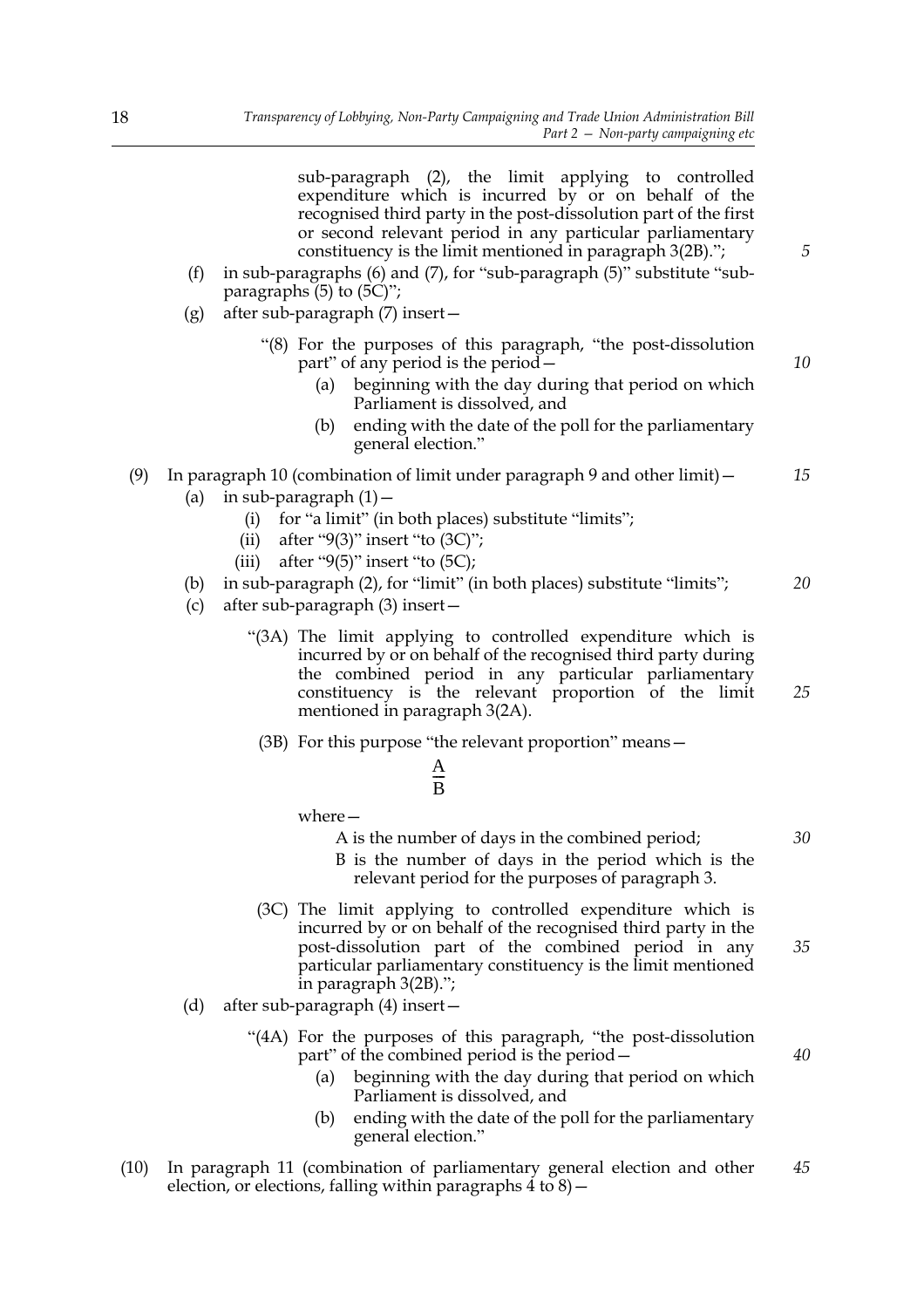sub-paragraph (2), the limit applying to controlled expenditure which is incurred by or on behalf of the recognised third party in the post-dissolution part of the first or second relevant period in any particular parliamentary constituency is the limit mentioned in paragraph 3(2B).";

(f) in sub-paragraphs (6) and (7), for "sub-paragraph (5)" substitute "sub-paragraphs (5) to (5C)";

(g) after sub-paragraph (7) insert—

"(8) For the purposes of this paragraph, "the post-dissolution part" of any period is the period—

(a) beginning with the day during that period on which Parliament is dissolved, and

(b) ending with the date of the poll for the parliamentary general election."

(9) In paragraph 10 (combination of limit under paragraph 9 and other limit)—

(a) in sub-paragraph (1)—

(i) for "a limit" (in both places) substitute "limits";

(ii) after "9(3)" insert "to (3C)";

(iii) after "9(5)" insert "to (5C);

(b) in sub-paragraph (2), for "limit" (in both places) substitute "limits";

(c) after sub-paragraph (3) insert—

"(3A) The limit applying to controlled expenditure which is incurred by or on behalf of the recognised third party during the combined period in any particular parliamentary constituency is the relevant proportion of the limit mentioned in paragraph 3(2A).

(3B) For this purpose "the relevant proportion" means—

$$\frac{A}{B}$$

where—

A is the number of days in the combined period;

B is the number of days in the period which is the relevant period for the purposes of paragraph 3.

(3C) The limit applying to controlled expenditure which is incurred by or on behalf of the recognised third party in the post-dissolution part of the combined period in any particular parliamentary constituency is the limit mentioned in paragraph 3(2B).";

(d) after sub-paragraph (4) insert—

"(4A) For the purposes of this paragraph, "the post-dissolution part" of the combined period is the period—

(a) beginning with the day during that period on which Parliament is dissolved, and

(b) ending with the date of the poll for the parliamentary general election."

(10) In paragraph 11 (combination of parliamentary general election and other election, or elections, falling within paragraphs 4 to 8)—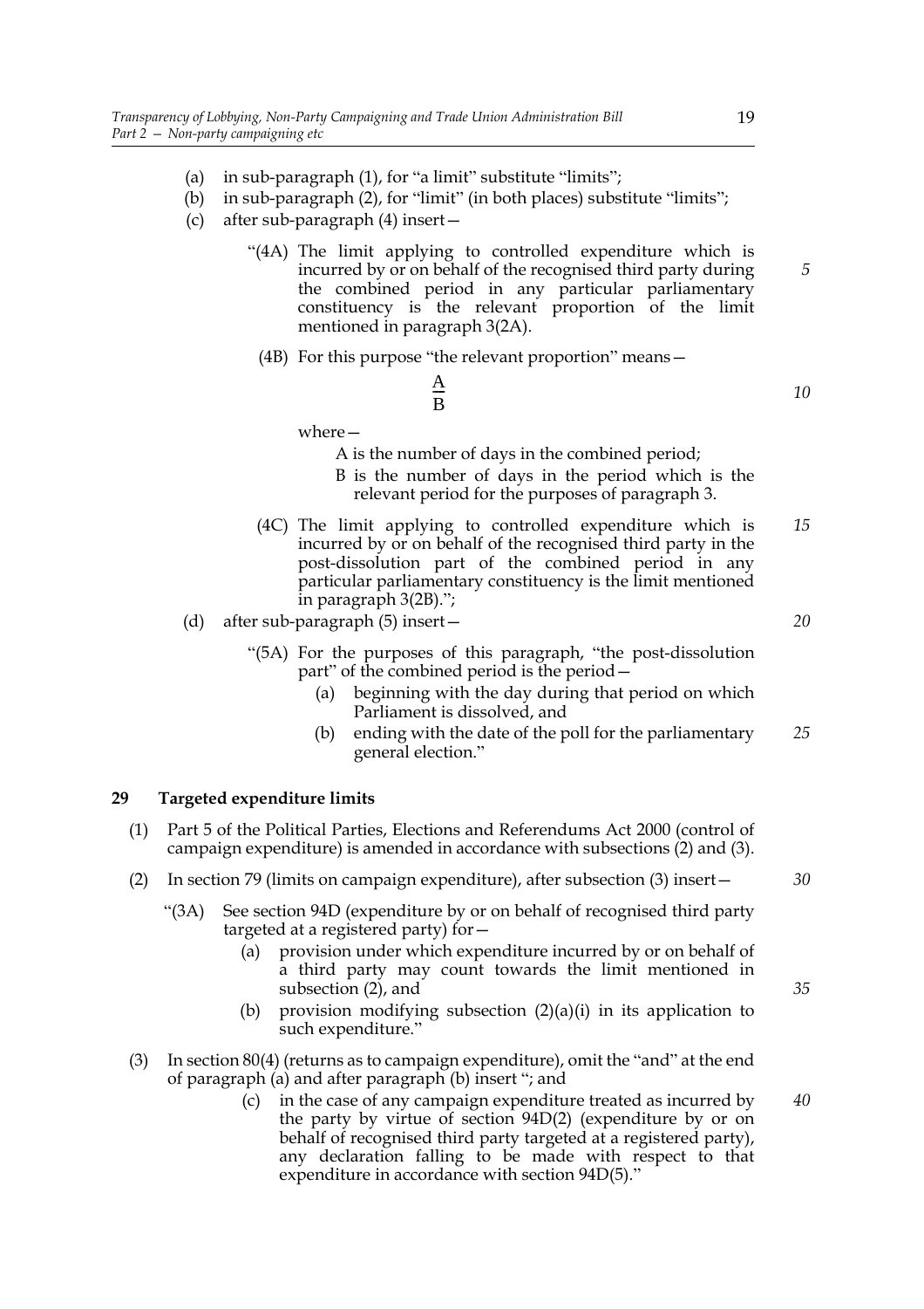(a) in sub-paragraph (1), for "a limit" substitute "limits";

(b) in sub-paragraph (2), for "limit" (in both places) substitute "limits";

(c) after sub-paragraph (4) insert—

"(4A) The limit applying to controlled expenditure which is incurred by or on behalf of the recognised third party during the combined period in any particular parliamentary constituency is the relevant proportion of the limit mentioned in paragraph 3(2A).

(4B) For this purpose "the relevant proportion" means—

$$\frac{A}{B}$$

where—

A is the number of days in the combined period;

B is the number of days in the period which is the relevant period for the purposes of paragraph 3.

(4C) The limit applying to controlled expenditure which is incurred by or on behalf of the recognised third party in the post-dissolution part of the combined period in any particular parliamentary constituency is the limit mentioned in paragraph 3(2B).";

(d) after sub-paragraph (5) insert—

"(5A) For the purposes of this paragraph, "the post-dissolution part" of the combined period is the period—

(a) beginning with the day during that period on which Parliament is dissolved, and

(b) ending with the date of the poll for the parliamentary general election."

## 29 Targeted expenditure limits

(1) Part 5 of the Political Parties, Elections and Referendums Act 2000 (control of campaign expenditure) is amended in accordance with subsections (2) and (3).

(2) In section 79 (limits on campaign expenditure), after subsection (3) insert—

"(3A) See section 94D (expenditure by or on behalf of recognised third party targeted at a registered party) for—

(a) provision under which expenditure incurred by or on behalf of a third party may count towards the limit mentioned in subsection (2), and

(b) provision modifying subsection (2)(a)(i) in its application to such expenditure."

(3) In section 80(4) (returns as to campaign expenditure), omit the "and" at the end of paragraph (a) and after paragraph (b) insert "; and

(c) in the case of any campaign expenditure treated as incurred by the party by virtue of section 94D(2) (expenditure by or on behalf of recognised third party targeted at a registered party), any declaration falling to be made with respect to that expenditure in accordance with section 94D(5)."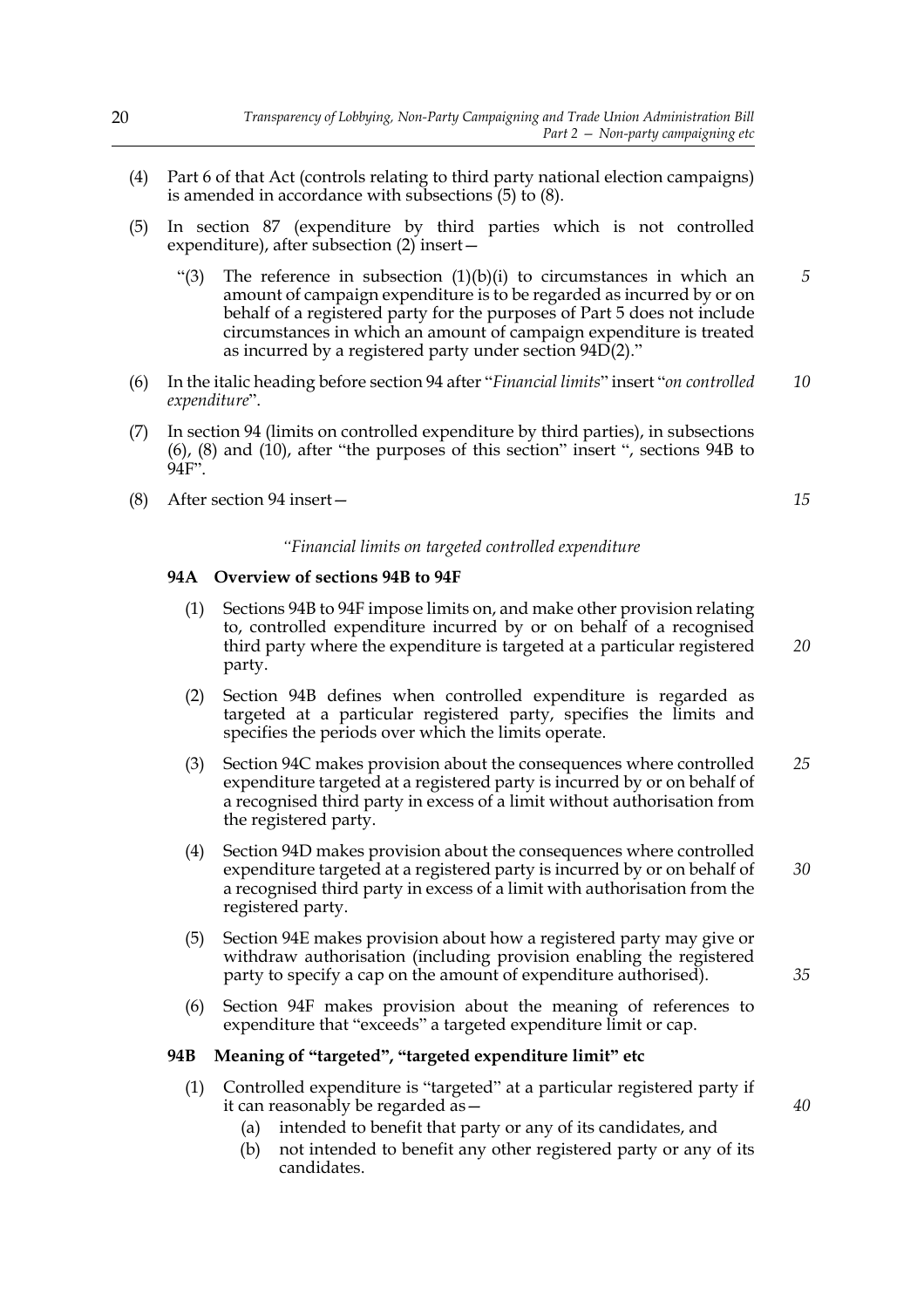(4) Part 6 of that Act (controls relating to third party national election campaigns) is amended in accordance with subsections (5) to (8).

(5) In section 87 (expenditure by third parties which is not controlled expenditure), after subsection (2) insert—

> "(3) The reference in subsection (1)(b)(i) to circumstances in which an amount of campaign expenditure is to be regarded as incurred by or on behalf of a registered party for the purposes of Part 5 does not include circumstances in which an amount of campaign expenditure is treated as incurred by a registered party under section 94D(2)."

(6) In the italic heading before section 94 after "*Financial limits*" insert "*on controlled expenditure*".

(7) In section 94 (limits on controlled expenditure by third parties), in subsections (6), (8) and (10), after "the purposes of this section" insert ", sections 94B to 94F".

(8) After section 94 insert—

*"Financial limits on targeted controlled expenditure*

**94A Overview of sections 94B to 94F**

(1) Sections 94B to 94F impose limits on, and make other provision relating to, controlled expenditure incurred by or on behalf of a recognised third party where the expenditure is targeted at a particular registered party.

(2) Section 94B defines when controlled expenditure is regarded as targeted at a particular registered party, specifies the limits and specifies the periods over which the limits operate.

(3) Section 94C makes provision about the consequences where controlled expenditure targeted at a registered party is incurred by or on behalf of a recognised third party in excess of a limit without authorisation from the registered party.

(4) Section 94D makes provision about the consequences where controlled expenditure targeted at a registered party is incurred by or on behalf of a recognised third party in excess of a limit with authorisation from the registered party.

(5) Section 94E makes provision about how a registered party may give or withdraw authorisation (including provision enabling the registered party to specify a cap on the amount of expenditure authorised).

(6) Section 94F makes provision about the meaning of references to expenditure that "exceeds" a targeted expenditure limit or cap.

**94B Meaning of "targeted", "targeted expenditure limit" etc**

(1) Controlled expenditure is "targeted" at a particular registered party if it can reasonably be regarded as—

(a) intended to benefit that party or any of its candidates, and

(b) not intended to benefit any other registered party or any of its candidates.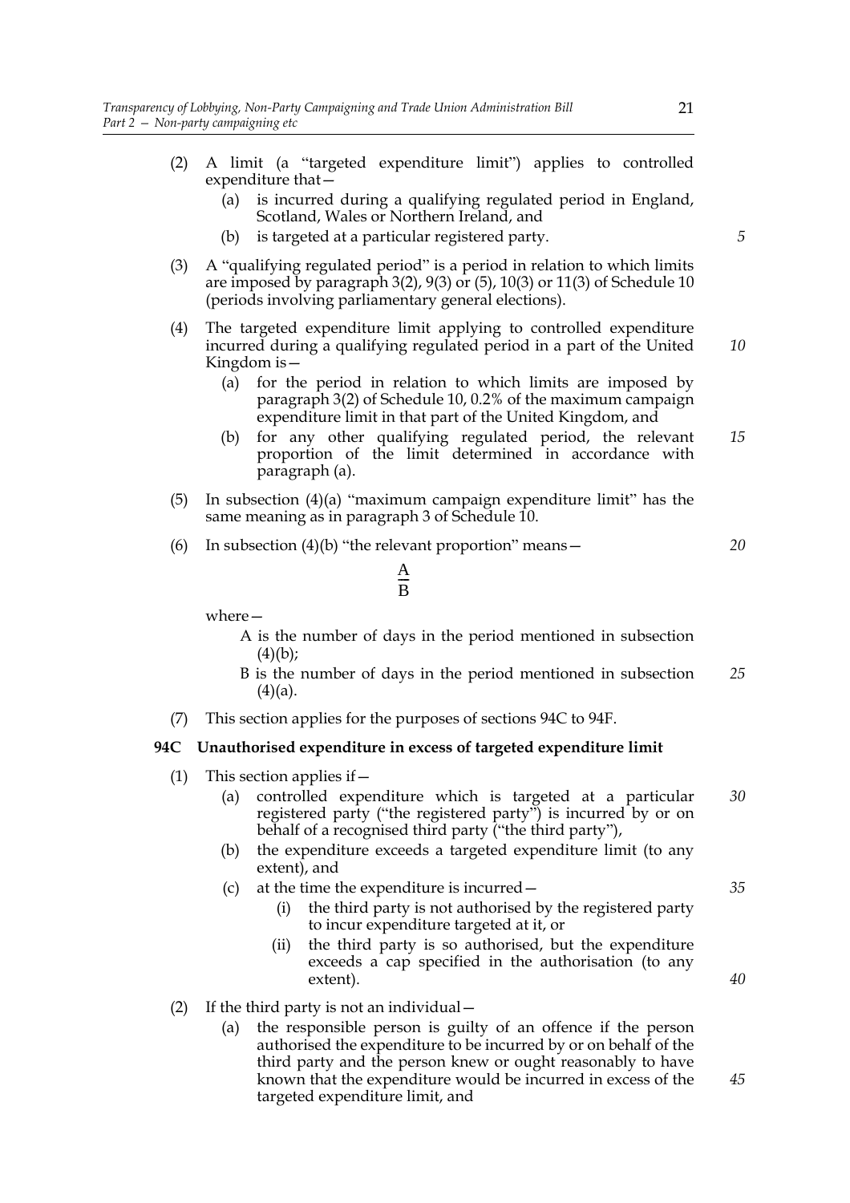(2) A limit (a "targeted expenditure limit") applies to controlled expenditure that—

  (a) is incurred during a qualifying regulated period in England, Scotland, Wales or Northern Ireland, and

  (b) is targeted at a particular registered party.

(3) A "qualifying regulated period" is a period in relation to which limits are imposed by paragraph 3(2), 9(3) or (5), 10(3) or 11(3) of Schedule 10 (periods involving parliamentary general elections).

(4) The targeted expenditure limit applying to controlled expenditure incurred during a qualifying regulated period in a part of the United Kingdom is—

  (a) for the period in relation to which limits are imposed by paragraph 3(2) of Schedule 10, 0.2% of the maximum campaign expenditure limit in that part of the United Kingdom, and

  (b) for any other qualifying regulated period, the relevant proportion of the limit determined in accordance with paragraph (a).

(5) In subsection (4)(a) "maximum campaign expenditure limit" has the same meaning as in paragraph 3 of Schedule 10.

(6) In subsection (4)(b) "the relevant proportion" means—

$$\frac{A}{B}$$

where—

  A is the number of days in the period mentioned in subsection (4)(b);

  B is the number of days in the period mentioned in subsection (4)(a).

(7) This section applies for the purposes of sections 94C to 94F.

**94C Unauthorised expenditure in excess of targeted expenditure limit**

(1) This section applies if—

  (a) controlled expenditure which is targeted at a particular registered party ("the registered party") is incurred by or on behalf of a recognised third party ("the third party"),

  (b) the expenditure exceeds a targeted expenditure limit (to any extent), and

  (c) at the time the expenditure is incurred—

    (i) the third party is not authorised by the registered party to incur expenditure targeted at it, or

    (ii) the third party is so authorised, but the expenditure exceeds a cap specified in the authorisation (to any extent).

(2) If the third party is not an individual—

  (a) the responsible person is guilty of an offence if the person authorised the expenditure to be incurred by or on behalf of the third party and the person knew or ought reasonably to have known that the expenditure would be incurred in excess of the targeted expenditure limit, and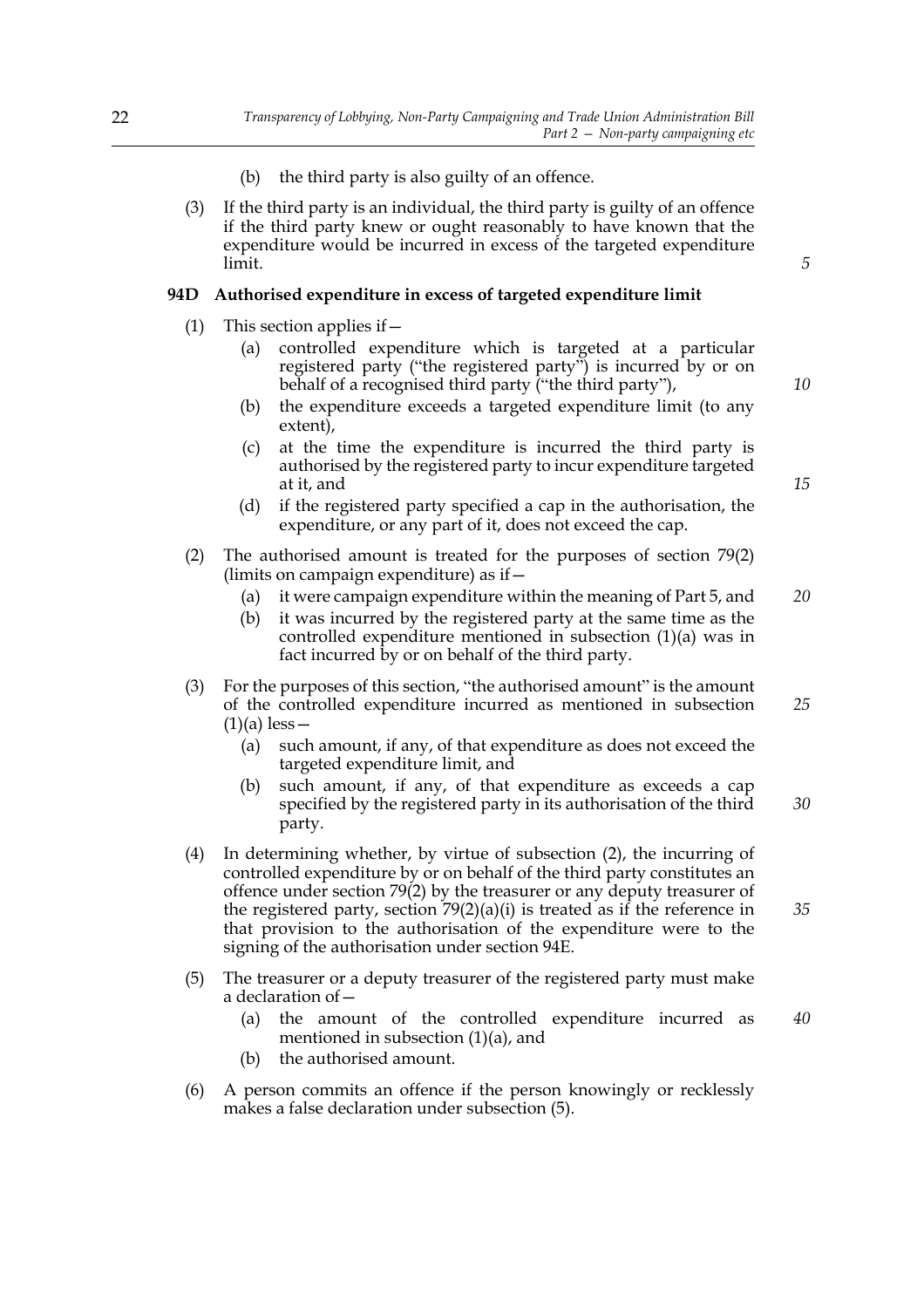(b) the third party is also guilty of an offence.

(3) If the third party is an individual, the third party is guilty of an offence if the third party knew or ought reasonably to have known that the expenditure would be incurred in excess of the targeted expenditure limit.

**94D Authorised expenditure in excess of targeted expenditure limit**

(1) This section applies if—

(a) controlled expenditure which is targeted at a particular registered party ("the registered party") is incurred by or on behalf of a recognised third party ("the third party"),

(b) the expenditure exceeds a targeted expenditure limit (to any extent),

(c) at the time the expenditure is incurred the third party is authorised by the registered party to incur expenditure targeted at it, and

(d) if the registered party specified a cap in the authorisation, the expenditure, or any part of it, does not exceed the cap.

(2) The authorised amount is treated for the purposes of section 79(2) (limits on campaign expenditure) as if—

(a) it were campaign expenditure within the meaning of Part 5, and

(b) it was incurred by the registered party at the same time as the controlled expenditure mentioned in subsection (1)(a) was in fact incurred by or on behalf of the third party.

(3) For the purposes of this section, "the authorised amount" is the amount of the controlled expenditure incurred as mentioned in subsection (1)(a) less—

(a) such amount, if any, of that expenditure as does not exceed the targeted expenditure limit, and

(b) such amount, if any, of that expenditure as exceeds a cap specified by the registered party in its authorisation of the third party.

(4) In determining whether, by virtue of subsection (2), the incurring of controlled expenditure by or on behalf of the third party constitutes an offence under section 79(2) by the treasurer or any deputy treasurer of the registered party, section 79(2)(a)(i) is treated as if the reference in that provision to the authorisation of the expenditure were to the signing of the authorisation under section 94E.

(5) The treasurer or a deputy treasurer of the registered party must make a declaration of—

(a) the amount of the controlled expenditure incurred as mentioned in subsection (1)(a), and

(b) the authorised amount.

(6) A person commits an offence if the person knowingly or recklessly makes a false declaration under subsection (5).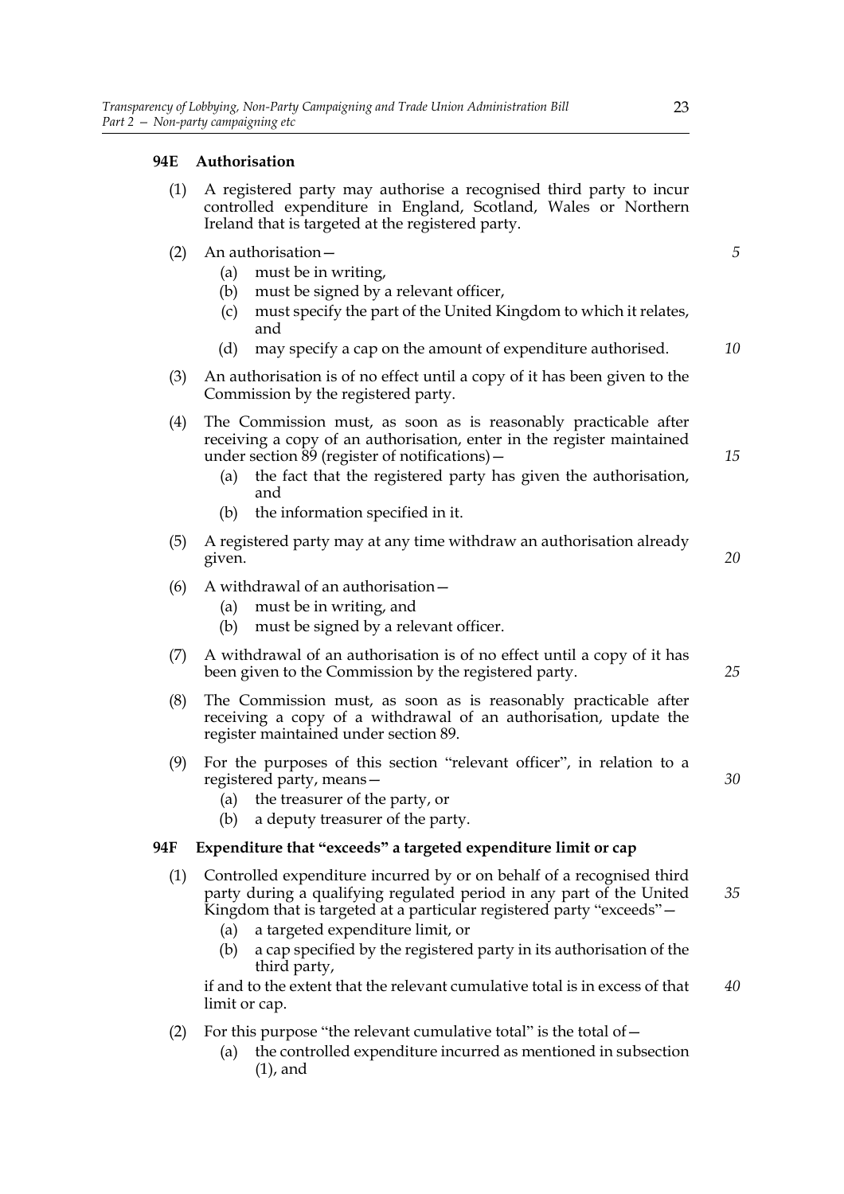### 94E Authorisation

(1) A registered party may authorise a recognised third party to incur controlled expenditure in England, Scotland, Wales or Northern Ireland that is targeted at the registered party.

(2) An authorisation—

(a) must be in writing,

(b) must be signed by a relevant officer,

(c) must specify the part of the United Kingdom to which it relates, and

(d) may specify a cap on the amount of expenditure authorised.

(3) An authorisation is of no effect until a copy of it has been given to the Commission by the registered party.

(4) The Commission must, as soon as is reasonably practicable after receiving a copy of an authorisation, enter in the register maintained under section 89 (register of notifications)—

(a) the fact that the registered party has given the authorisation, and

(b) the information specified in it.

(5) A registered party may at any time withdraw an authorisation already given.

(6) A withdrawal of an authorisation—

(a) must be in writing, and

(b) must be signed by a relevant officer.

(7) A withdrawal of an authorisation is of no effect until a copy of it has been given to the Commission by the registered party.

(8) The Commission must, as soon as is reasonably practicable after receiving a copy of a withdrawal of an authorisation, update the register maintained under section 89.

(9) For the purposes of this section "relevant officer", in relation to a registered party, means—

(a) the treasurer of the party, or

(b) a deputy treasurer of the party.

### 94F Expenditure that "exceeds" a targeted expenditure limit or cap

(1) Controlled expenditure incurred by or on behalf of a recognised third party during a qualifying regulated period in any part of the United Kingdom that is targeted at a particular registered party "exceeds"—

(a) a targeted expenditure limit, or

(b) a cap specified by the registered party in its authorisation of the third party,

if and to the extent that the relevant cumulative total is in excess of that limit or cap.

(2) For this purpose "the relevant cumulative total" is the total of—

(a) the controlled expenditure incurred as mentioned in subsection (1), and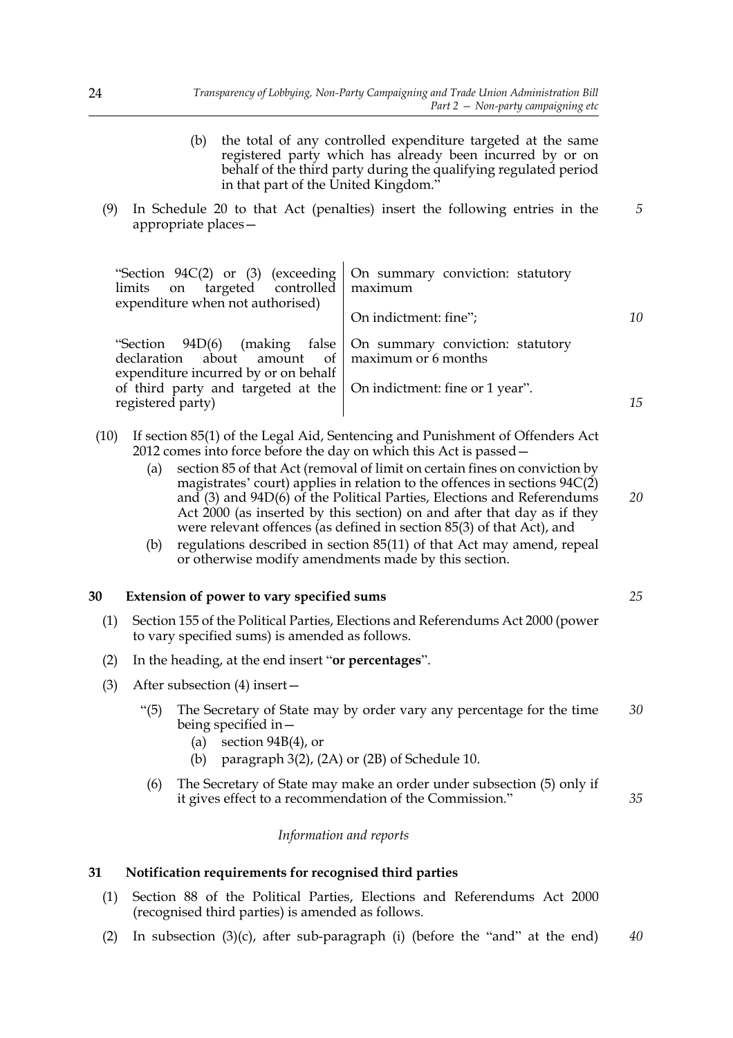(b) the total of any controlled expenditure targeted at the same registered party which has already been incurred by or on behalf of the third party during the qualifying regulated period in that part of the United Kingdom."

(9) In Schedule 20 to that Act (penalties) insert the following entries in the appropriate places—

| | |
|---|---|
| "Section 94C(2) or (3) (exceeding limits on targeted controlled expenditure when not authorised) | On summary conviction: statutory maximum<br>On indictment: fine"; |
| "Section 94D(6) (making false declaration about amount of expenditure incurred by or on behalf of third party and targeted at the registered party) | On summary conviction: statutory maximum or 6 months<br>On indictment: fine or 1 year". |

(10) If section 85(1) of the Legal Aid, Sentencing and Punishment of Offenders Act 2012 comes into force before the day on which this Act is passed—

(a) section 85 of that Act (removal of limit on certain fines on conviction by magistrates' court) applies in relation to the offences in sections 94C(2) and (3) and 94D(6) of the Political Parties, Elections and Referendums Act 2000 (as inserted by this section) on and after that day as if they were relevant offences (as defined in section 85(3) of that Act), and

(b) regulations described in section 85(11) of that Act may amend, repeal or otherwise modify amendments made by this section.

### 30 Extension of power to vary specified sums

(1) Section 155 of the Political Parties, Elections and Referendums Act 2000 (power to vary specified sums) is amended as follows.

(2) In the heading, at the end insert "**or percentages**".

(3) After subsection (4) insert—

"(5) The Secretary of State may by order vary any percentage for the time being specified in—

(a) section 94B(4), or

(b) paragraph 3(2), (2A) or (2B) of Schedule 10.

(6) The Secretary of State may make an order under subsection (5) only if it gives effect to a recommendation of the Commission."

*Information and reports*

### 31 Notification requirements for recognised third parties

(1) Section 88 of the Political Parties, Elections and Referendums Act 2000 (recognised third parties) is amended as follows.

(2) In subsection (3)(c), after sub-paragraph (i) (before the "and" at the end)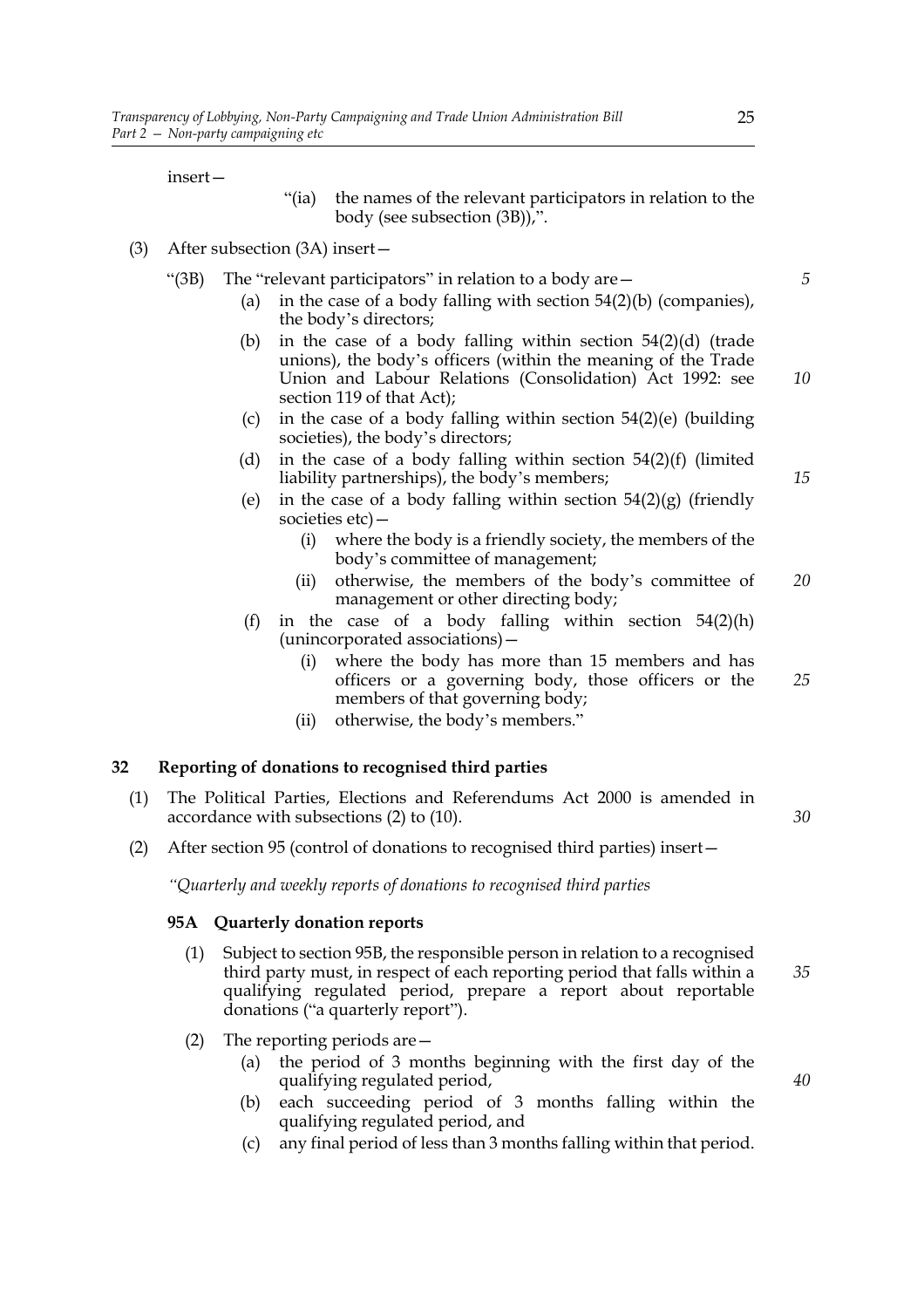insert—

> “(ia) the names of the relevant participators in relation to the body (see subsection (3B)),”.

(3) After subsection (3A) insert—

> “(3B) The “relevant participators” in relation to a body are—
>
> (a) in the case of a body falling with section 54(2)(b) (companies), the body’s directors;
>
> (b) in the case of a body falling within section 54(2)(d) (trade unions), the body’s officers (within the meaning of the Trade Union and Labour Relations (Consolidation) Act 1992: see section 119 of that Act);
>
> (c) in the case of a body falling within section 54(2)(e) (building societies), the body’s directors;
>
> (d) in the case of a body falling within section 54(2)(f) (limited liability partnerships), the body’s members;
>
> (e) in the case of a body falling within section 54(2)(g) (friendly societies etc)—
>
> (i) where the body is a friendly society, the members of the body’s committee of management;
>
> (ii) otherwise, the members of the body’s committee of management or other directing body;
>
> (f) in the case of a body falling within section 54(2)(h) (unincorporated associations)—
>
> (i) where the body has more than 15 members and has officers or a governing body, those officers or the members of that governing body;
>
> (ii) otherwise, the body’s members.”

## 32 Reporting of donations to recognised third parties

(1) The Political Parties, Elections and Referendums Act 2000 is amended in accordance with subsections (2) to (10).

(2) After section 95 (control of donations to recognised third parties) insert—

> *“Quarterly and weekly reports of donations to recognised third parties*
>
> **95A Quarterly donation reports**
>
> (1) Subject to section 95B, the responsible person in relation to a recognised third party must, in respect of each reporting period that falls within a qualifying regulated period, prepare a report about reportable donations (“a quarterly report”).
>
> (2) The reporting periods are—
>
> (a) the period of 3 months beginning with the first day of the qualifying regulated period,
>
> (b) each succeeding period of 3 months falling within the qualifying regulated period, and
>
> (c) any final period of less than 3 months falling within that period.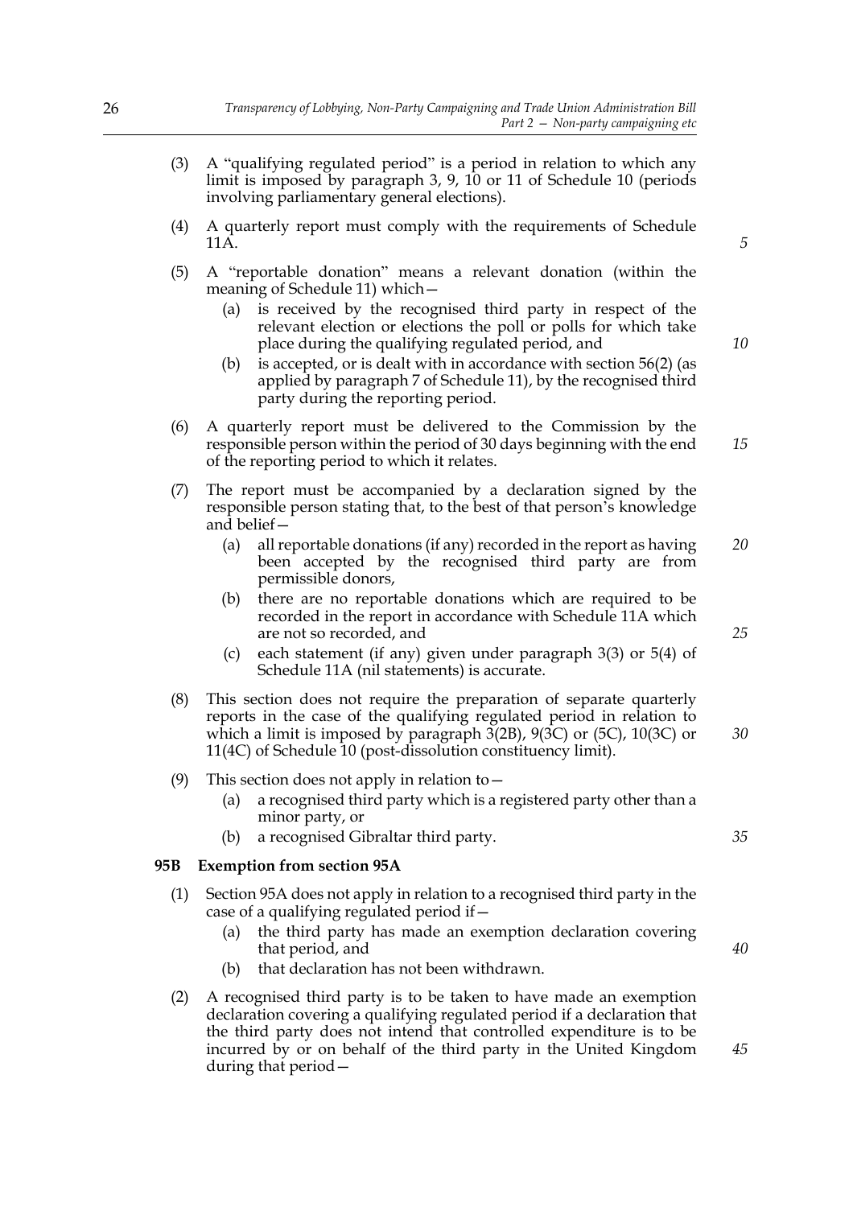(3) A "qualifying regulated period" is a period in relation to which any limit is imposed by paragraph 3, 9, 10 or 11 of Schedule 10 (periods involving parliamentary general elections).

(4) A quarterly report must comply with the requirements of Schedule 11A.

(5) A "reportable donation" means a relevant donation (within the meaning of Schedule 11) which—

(a) is received by the recognised third party in respect of the relevant election or elections the poll or polls for which take place during the qualifying regulated period, and

(b) is accepted, or is dealt with in accordance with section 56(2) (as applied by paragraph 7 of Schedule 11), by the recognised third party during the reporting period.

(6) A quarterly report must be delivered to the Commission by the responsible person within the period of 30 days beginning with the end of the reporting period to which it relates.

(7) The report must be accompanied by a declaration signed by the responsible person stating that, to the best of that person's knowledge and belief—

(a) all reportable donations (if any) recorded in the report as having been accepted by the recognised third party are from permissible donors,

(b) there are no reportable donations which are required to be recorded in the report in accordance with Schedule 11A which are not so recorded, and

(c) each statement (if any) given under paragraph 3(3) or 5(4) of Schedule 11A (nil statements) is accurate.

(8) This section does not require the preparation of separate quarterly reports in the case of the qualifying regulated period in relation to which a limit is imposed by paragraph 3(2B), 9(3C) or (5C), 10(3C) or 11(4C) of Schedule 10 (post-dissolution constituency limit).

(9) This section does not apply in relation to—

(a) a recognised third party which is a registered party other than a minor party, or

(b) a recognised Gibraltar third party.

**95B Exemption from section 95A**

(1) Section 95A does not apply in relation to a recognised third party in the case of a qualifying regulated period if—

(a) the third party has made an exemption declaration covering that period, and

(b) that declaration has not been withdrawn.

(2) A recognised third party is to be taken to have made an exemption declaration covering a qualifying regulated period if a declaration that the third party does not intend that controlled expenditure is to be incurred by or on behalf of the third party in the United Kingdom during that period—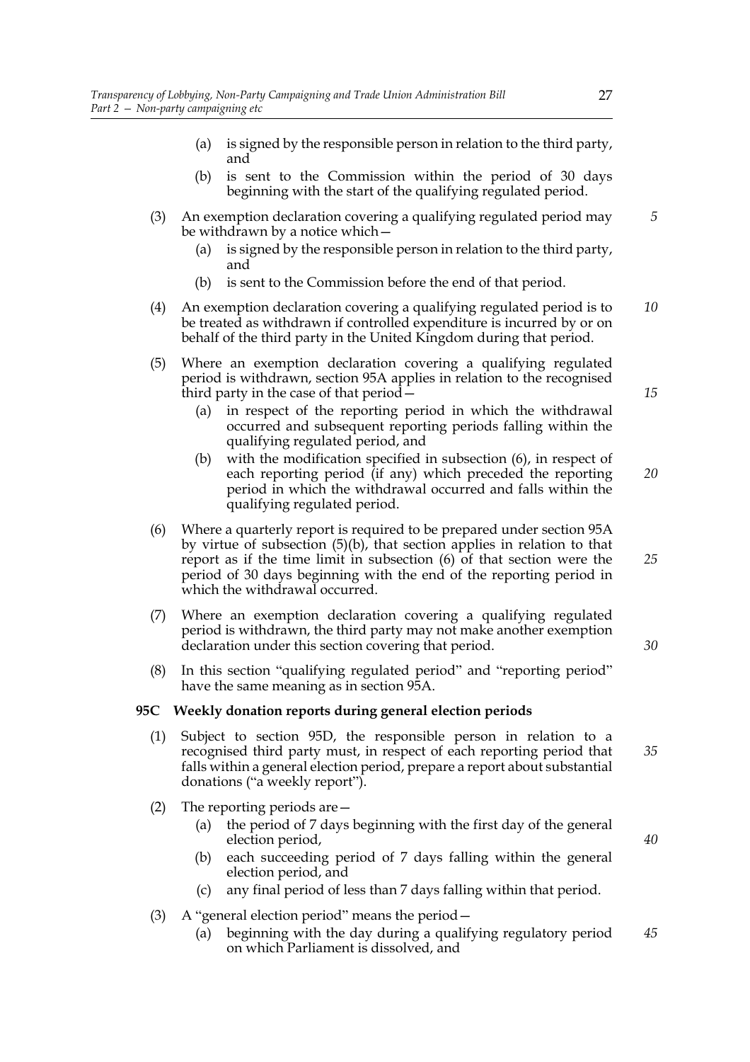(a) is signed by the responsible person in relation to the third party, and

(b) is sent to the Commission within the period of 30 days beginning with the start of the qualifying regulated period.

(3) An exemption declaration covering a qualifying regulated period may be withdrawn by a notice which—

(a) is signed by the responsible person in relation to the third party, and

(b) is sent to the Commission before the end of that period.

(4) An exemption declaration covering a qualifying regulated period is to be treated as withdrawn if controlled expenditure is incurred by or on behalf of the third party in the United Kingdom during that period.

(5) Where an exemption declaration covering a qualifying regulated period is withdrawn, section 95A applies in relation to the recognised third party in the case of that period—

(a) in respect of the reporting period in which the withdrawal occurred and subsequent reporting periods falling within the qualifying regulated period, and

(b) with the modification specified in subsection (6), in respect of each reporting period (if any) which preceded the reporting period in which the withdrawal occurred and falls within the qualifying regulated period.

(6) Where a quarterly report is required to be prepared under section 95A by virtue of subsection (5)(b), that section applies in relation to that report as if the time limit in subsection (6) of that section were the period of 30 days beginning with the end of the reporting period in which the withdrawal occurred.

(7) Where an exemption declaration covering a qualifying regulated period is withdrawn, the third party may not make another exemption declaration under this section covering that period.

(8) In this section "qualifying regulated period" and "reporting period" have the same meaning as in section 95A.

**95C Weekly donation reports during general election periods**

(1) Subject to section 95D, the responsible person in relation to a recognised third party must, in respect of each reporting period that falls within a general election period, prepare a report about substantial donations ("a weekly report").

(2) The reporting periods are—

(a) the period of 7 days beginning with the first day of the general election period,

(b) each succeeding period of 7 days falling within the general election period, and

(c) any final period of less than 7 days falling within that period.

(3) A "general election period" means the period—

(a) beginning with the day during a qualifying regulatory period on which Parliament is dissolved, and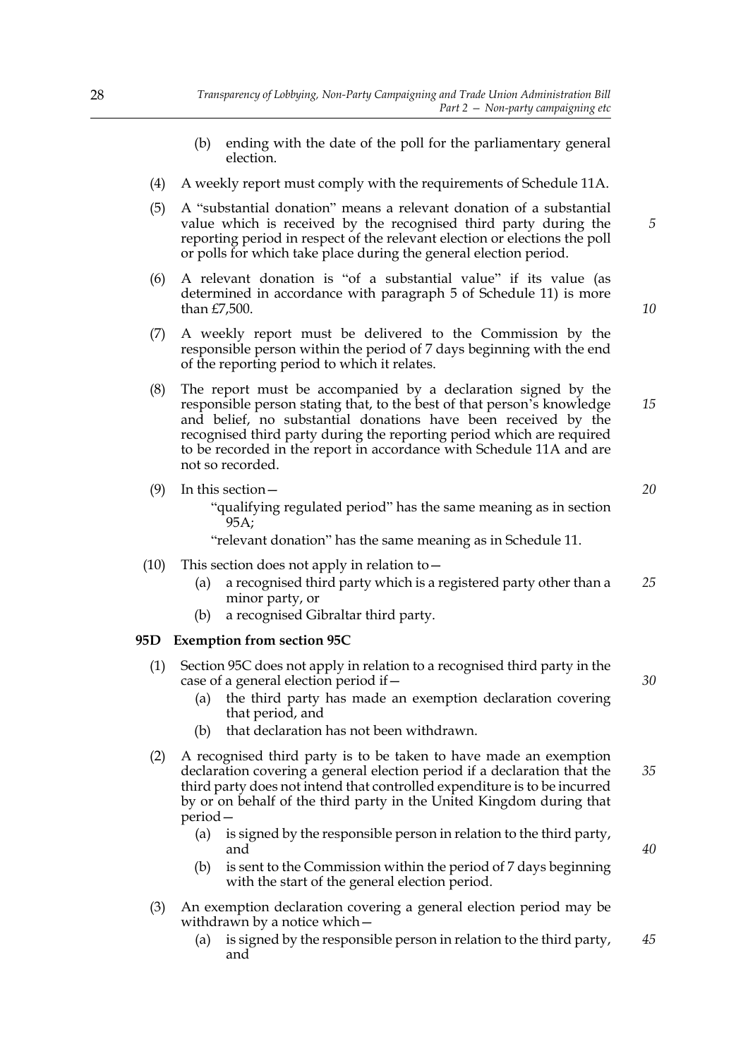(b) ending with the date of the poll for the parliamentary general election.

(4) A weekly report must comply with the requirements of Schedule 11A.

(5) A "substantial donation" means a relevant donation of a substantial value which is received by the recognised third party during the reporting period in respect of the relevant election or elections the poll or polls for which take place during the general election period.

(6) A relevant donation is "of a substantial value" if its value (as determined in accordance with paragraph 5 of Schedule 11) is more than £7,500.

(7) A weekly report must be delivered to the Commission by the responsible person within the period of 7 days beginning with the end of the reporting period to which it relates.

(8) The report must be accompanied by a declaration signed by the responsible person stating that, to the best of that person's knowledge and belief, no substantial donations have been received by the recognised third party during the reporting period which are required to be recorded in the report in accordance with Schedule 11A and are not so recorded.

(9) In this section—

"qualifying regulated period" has the same meaning as in section 95A;

"relevant donation" has the same meaning as in Schedule 11.

(10) This section does not apply in relation to—

(a) a recognised third party which is a registered party other than a minor party, or

(b) a recognised Gibraltar third party.

**95D Exemption from section 95C**

(1) Section 95C does not apply in relation to a recognised third party in the case of a general election period if—

(a) the third party has made an exemption declaration covering that period, and

(b) that declaration has not been withdrawn.

(2) A recognised third party is to be taken to have made an exemption declaration covering a general election period if a declaration that the third party does not intend that controlled expenditure is to be incurred by or on behalf of the third party in the United Kingdom during that period—

(a) is signed by the responsible person in relation to the third party, and

(b) is sent to the Commission within the period of 7 days beginning with the start of the general election period.

(3) An exemption declaration covering a general election period may be withdrawn by a notice which—

(a) is signed by the responsible person in relation to the third party, and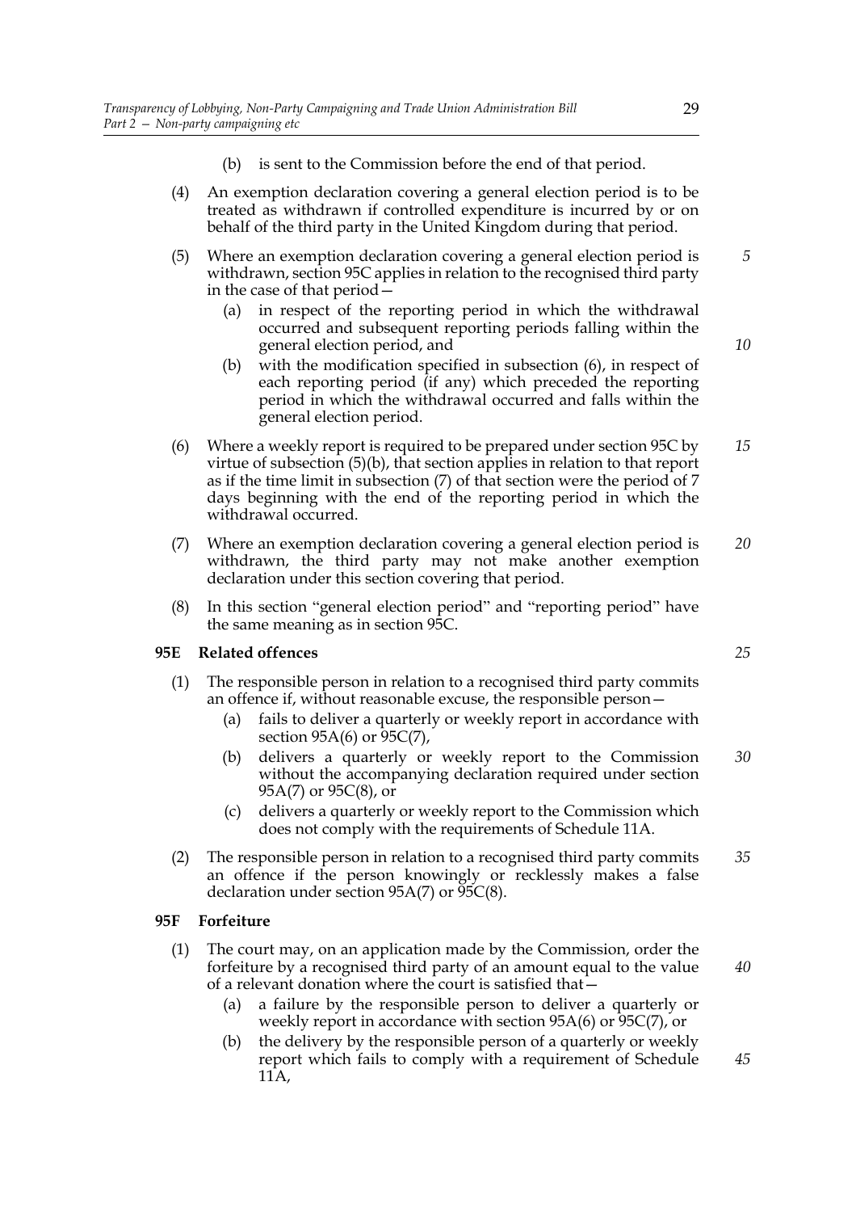(b) is sent to the Commission before the end of that period.

(4) An exemption declaration covering a general election period is to be treated as withdrawn if controlled expenditure is incurred by or on behalf of the third party in the United Kingdom during that period.

(5) Where an exemption declaration covering a general election period is withdrawn, section 95C applies in relation to the recognised third party in the case of that period—

(a) in respect of the reporting period in which the withdrawal occurred and subsequent reporting periods falling within the general election period, and

(b) with the modification specified in subsection (6), in respect of each reporting period (if any) which preceded the reporting period in which the withdrawal occurred and falls within the general election period.

(6) Where a weekly report is required to be prepared under section 95C by virtue of subsection (5)(b), that section applies in relation to that report as if the time limit in subsection (7) of that section were the period of 7 days beginning with the end of the reporting period in which the withdrawal occurred.

(7) Where an exemption declaration covering a general election period is withdrawn, the third party may not make another exemption declaration under this section covering that period.

(8) In this section "general election period" and "reporting period" have the same meaning as in section 95C.

### 95E Related offences

(1) The responsible person in relation to a recognised third party commits an offence if, without reasonable excuse, the responsible person—

(a) fails to deliver a quarterly or weekly report in accordance with section 95A(6) or 95C(7),

(b) delivers a quarterly or weekly report to the Commission without the accompanying declaration required under section 95A(7) or 95C(8), or

(c) delivers a quarterly or weekly report to the Commission which does not comply with the requirements of Schedule 11A.

(2) The responsible person in relation to a recognised third party commits an offence if the person knowingly or recklessly makes a false declaration under section 95A(7) or 95C(8).

### 95F Forfeiture

(1) The court may, on an application made by the Commission, order the forfeiture by a recognised third party of an amount equal to the value of a relevant donation where the court is satisfied that—

(a) a failure by the responsible person to deliver a quarterly or weekly report in accordance with section 95A(6) or 95C(7), or

(b) the delivery by the responsible person of a quarterly or weekly report which fails to comply with a requirement of Schedule 11A,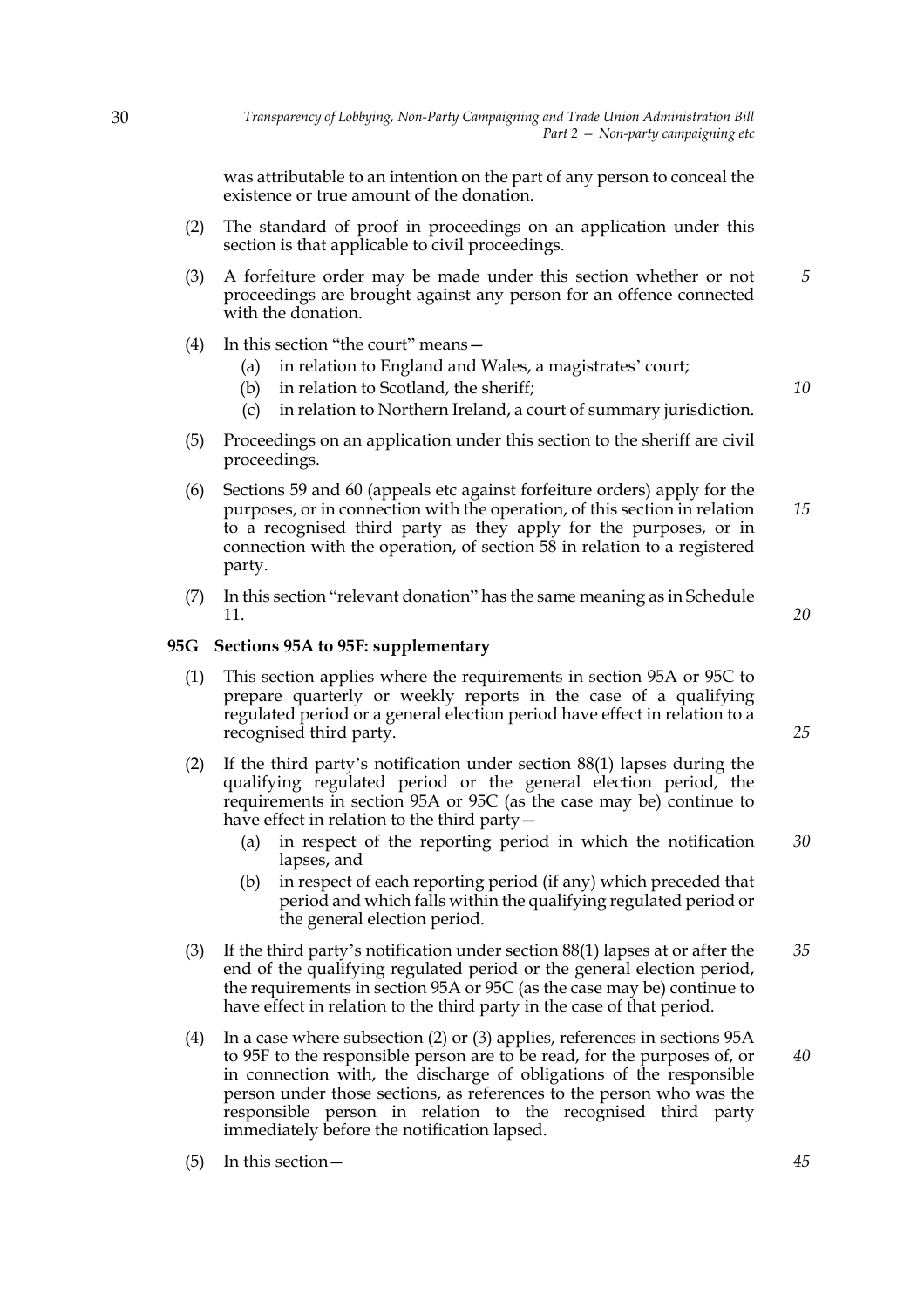was attributable to an intention on the part of any person to conceal the existence or true amount of the donation.

(2) The standard of proof in proceedings on an application under this section is that applicable to civil proceedings.

(3) A forfeiture order may be made under this section whether or not proceedings are brought against any person for an offence connected with the donation.

(4) In this section "the court" means—

  (a) in relation to England and Wales, a magistrates' court;
  (b) in relation to Scotland, the sheriff;
  (c) in relation to Northern Ireland, a court of summary jurisdiction.

(5) Proceedings on an application under this section to the sheriff are civil proceedings.

(6) Sections 59 and 60 (appeals etc against forfeiture orders) apply for the purposes, or in connection with the operation, of this section in relation to a recognised third party as they apply for the purposes, or in connection with the operation, of section 58 in relation to a registered party.

(7) In this section "relevant donation" has the same meaning as in Schedule 11.

**95G Sections 95A to 95F: supplementary**

(1) This section applies where the requirements in section 95A or 95C to prepare quarterly or weekly reports in the case of a qualifying regulated period or a general election period have effect in relation to a recognised third party.

(2) If the third party's notification under section 88(1) lapses during the qualifying regulated period or the general election period, the requirements in section 95A or 95C (as the case may be) continue to have effect in relation to the third party—

  (a) in respect of the reporting period in which the notification lapses, and
  (b) in respect of each reporting period (if any) which preceded that period and which falls within the qualifying regulated period or the general election period.

(3) If the third party's notification under section 88(1) lapses at or after the end of the qualifying regulated period or the general election period, the requirements in section 95A or 95C (as the case may be) continue to have effect in relation to the third party in the case of that period.

(4) In a case where subsection (2) or (3) applies, references in sections 95A to 95F to the responsible person are to be read, for the purposes of, or in connection with, the discharge of obligations of the responsible person under those sections, as references to the person who was the responsible person in relation to the recognised third party immediately before the notification lapsed.

(5) In this section—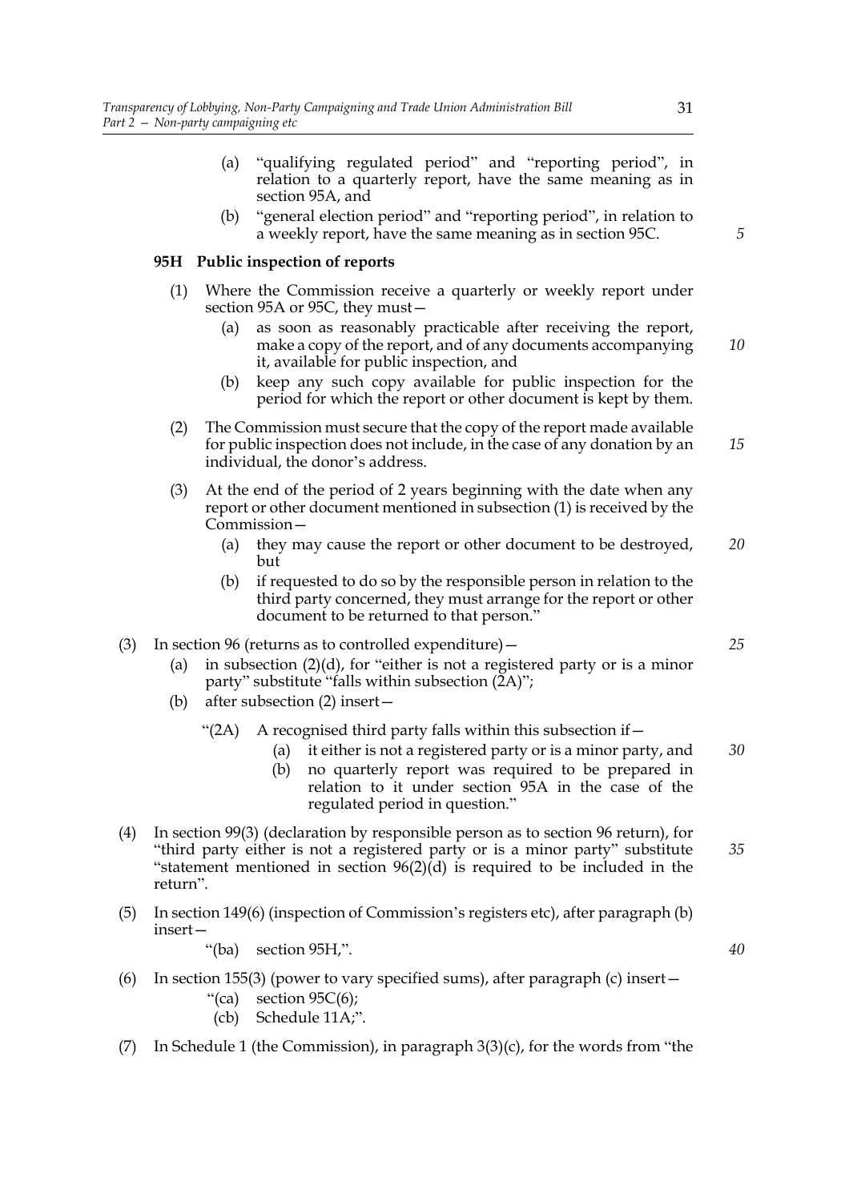(a) "qualifying regulated period" and "reporting period", in relation to a quarterly report, have the same meaning as in section 95A, and

(b) "general election period" and "reporting period", in relation to a weekly report, have the same meaning as in section 95C.

**95H Public inspection of reports**

(1) Where the Commission receive a quarterly or weekly report under section 95A or 95C, they must—

(a) as soon as reasonably practicable after receiving the report, make a copy of the report, and of any documents accompanying it, available for public inspection, and

(b) keep any such copy available for public inspection for the period for which the report or other document is kept by them.

(2) The Commission must secure that the copy of the report made available for public inspection does not include, in the case of any donation by an individual, the donor's address.

(3) At the end of the period of 2 years beginning with the date when any report or other document mentioned in subsection (1) is received by the Commission—

(a) they may cause the report or other document to be destroyed, but

(b) if requested to do so by the responsible person in relation to the third party concerned, they must arrange for the report or other document to be returned to that person."

(3) In section 96 (returns as to controlled expenditure)—

(a) in subsection (2)(d), for "either is not a registered party or is a minor party" substitute "falls within subsection (2A)";

(b) after subsection (2) insert—

"(2A) A recognised third party falls within this subsection if—

(a) it either is not a registered party or is a minor party, and

(b) no quarterly report was required to be prepared in relation to it under section 95A in the case of the regulated period in question."

(4) In section 99(3) (declaration by responsible person as to section 96 return), for "third party either is not a registered party or is a minor party" substitute "statement mentioned in section 96(2)(d) is required to be included in the return".

(5) In section 149(6) (inspection of Commission's registers etc), after paragraph (b) insert—

"(ba) section 95H,".

(6) In section 155(3) (power to vary specified sums), after paragraph (c) insert—

"(ca) section 95C(6);

(cb) Schedule 11A;".

(7) In Schedule 1 (the Commission), in paragraph 3(3)(c), for the words from "the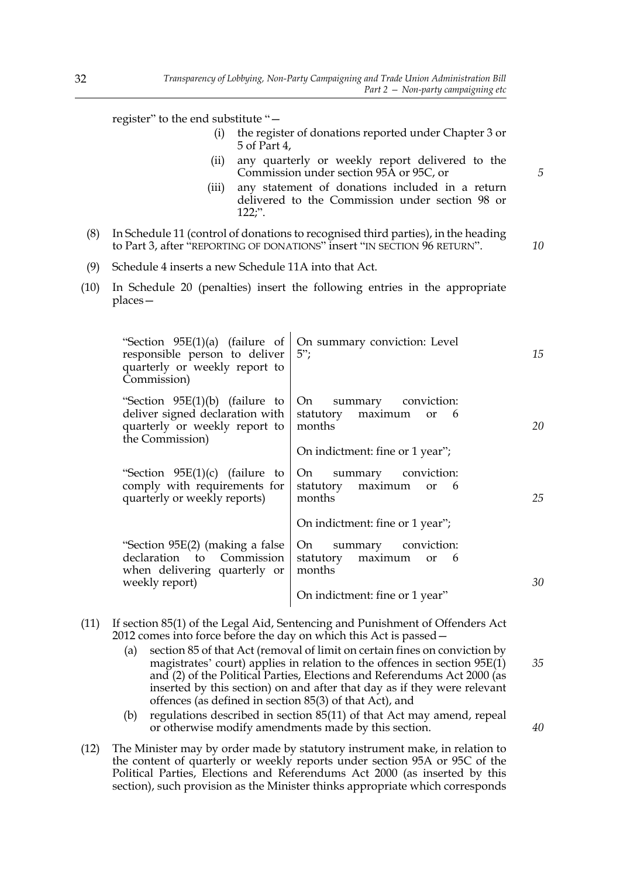register" to the end substitute "—

(i) the register of donations reported under Chapter 3 or 5 of Part 4,

(ii) any quarterly or weekly report delivered to the Commission under section 95A or 95C, or

(iii) any statement of donations included in a return delivered to the Commission under section 98 or 122;".

(8) In Schedule 11 (control of donations to recognised third parties), in the heading to Part 3, after "REPORTING OF DONATIONS" insert "IN SECTION 96 RETURN".

(9) Schedule 4 inserts a new Schedule 11A into that Act.

(10) In Schedule 20 (penalties) insert the following entries in the appropriate places—

| | |
|---|---|
| "Section 95E(1)(a) (failure of responsible person to deliver quarterly or weekly report to Commission) | On summary conviction: Level 5"; |
| "Section 95E(1)(b) (failure to deliver signed declaration with quarterly or weekly report to the Commission) | On summary conviction: statutory maximum or 6 months<br>On indictment: fine or 1 year"; |
| "Section 95E(1)(c) (failure to comply with requirements for quarterly or weekly reports) | On summary conviction: statutory maximum or 6 months<br>On indictment: fine or 1 year"; |
| "Section 95E(2) (making a false declaration to Commission when delivering quarterly or weekly report) | On summary conviction: statutory maximum or 6 months<br>On indictment: fine or 1 year" |

(11) If section 85(1) of the Legal Aid, Sentencing and Punishment of Offenders Act 2012 comes into force before the day on which this Act is passed—

(a) section 85 of that Act (removal of limit on certain fines on conviction by magistrates' court) applies in relation to the offences in section 95E(1) and (2) of the Political Parties, Elections and Referendums Act 2000 (as inserted by this section) on and after that day as if they were relevant offences (as defined in section 85(3) of that Act), and

(b) regulations described in section 85(11) of that Act may amend, repeal or otherwise modify amendments made by this section.

(12) The Minister may by order made by statutory instrument make, in relation to the content of quarterly or weekly reports under section 95A or 95C of the Political Parties, Elections and Referendums Act 2000 (as inserted by this section), such provision as the Minister thinks appropriate which corresponds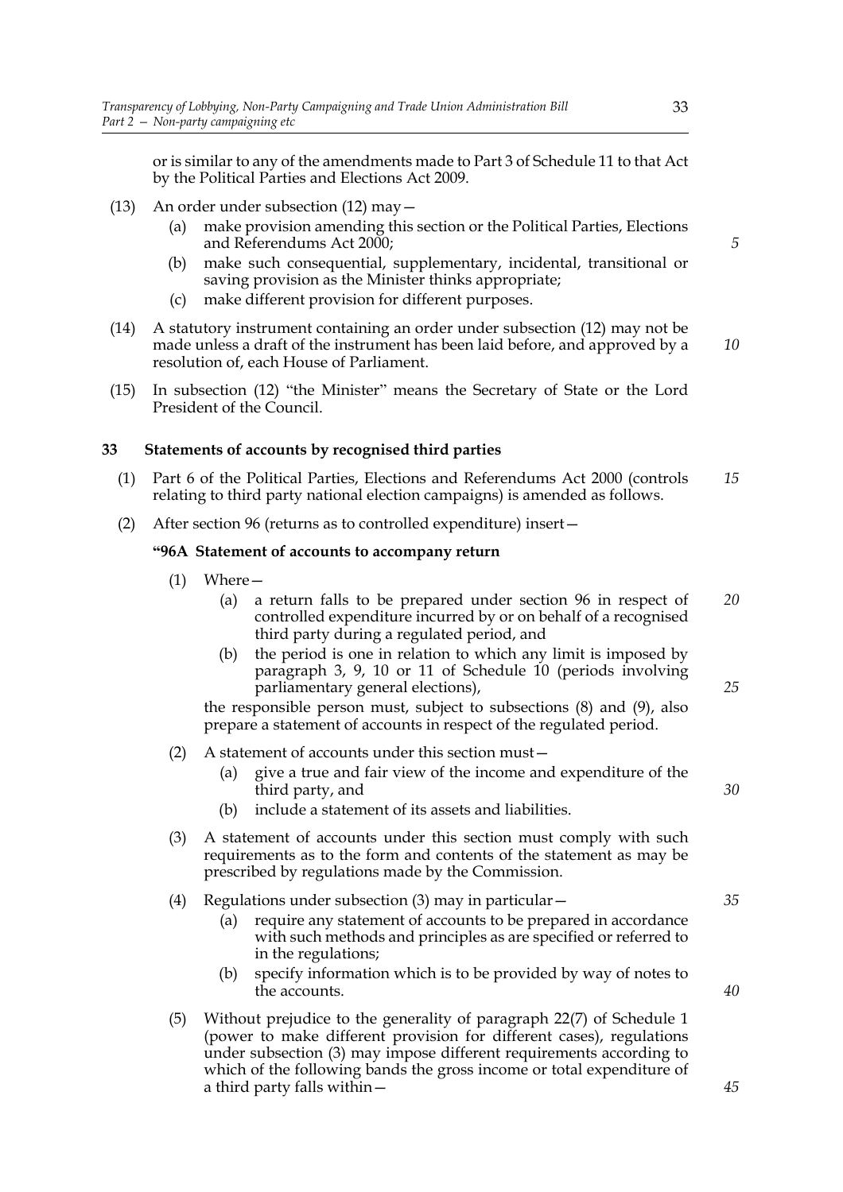or is similar to any of the amendments made to Part 3 of Schedule 11 to that Act by the Political Parties and Elections Act 2009.

(13) An order under subsection (12) may—

- (a) make provision amending this section or the Political Parties, Elections and Referendums Act 2000;
- (b) make such consequential, supplementary, incidental, transitional or saving provision as the Minister thinks appropriate;
- (c) make different provision for different purposes.

(14) A statutory instrument containing an order under subsection (12) may not be made unless a draft of the instrument has been laid before, and approved by a resolution of, each House of Parliament.

(15) In subsection (12) "the Minister" means the Secretary of State or the Lord President of the Council.

**33 Statements of accounts by recognised third parties**

(1) Part 6 of the Political Parties, Elections and Referendums Act 2000 (controls relating to third party national election campaigns) is amended as follows.

(2) After section 96 (returns as to controlled expenditure) insert—

**"96A Statement of accounts to accompany return**

(1) Where—

- (a) a return falls to be prepared under section 96 in respect of controlled expenditure incurred by or on behalf of a recognised third party during a regulated period, and
- (b) the period is one in relation to which any limit is imposed by paragraph 3, 9, 10 or 11 of Schedule 10 (periods involving parliamentary general elections),

the responsible person must, subject to subsections (8) and (9), also prepare a statement of accounts in respect of the regulated period.

(2) A statement of accounts under this section must—

- (a) give a true and fair view of the income and expenditure of the third party, and
- (b) include a statement of its assets and liabilities.

(3) A statement of accounts under this section must comply with such requirements as to the form and contents of the statement as may be prescribed by regulations made by the Commission.

(4) Regulations under subsection (3) may in particular—

- (a) require any statement of accounts to be prepared in accordance with such methods and principles as are specified or referred to in the regulations;
- (b) specify information which is to be provided by way of notes to the accounts.

(5) Without prejudice to the generality of paragraph 22(7) of Schedule 1 (power to make different provision for different cases), regulations under subsection (3) may impose different requirements according to which of the following bands the gross income or total expenditure of a third party falls within—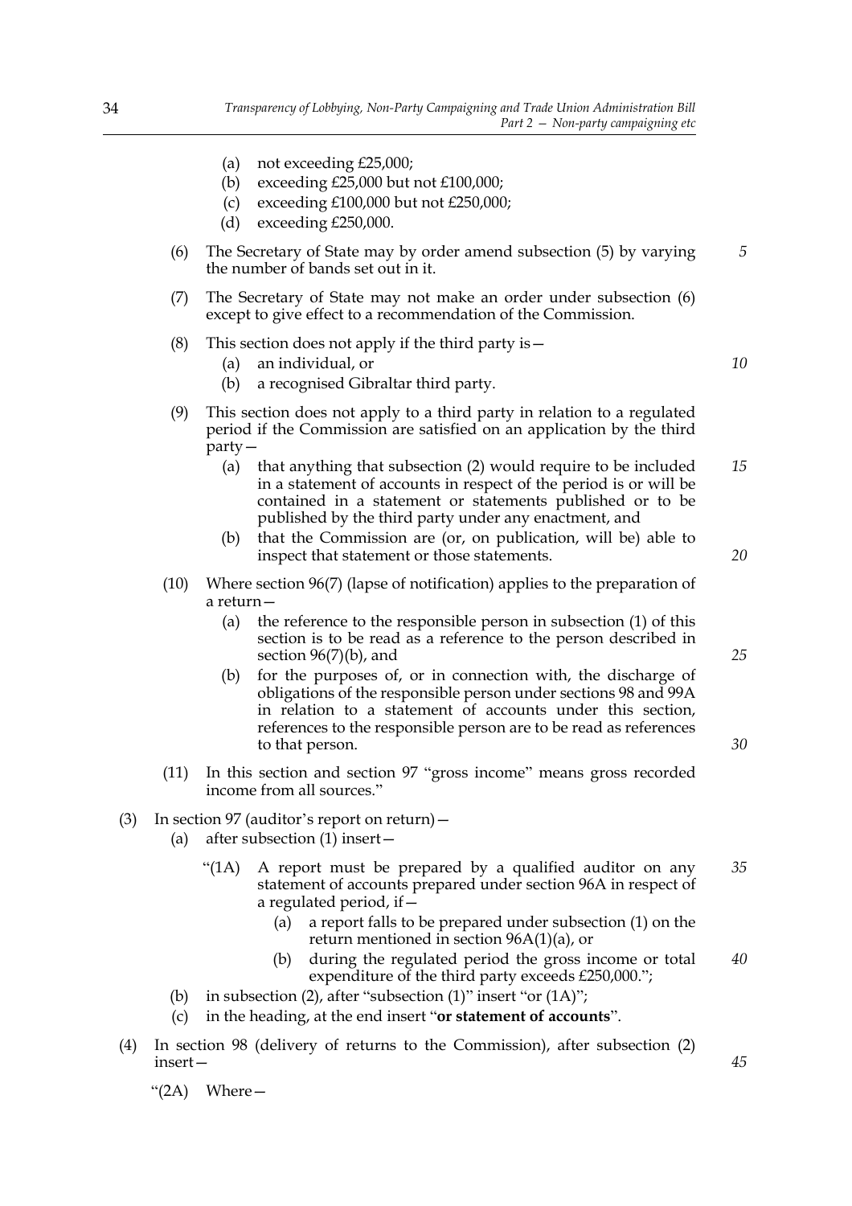(a) not exceeding £25,000;
(b) exceeding £25,000 but not £100,000;
(c) exceeding £100,000 but not £250,000;
(d) exceeding £250,000.

(6) The Secretary of State may by order amend subsection (5) by varying the number of bands set out in it.

(7) The Secretary of State may not make an order under subsection (6) except to give effect to a recommendation of the Commission.

(8) This section does not apply if the third party is—
(a) an individual, or
(b) a recognised Gibraltar third party.

(9) This section does not apply to a third party in relation to a regulated period if the Commission are satisfied on an application by the third party—
(a) that anything that subsection (2) would require to be included in a statement of accounts in respect of the period is or will be contained in a statement or statements published or to be published by the third party under any enactment, and
(b) that the Commission are (or, on publication, will be) able to inspect that statement or those statements.

(10) Where section 96(7) (lapse of notification) applies to the preparation of a return—
(a) the reference to the responsible person in subsection (1) of this section is to be read as a reference to the person described in section 96(7)(b), and
(b) for the purposes of, or in connection with, the discharge of obligations of the responsible person under sections 98 and 99A in relation to a statement of accounts under this section, references to the responsible person are to be read as references to that person.

(11) In this section and section 97 "gross income" means gross recorded income from all sources."

(3) In section 97 (auditor's report on return)—
(a) after subsection (1) insert—

"(1A) A report must be prepared by a qualified auditor on any statement of accounts prepared under section 96A in respect of a regulated period, if—
(a) a report falls to be prepared under subsection (1) on the return mentioned in section 96A(1)(a), or
(b) during the regulated period the gross income or total expenditure of the third party exceeds £250,000.";

(b) in subsection (2), after "subsection (1)" insert "or (1A)";
(c) in the heading, at the end insert "**or statement of accounts**".

(4) In section 98 (delivery of returns to the Commission), after subsection (2) insert—

"(2A) Where—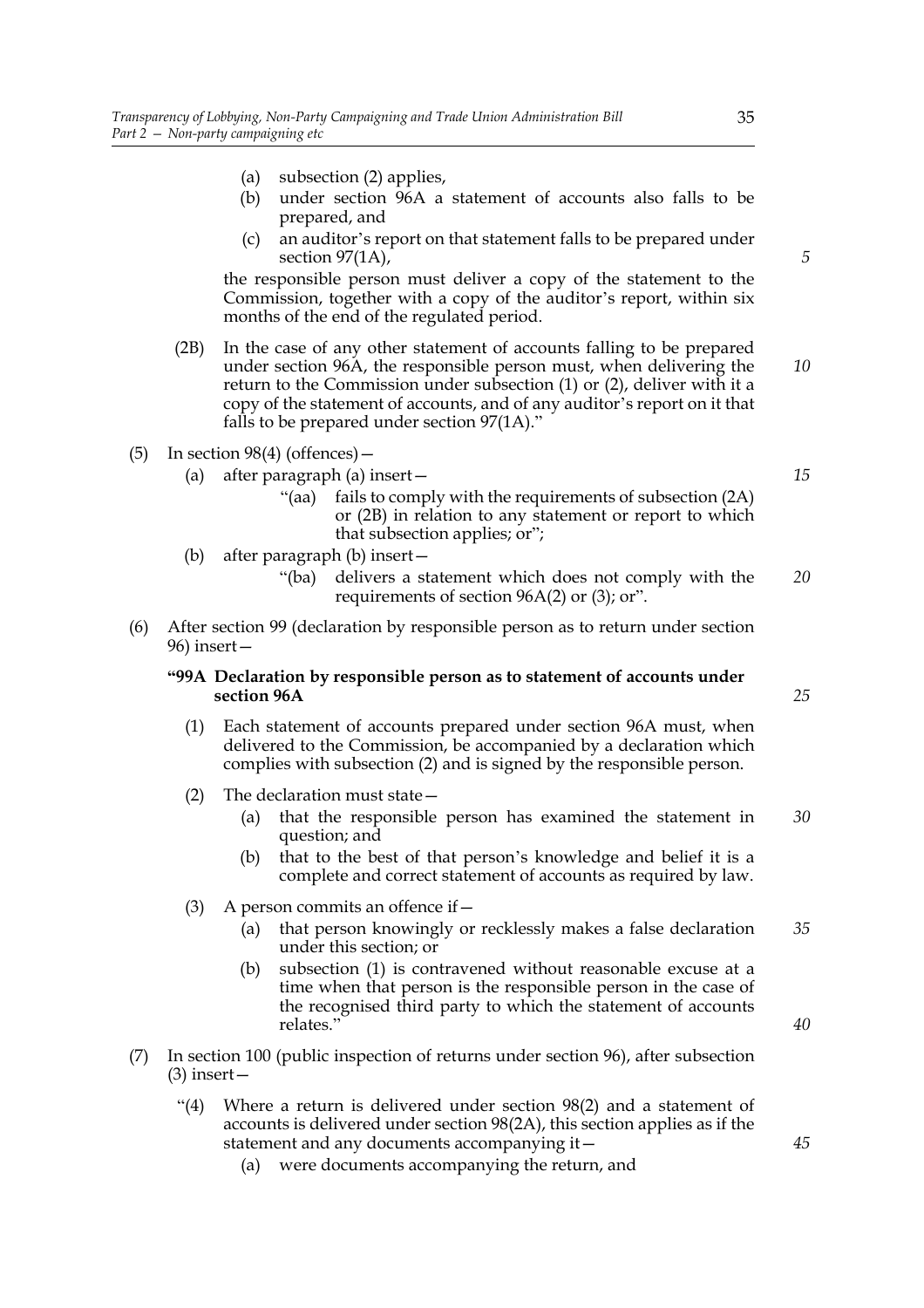(a) subsection (2) applies,

(b) under section 96A a statement of accounts also falls to be prepared, and

(c) an auditor's report on that statement falls to be prepared under section 97(1A),

the responsible person must deliver a copy of the statement to the Commission, together with a copy of the auditor's report, within six months of the end of the regulated period.

(2B) In the case of any other statement of accounts falling to be prepared under section 96A, the responsible person must, when delivering the return to the Commission under subsection (1) or (2), deliver with it a copy of the statement of accounts, and of any auditor's report on it that falls to be prepared under section 97(1A)."

(5) In section 98(4) (offences)—

(a) after paragraph (a) insert—

"(aa) fails to comply with the requirements of subsection (2A) or (2B) in relation to any statement or report to which that subsection applies; or";

(b) after paragraph (b) insert—

"(ba) delivers a statement which does not comply with the requirements of section 96A(2) or (3); or".

(6) After section 99 (declaration by responsible person as to return under section 96) insert—

**"99A Declaration by responsible person as to statement of accounts under section 96A**

(1) Each statement of accounts prepared under section 96A must, when delivered to the Commission, be accompanied by a declaration which complies with subsection (2) and is signed by the responsible person.

(2) The declaration must state—

(a) that the responsible person has examined the statement in question; and

(b) that to the best of that person's knowledge and belief it is a complete and correct statement of accounts as required by law.

(3) A person commits an offence if—

(a) that person knowingly or recklessly makes a false declaration under this section; or

(b) subsection (1) is contravened without reasonable excuse at a time when that person is the responsible person in the case of the recognised third party to which the statement of accounts relates."

(7) In section 100 (public inspection of returns under section 96), after subsection (3) insert—

"(4) Where a return is delivered under section 98(2) and a statement of accounts is delivered under section 98(2A), this section applies as if the statement and any documents accompanying it—

(a) were documents accompanying the return, and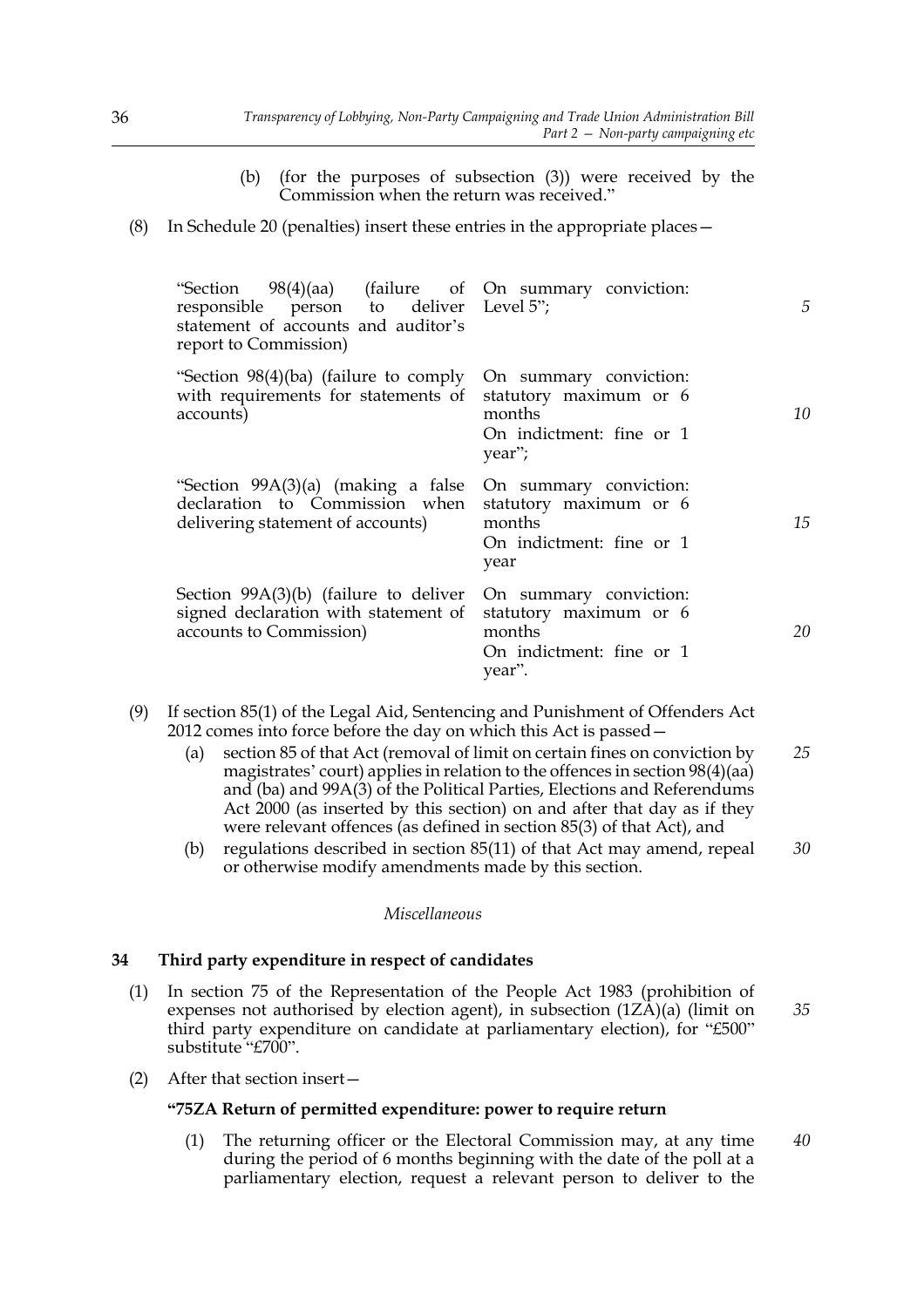(b) (for the purposes of subsection (3)) were received by the Commission when the return was received."

(8) In Schedule 20 (penalties) insert these entries in the appropriate places—

| | |
|---|---|
| "Section 98(4)(aa) (failure of responsible person to deliver statement of accounts and auditor's report to Commission) | On summary conviction: Level 5"; |
| "Section 98(4)(ba) (failure to comply with requirements for statements of accounts) | On summary conviction: statutory maximum or 6 months<br>On indictment: fine or 1 year"; |
| "Section 99A(3)(a) (making a false declaration to Commission when delivering statement of accounts) | On summary conviction: statutory maximum or 6 months<br>On indictment: fine or 1 year |
| Section 99A(3)(b) (failure to deliver signed declaration with statement of accounts to Commission) | On summary conviction: statutory maximum or 6 months<br>On indictment: fine or 1 year". |

(9) If section 85(1) of the Legal Aid, Sentencing and Punishment of Offenders Act 2012 comes into force before the day on which this Act is passed—

(a) section 85 of that Act (removal of limit on certain fines on conviction by magistrates' court) applies in relation to the offences in section 98(4)(aa) and (ba) and 99A(3) of the Political Parties, Elections and Referendums Act 2000 (as inserted by this section) on and after that day as if they were relevant offences (as defined in section 85(3) of that Act), and

(b) regulations described in section 85(11) of that Act may amend, repeal or otherwise modify amendments made by this section.

*Miscellaneous*

**34 Third party expenditure in respect of candidates**

(1) In section 75 of the Representation of the People Act 1983 (prohibition of expenses not authorised by election agent), in subsection (1ZA)(a) (limit on third party expenditure on candidate at parliamentary election), for "£500" substitute "£700".

(2) After that section insert—

**"75ZA Return of permitted expenditure: power to require return**

(1) The returning officer or the Electoral Commission may, at any time during the period of 6 months beginning with the date of the poll at a parliamentary election, request a relevant person to deliver to the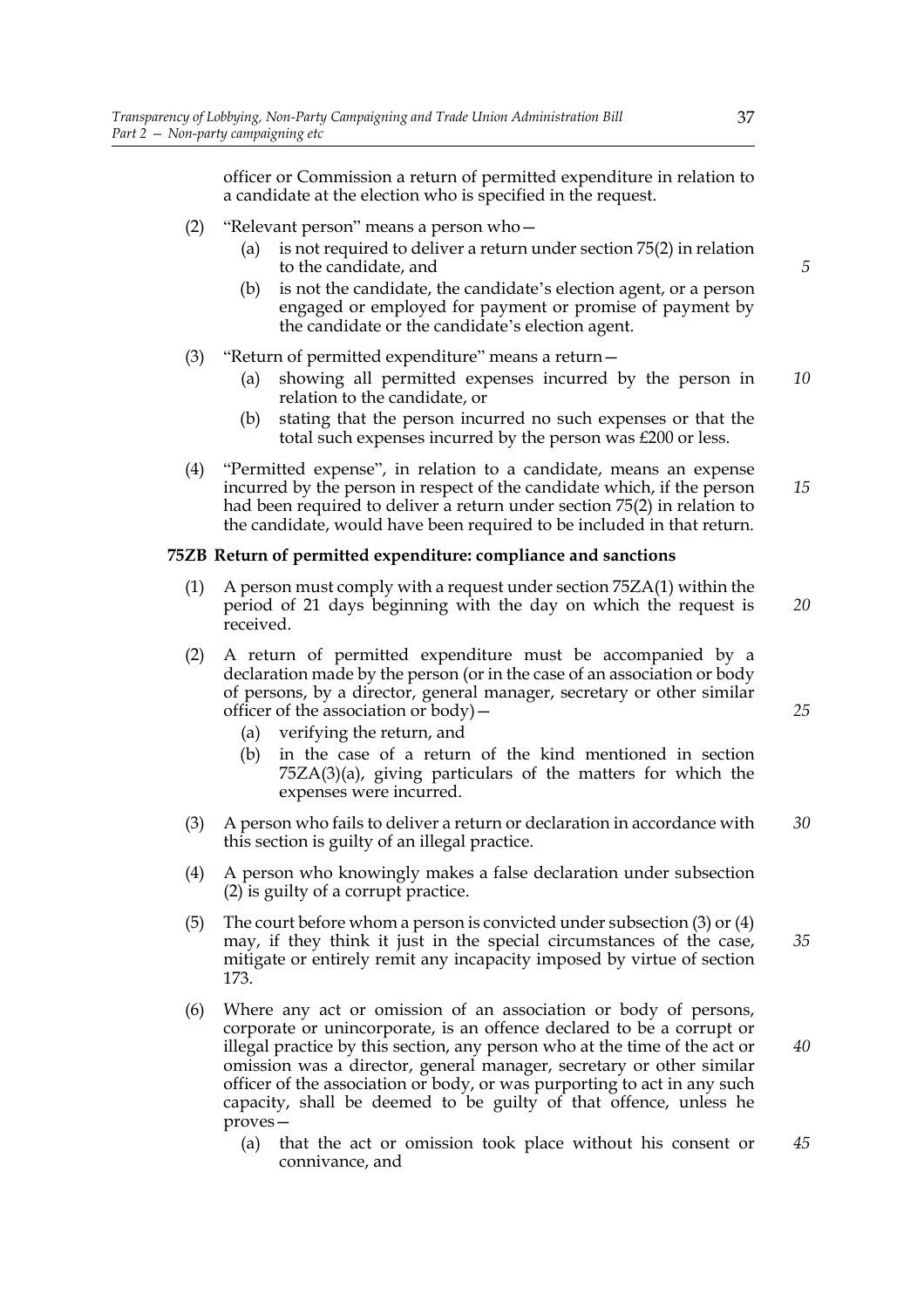officer or Commission a return of permitted expenditure in relation to a candidate at the election who is specified in the request.

(2) "Relevant person" means a person who—

  (a) is not required to deliver a return under section 75(2) in relation to the candidate, and

  (b) is not the candidate, the candidate's election agent, or a person engaged or employed for payment or promise of payment by the candidate or the candidate's election agent.

(3) "Return of permitted expenditure" means a return—

  (a) showing all permitted expenses incurred by the person in relation to the candidate, or

  (b) stating that the person incurred no such expenses or that the total such expenses incurred by the person was £200 or less.

(4) "Permitted expense", in relation to a candidate, means an expense incurred by the person in respect of the candidate which, if the person had been required to deliver a return under section 75(2) in relation to the candidate, would have been required to be included in that return.

**75ZB Return of permitted expenditure: compliance and sanctions**

(1) A person must comply with a request under section 75ZA(1) within the period of 21 days beginning with the day on which the request is received.

(2) A return of permitted expenditure must be accompanied by a declaration made by the person (or in the case of an association or body of persons, by a director, general manager, secretary or other similar officer of the association or body)—

  (a) verifying the return, and

  (b) in the case of a return of the kind mentioned in section 75ZA(3)(a), giving particulars of the matters for which the expenses were incurred.

(3) A person who fails to deliver a return or declaration in accordance with this section is guilty of an illegal practice.

(4) A person who knowingly makes a false declaration under subsection (2) is guilty of a corrupt practice.

(5) The court before whom a person is convicted under subsection (3) or (4) may, if they think it just in the special circumstances of the case, mitigate or entirely remit any incapacity imposed by virtue of section 173.

(6) Where any act or omission of an association or body of persons, corporate or unincorporate, is an offence declared to be a corrupt or illegal practice by this section, any person who at the time of the act or omission was a director, general manager, secretary or other similar officer of the association or body, or was purporting to act in any such capacity, shall be deemed to be guilty of that offence, unless he proves—

  (a) that the act or omission took place without his consent or connivance, and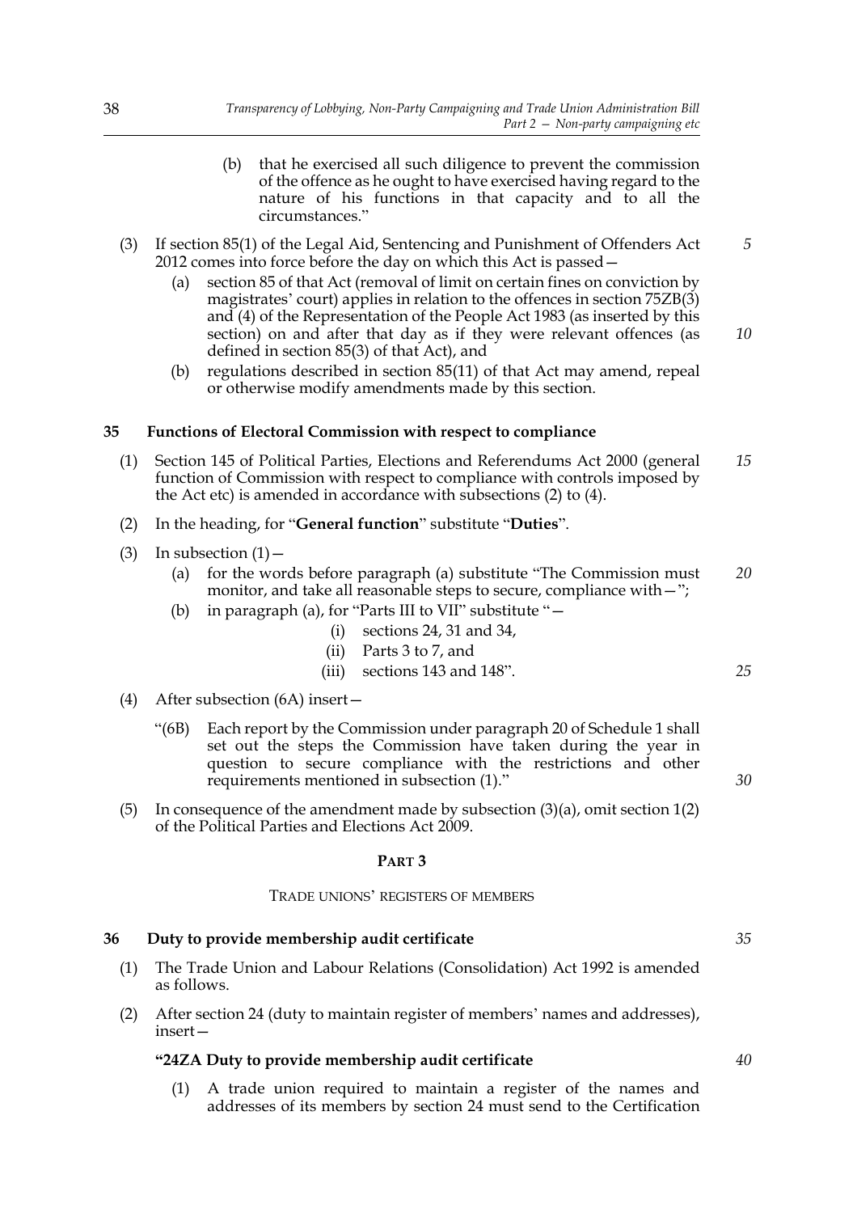(b) that he exercised all such diligence to prevent the commission of the offence as he ought to have exercised having regard to the nature of his functions in that capacity and to all the circumstances."

(3) If section 85(1) of the Legal Aid, Sentencing and Punishment of Offenders Act 2012 comes into force before the day on which this Act is passed—

(a) section 85 of that Act (removal of limit on certain fines on conviction by magistrates' court) applies in relation to the offences in section 75ZB(3) and (4) of the Representation of the People Act 1983 (as inserted by this section) on and after that day as if they were relevant offences (as defined in section 85(3) of that Act), and

(b) regulations described in section 85(11) of that Act may amend, repeal or otherwise modify amendments made by this section.

### 35 Functions of Electoral Commission with respect to compliance

(1) Section 145 of Political Parties, Elections and Referendums Act 2000 (general function of Commission with respect to compliance with controls imposed by the Act etc) is amended in accordance with subsections (2) to (4).

(2) In the heading, for "**General function**" substitute "**Duties**".

(3) In subsection (1)—

(a) for the words before paragraph (a) substitute "The Commission must monitor, and take all reasonable steps to secure, compliance with—";

(b) in paragraph (a), for "Parts III to VII" substitute "—

(i) sections 24, 31 and 34,

(ii) Parts 3 to 7, and

(iii) sections 143 and 148".

(4) After subsection (6A) insert—

"(6B) Each report by the Commission under paragraph 20 of Schedule 1 shall set out the steps the Commission have taken during the year in question to secure compliance with the restrictions and other requirements mentioned in subsection (1)."

(5) In consequence of the amendment made by subsection (3)(a), omit section 1(2) of the Political Parties and Elections Act 2009.

## PART 3

## TRADE UNIONS' REGISTERS OF MEMBERS

### 36 Duty to provide membership audit certificate

(1) The Trade Union and Labour Relations (Consolidation) Act 1992 is amended as follows.

(2) After section 24 (duty to maintain register of members' names and addresses), insert—

**"24ZA Duty to provide membership audit certificate**

(1) A trade union required to maintain a register of the names and addresses of its members by section 24 must send to the Certification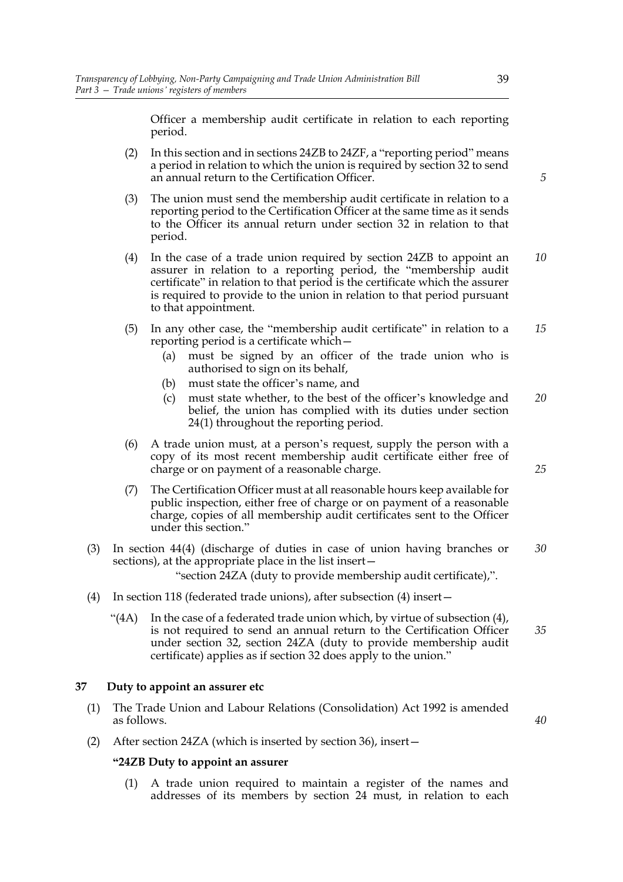Officer a membership audit certificate in relation to each reporting period.

(2) In this section and in sections 24ZB to 24ZF, a "reporting period" means a period in relation to which the union is required by section 32 to send an annual return to the Certification Officer.

(3) The union must send the membership audit certificate in relation to a reporting period to the Certification Officer at the same time as it sends to the Officer its annual return under section 32 in relation to that period.

(4) In the case of a trade union required by section 24ZB to appoint an assurer in relation to a reporting period, the "membership audit certificate" in relation to that period is the certificate which the assurer is required to provide to the union in relation to that period pursuant to that appointment.

(5) In any other case, the "membership audit certificate" in relation to a reporting period is a certificate which—

(a) must be signed by an officer of the trade union who is authorised to sign on its behalf,

(b) must state the officer's name, and

(c) must state whether, to the best of the officer's knowledge and belief, the union has complied with its duties under section 24(1) throughout the reporting period.

(6) A trade union must, at a person's request, supply the person with a copy of its most recent membership audit certificate either free of charge or on payment of a reasonable charge.

(7) The Certification Officer must at all reasonable hours keep available for public inspection, either free of charge or on payment of a reasonable charge, copies of all membership audit certificates sent to the Officer under this section."

(3) In section 44(4) (discharge of duties in case of union having branches or sections), at the appropriate place in the list insert—

"section 24ZA (duty to provide membership audit certificate),".

(4) In section 118 (federated trade unions), after subsection (4) insert—

"(4A) In the case of a federated trade union which, by virtue of subsection (4), is not required to send an annual return to the Certification Officer under section 32, section 24ZA (duty to provide membership audit certificate) applies as if section 32 does apply to the union."

**37 Duty to appoint an assurer etc**

(1) The Trade Union and Labour Relations (Consolidation) Act 1992 is amended as follows.

(2) After section 24ZA (which is inserted by section 36), insert—

**"24ZB Duty to appoint an assurer**

(1) A trade union required to maintain a register of the names and addresses of its members by section 24 must, in relation to each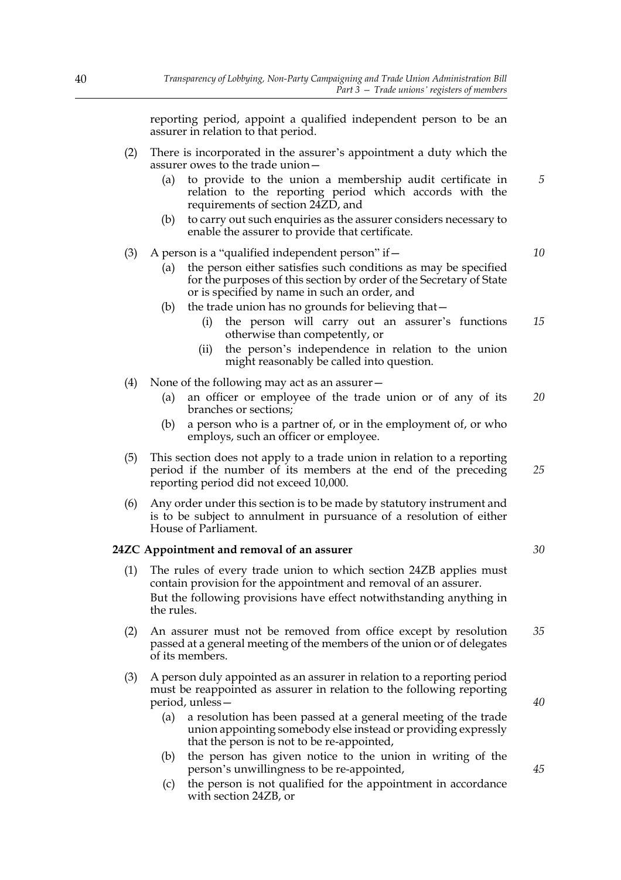reporting period, appoint a qualified independent person to be an assurer in relation to that period.

(2) There is incorporated in the assurer's appointment a duty which the assurer owes to the trade union—

  (a) to provide to the union a membership audit certificate in relation to the reporting period which accords with the requirements of section 24ZD, and

  (b) to carry out such enquiries as the assurer considers necessary to enable the assurer to provide that certificate.

(3) A person is a "qualified independent person" if—

  (a) the person either satisfies such conditions as may be specified for the purposes of this section by order of the Secretary of State or is specified by name in such an order, and

  (b) the trade union has no grounds for believing that—

    (i) the person will carry out an assurer's functions otherwise than competently, or

    (ii) the person's independence in relation to the union might reasonably be called into question.

(4) None of the following may act as an assurer—

  (a) an officer or employee of the trade union or of any of its branches or sections;

  (b) a person who is a partner of, or in the employment of, or who employs, such an officer or employee.

(5) This section does not apply to a trade union in relation to a reporting period if the number of its members at the end of the preceding reporting period did not exceed 10,000.

(6) Any order under this section is to be made by statutory instrument and is to be subject to annulment in pursuance of a resolution of either House of Parliament.

**24ZC Appointment and removal of an assurer**

(1) The rules of every trade union to which section 24ZB applies must contain provision for the appointment and removal of an assurer.
But the following provisions have effect notwithstanding anything in the rules.

(2) An assurer must not be removed from office except by resolution passed at a general meeting of the members of the union or of delegates of its members.

(3) A person duly appointed as an assurer in relation to a reporting period must be reappointed as assurer in relation to the following reporting period, unless—

  (a) a resolution has been passed at a general meeting of the trade union appointing somebody else instead or providing expressly that the person is not to be re-appointed,

  (b) the person has given notice to the union in writing of the person's unwillingness to be re-appointed,

  (c) the person is not qualified for the appointment in accordance with section 24ZB, or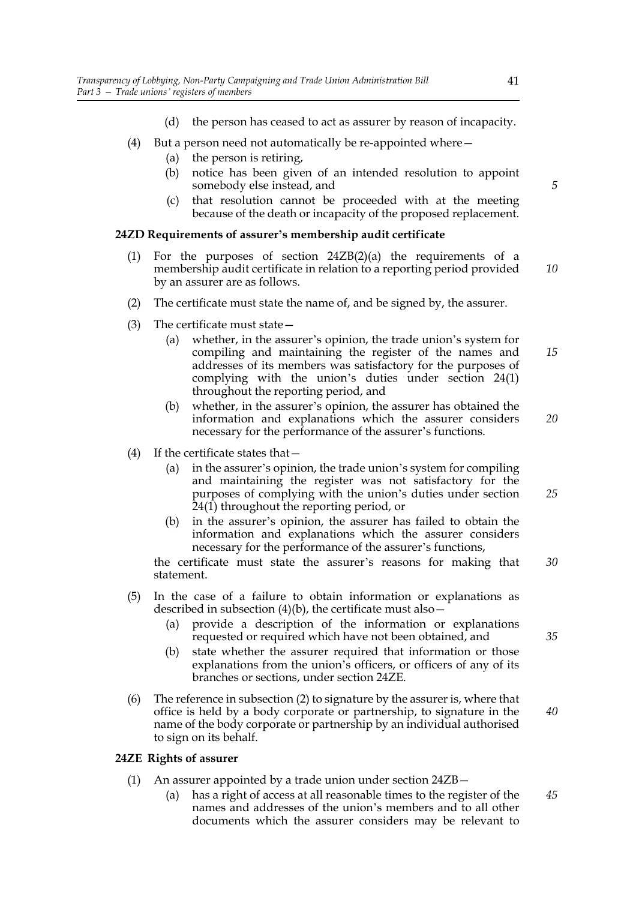(d) the person has ceased to act as assurer by reason of incapacity.

(4) But a person need not automatically be re-appointed where—

(a) the person is retiring,

(b) notice has been given of an intended resolution to appoint somebody else instead, and

(c) that resolution cannot be proceeded with at the meeting because of the death or incapacity of the proposed replacement.

**24ZD Requirements of assurer's membership audit certificate**

(1) For the purposes of section 24ZB(2)(a) the requirements of a membership audit certificate in relation to a reporting period provided by an assurer are as follows.

(2) The certificate must state the name of, and be signed by, the assurer.

(3) The certificate must state—

(a) whether, in the assurer's opinion, the trade union's system for compiling and maintaining the register of the names and addresses of its members was satisfactory for the purposes of complying with the union's duties under section 24(1) throughout the reporting period, and

(b) whether, in the assurer's opinion, the assurer has obtained the information and explanations which the assurer considers necessary for the performance of the assurer's functions.

(4) If the certificate states that—

(a) in the assurer's opinion, the trade union's system for compiling and maintaining the register was not satisfactory for the purposes of complying with the union's duties under section 24(1) throughout the reporting period, or

(b) in the assurer's opinion, the assurer has failed to obtain the information and explanations which the assurer considers necessary for the performance of the assurer's functions,

the certificate must state the assurer's reasons for making that statement.

(5) In the case of a failure to obtain information or explanations as described in subsection (4)(b), the certificate must also—

(a) provide a description of the information or explanations requested or required which have not been obtained, and

(b) state whether the assurer required that information or those explanations from the union's officers, or officers of any of its branches or sections, under section 24ZE.

(6) The reference in subsection (2) to signature by the assurer is, where that office is held by a body corporate or partnership, to signature in the name of the body corporate or partnership by an individual authorised to sign on its behalf.

**24ZE Rights of assurer**

(1) An assurer appointed by a trade union under section 24ZB—

(a) has a right of access at all reasonable times to the register of the names and addresses of the union's members and to all other documents which the assurer considers may be relevant to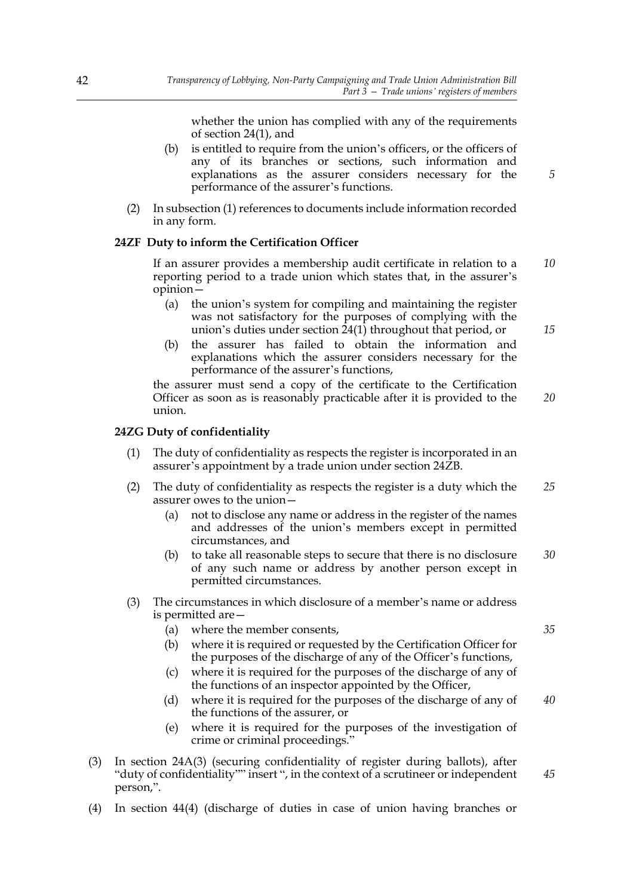whether the union has complied with any of the requirements of section 24(1), and

(b) is entitled to require from the union's officers, or the officers of any of its branches or sections, such information and explanations as the assurer considers necessary for the performance of the assurer's functions.

(2) In subsection (1) references to documents include information recorded in any form.

**24ZF Duty to inform the Certification Officer**

If an assurer provides a membership audit certificate in relation to a reporting period to a trade union which states that, in the assurer's opinion—

(a) the union's system for compiling and maintaining the register was not satisfactory for the purposes of complying with the union's duties under section 24(1) throughout that period, or

(b) the assurer has failed to obtain the information and explanations which the assurer considers necessary for the performance of the assurer's functions,

the assurer must send a copy of the certificate to the Certification Officer as soon as is reasonably practicable after it is provided to the union.

**24ZG Duty of confidentiality**

(1) The duty of confidentiality as respects the register is incorporated in an assurer's appointment by a trade union under section 24ZB.

(2) The duty of confidentiality as respects the register is a duty which the assurer owes to the union—

(a) not to disclose any name or address in the register of the names and addresses of the union's members except in permitted circumstances, and

(b) to take all reasonable steps to secure that there is no disclosure of any such name or address by another person except in permitted circumstances.

(3) The circumstances in which disclosure of a member's name or address is permitted are—

(a) where the member consents,

(b) where it is required or requested by the Certification Officer for the purposes of the discharge of any of the Officer's functions,

(c) where it is required for the purposes of the discharge of any of the functions of an inspector appointed by the Officer,

(d) where it is required for the purposes of the discharge of any of the functions of the assurer, or

(e) where it is required for the purposes of the investigation of crime or criminal proceedings."

(3) In section 24A(3) (securing confidentiality of register during ballots), after "duty of confidentiality"" insert ", in the context of a scrutineer or independent person,".

(4) In section 44(4) (discharge of duties in case of union having branches or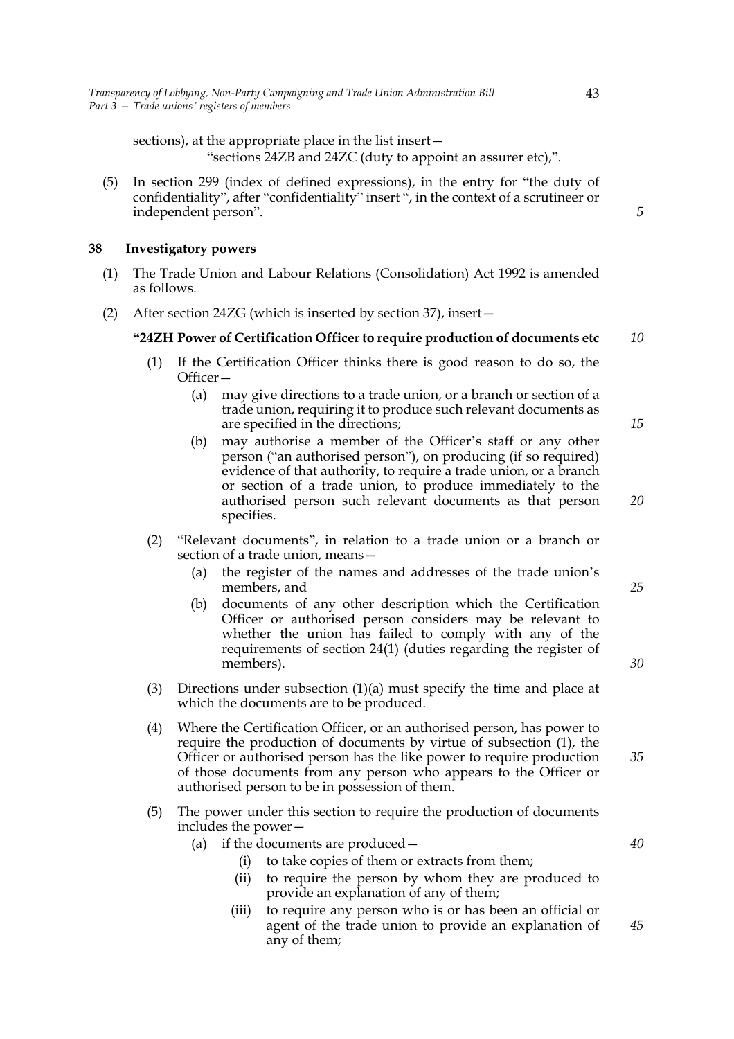sections), at the appropriate place in the list insert—

"sections 24ZB and 24ZC (duty to appoint an assurer etc),".

(5) In section 299 (index of defined expressions), in the entry for "the duty of confidentiality", after "confidentiality" insert ", in the context of a scrutineer or independent person".

## 38 Investigatory powers

(1) The Trade Union and Labour Relations (Consolidation) Act 1992 is amended as follows.

(2) After section 24ZG (which is inserted by section 37), insert—

**"24ZH Power of Certification Officer to require production of documents etc**

(1) If the Certification Officer thinks there is good reason to do so, the Officer—

(a) may give directions to a trade union, or a branch or section of a trade union, requiring it to produce such relevant documents as are specified in the directions;

(b) may authorise a member of the Officer's staff or any other person ("an authorised person"), on producing (if so required) evidence of that authority, to require a trade union, or a branch or section of a trade union, to produce immediately to the authorised person such relevant documents as that person specifies.

(2) "Relevant documents", in relation to a trade union or a branch or section of a trade union, means—

(a) the register of the names and addresses of the trade union's members, and

(b) documents of any other description which the Certification Officer or authorised person considers may be relevant to whether the union has failed to comply with any of the requirements of section 24(1) (duties regarding the register of members).

(3) Directions under subsection (1)(a) must specify the time and place at which the documents are to be produced.

(4) Where the Certification Officer, or an authorised person, has power to require the production of documents by virtue of subsection (1), the Officer or authorised person has the like power to require production of those documents from any person who appears to the Officer or authorised person to be in possession of them.

(5) The power under this section to require the production of documents includes the power—

(a) if the documents are produced—

(i) to take copies of them or extracts from them;

(ii) to require the person by whom they are produced to provide an explanation of any of them;

(iii) to require any person who is or has been an official or agent of the trade union to provide an explanation of any of them;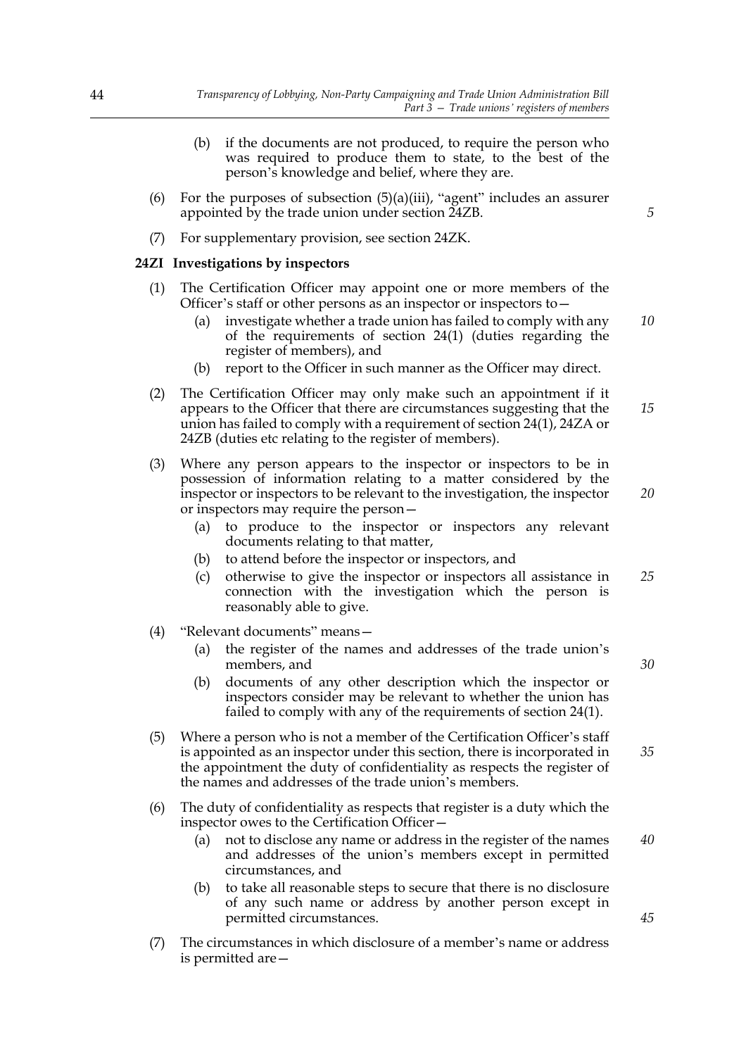(b) if the documents are not produced, to require the person who was required to produce them to state, to the best of the person's knowledge and belief, where they are.

(6) For the purposes of subsection (5)(a)(iii), "agent" includes an assurer appointed by the trade union under section 24ZB.

(7) For supplementary provision, see section 24ZK.

**24ZI Investigations by inspectors**

(1) The Certification Officer may appoint one or more members of the Officer's staff or other persons as an inspector or inspectors to—

(a) investigate whether a trade union has failed to comply with any of the requirements of section 24(1) (duties regarding the register of members), and

(b) report to the Officer in such manner as the Officer may direct.

(2) The Certification Officer may only make such an appointment if it appears to the Officer that there are circumstances suggesting that the union has failed to comply with a requirement of section 24(1), 24ZA or 24ZB (duties etc relating to the register of members).

(3) Where any person appears to the inspector or inspectors to be in possession of information relating to a matter considered by the inspector or inspectors to be relevant to the investigation, the inspector or inspectors may require the person—

(a) to produce to the inspector or inspectors any relevant documents relating to that matter,

(b) to attend before the inspector or inspectors, and

(c) otherwise to give the inspector or inspectors all assistance in connection with the investigation which the person is reasonably able to give.

(4) "Relevant documents" means—

(a) the register of the names and addresses of the trade union's members, and

(b) documents of any other description which the inspector or inspectors consider may be relevant to whether the union has failed to comply with any of the requirements of section 24(1).

(5) Where a person who is not a member of the Certification Officer's staff is appointed as an inspector under this section, there is incorporated in the appointment the duty of confidentiality as respects the register of the names and addresses of the trade union's members.

(6) The duty of confidentiality as respects that register is a duty which the inspector owes to the Certification Officer—

(a) not to disclose any name or address in the register of the names and addresses of the union's members except in permitted circumstances, and

(b) to take all reasonable steps to secure that there is no disclosure of any such name or address by another person except in permitted circumstances.

(7) The circumstances in which disclosure of a member's name or address is permitted are—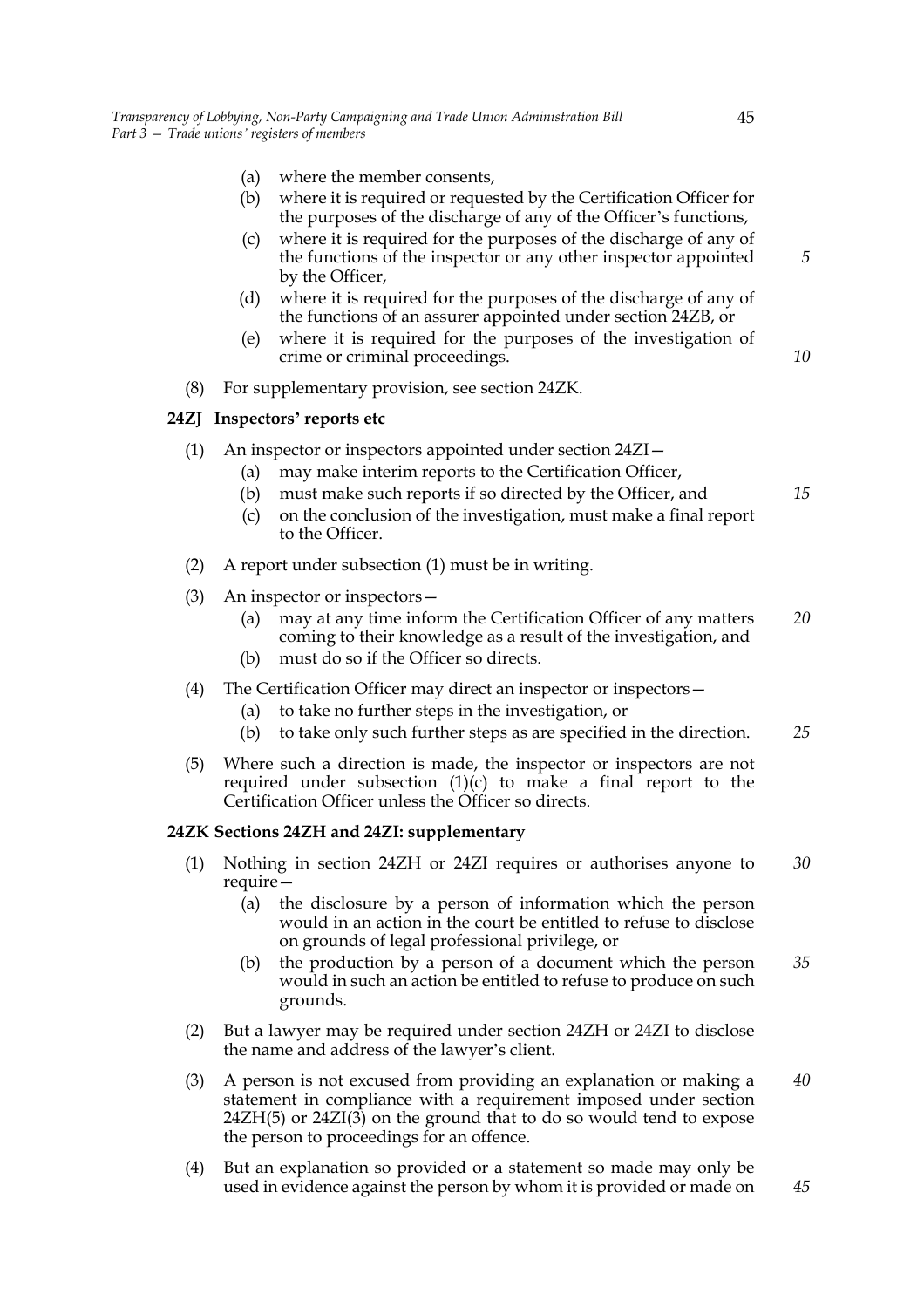(a) where the member consents,

(b) where it is required or requested by the Certification Officer for the purposes of the discharge of any of the Officer's functions,

(c) where it is required for the purposes of the discharge of any of the functions of the inspector or any other inspector appointed by the Officer,

(d) where it is required for the purposes of the discharge of any of the functions of an assurer appointed under section 24ZB, or

(e) where it is required for the purposes of the investigation of crime or criminal proceedings.

(8) For supplementary provision, see section 24ZK.

**24ZJ Inspectors' reports etc**

(1) An inspector or inspectors appointed under section 24ZI—

(a) may make interim reports to the Certification Officer,

(b) must make such reports if so directed by the Officer, and

(c) on the conclusion of the investigation, must make a final report to the Officer.

(2) A report under subsection (1) must be in writing.

(3) An inspector or inspectors—

(a) may at any time inform the Certification Officer of any matters coming to their knowledge as a result of the investigation, and

(b) must do so if the Officer so directs.

(4) The Certification Officer may direct an inspector or inspectors—

(a) to take no further steps in the investigation, or

(b) to take only such further steps as are specified in the direction.

(5) Where such a direction is made, the inspector or inspectors are not required under subsection (1)(c) to make a final report to the Certification Officer unless the Officer so directs.

**24ZK Sections 24ZH and 24ZI: supplementary**

(1) Nothing in section 24ZH or 24ZI requires or authorises anyone to require—

(a) the disclosure by a person of information which the person would in an action in the court be entitled to refuse to disclose on grounds of legal professional privilege, or

(b) the production by a person of a document which the person would in such an action be entitled to refuse to produce on such grounds.

(2) But a lawyer may be required under section 24ZH or 24ZI to disclose the name and address of the lawyer's client.

(3) A person is not excused from providing an explanation or making a statement in compliance with a requirement imposed under section 24ZH(5) or 24ZI(3) on the ground that to do so would tend to expose the person to proceedings for an offence.

(4) But an explanation so provided or a statement so made may only be used in evidence against the person by whom it is provided or made on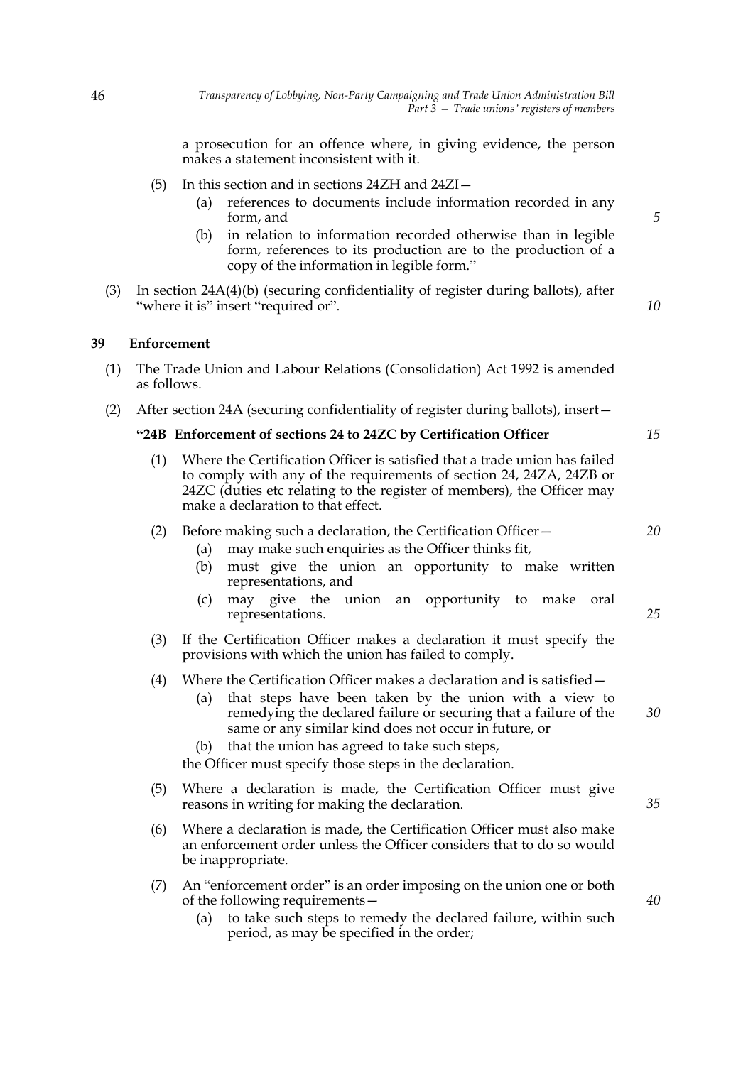a prosecution for an offence where, in giving evidence, the person makes a statement inconsistent with it.

(5) In this section and in sections 24ZH and 24ZI—

(a) references to documents include information recorded in any form, and

(b) in relation to information recorded otherwise than in legible form, references to its production are to the production of a copy of the information in legible form."

(3) In section 24A(4)(b) (securing confidentiality of register during ballots), after "where it is" insert "required or".

**39 Enforcement**

(1) The Trade Union and Labour Relations (Consolidation) Act 1992 is amended as follows.

(2) After section 24A (securing confidentiality of register during ballots), insert—

**"24B Enforcement of sections 24 to 24ZC by Certification Officer**

(1) Where the Certification Officer is satisfied that a trade union has failed to comply with any of the requirements of section 24, 24ZA, 24ZB or 24ZC (duties etc relating to the register of members), the Officer may make a declaration to that effect.

(2) Before making such a declaration, the Certification Officer—

(a) may make such enquiries as the Officer thinks fit,

(b) must give the union an opportunity to make written representations, and

(c) may give the union an opportunity to make oral representations.

(3) If the Certification Officer makes a declaration it must specify the provisions with which the union has failed to comply.

(4) Where the Certification Officer makes a declaration and is satisfied—

(a) that steps have been taken by the union with a view to remedying the declared failure or securing that a failure of the same or any similar kind does not occur in future, or

(b) that the union has agreed to take such steps,

the Officer must specify those steps in the declaration.

(5) Where a declaration is made, the Certification Officer must give reasons in writing for making the declaration.

(6) Where a declaration is made, the Certification Officer must also make an enforcement order unless the Officer considers that to do so would be inappropriate.

(7) An "enforcement order" is an order imposing on the union one or both of the following requirements—

(a) to take such steps to remedy the declared failure, within such period, as may be specified in the order;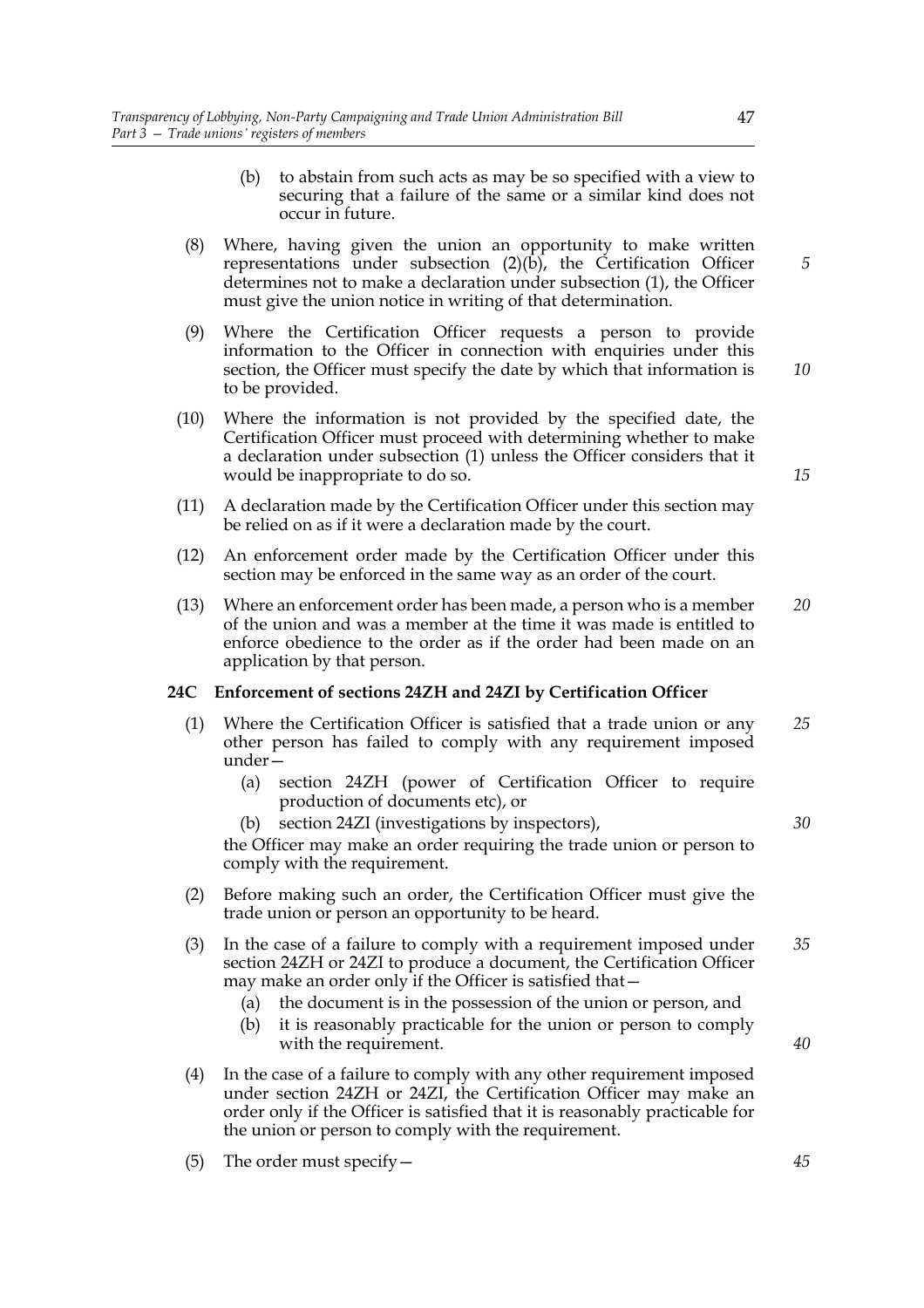(b) to abstain from such acts as may be so specified with a view to securing that a failure of the same or a similar kind does not occur in future.

(8) Where, having given the union an opportunity to make written representations under subsection (2)(b), the Certification Officer determines not to make a declaration under subsection (1), the Officer must give the union notice in writing of that determination.

(9) Where the Certification Officer requests a person to provide information to the Officer in connection with enquiries under this section, the Officer must specify the date by which that information is to be provided.

(10) Where the information is not provided by the specified date, the Certification Officer must proceed with determining whether to make a declaration under subsection (1) unless the Officer considers that it would be inappropriate to do so.

(11) A declaration made by the Certification Officer under this section may be relied on as if it were a declaration made by the court.

(12) An enforcement order made by the Certification Officer under this section may be enforced in the same way as an order of the court.

(13) Where an enforcement order has been made, a person who is a member of the union and was a member at the time it was made is entitled to enforce obedience to the order as if the order had been made on an application by that person.

**24C Enforcement of sections 24ZH and 24ZI by Certification Officer**

(1) Where the Certification Officer is satisfied that a trade union or any other person has failed to comply with any requirement imposed under—

(a) section 24ZH (power of Certification Officer to require production of documents etc), or

(b) section 24ZI (investigations by inspectors),

the Officer may make an order requiring the trade union or person to comply with the requirement.

(2) Before making such an order, the Certification Officer must give the trade union or person an opportunity to be heard.

(3) In the case of a failure to comply with a requirement imposed under section 24ZH or 24ZI to produce a document, the Certification Officer may make an order only if the Officer is satisfied that—

(a) the document is in the possession of the union or person, and

(b) it is reasonably practicable for the union or person to comply with the requirement.

(4) In the case of a failure to comply with any other requirement imposed under section 24ZH or 24ZI, the Certification Officer may make an order only if the Officer is satisfied that it is reasonably practicable for the union or person to comply with the requirement.

(5) The order must specify—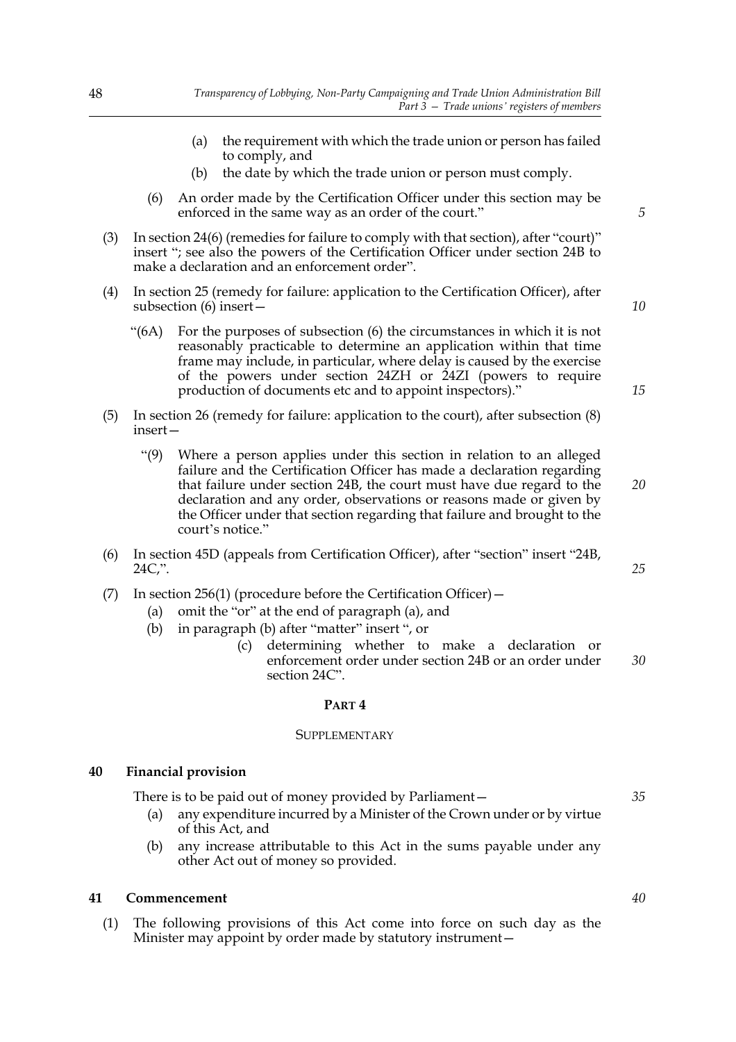(a) the requirement with which the trade union or person has failed to comply, and

(b) the date by which the trade union or person must comply.

(6) An order made by the Certification Officer under this section may be enforced in the same way as an order of the court."

(3) In section 24(6) (remedies for failure to comply with that section), after "court)" insert "; see also the powers of the Certification Officer under section 24B to make a declaration and an enforcement order".

(4) In section 25 (remedy for failure: application to the Certification Officer), after subsection (6) insert—

"(6A) For the purposes of subsection (6) the circumstances in which it is not reasonably practicable to determine an application within that time frame may include, in particular, where delay is caused by the exercise of the powers under section 24ZH or 24ZI (powers to require production of documents etc and to appoint inspectors)."

(5) In section 26 (remedy for failure: application to the court), after subsection (8) insert—

"(9) Where a person applies under this section in relation to an alleged failure and the Certification Officer has made a declaration regarding that failure under section 24B, the court must have due regard to the declaration and any order, observations or reasons made or given by the Officer under that section regarding that failure and brought to the court's notice."

(6) In section 45D (appeals from Certification Officer), after "section" insert "24B, 24C,".

(7) In section 256(1) (procedure before the Certification Officer)—

(a) omit the "or" at the end of paragraph (a), and

(b) in paragraph (b) after "matter" insert ", or

(c) determining whether to make a declaration or enforcement order under section 24B or an order under section 24C".

## PART 4

### SUPPLEMENTARY

**40 Financial provision**

There is to be paid out of money provided by Parliament—

(a) any expenditure incurred by a Minister of the Crown under or by virtue of this Act, and

(b) any increase attributable to this Act in the sums payable under any other Act out of money so provided.

**41 Commencement**

(1) The following provisions of this Act come into force on such day as the Minister may appoint by order made by statutory instrument—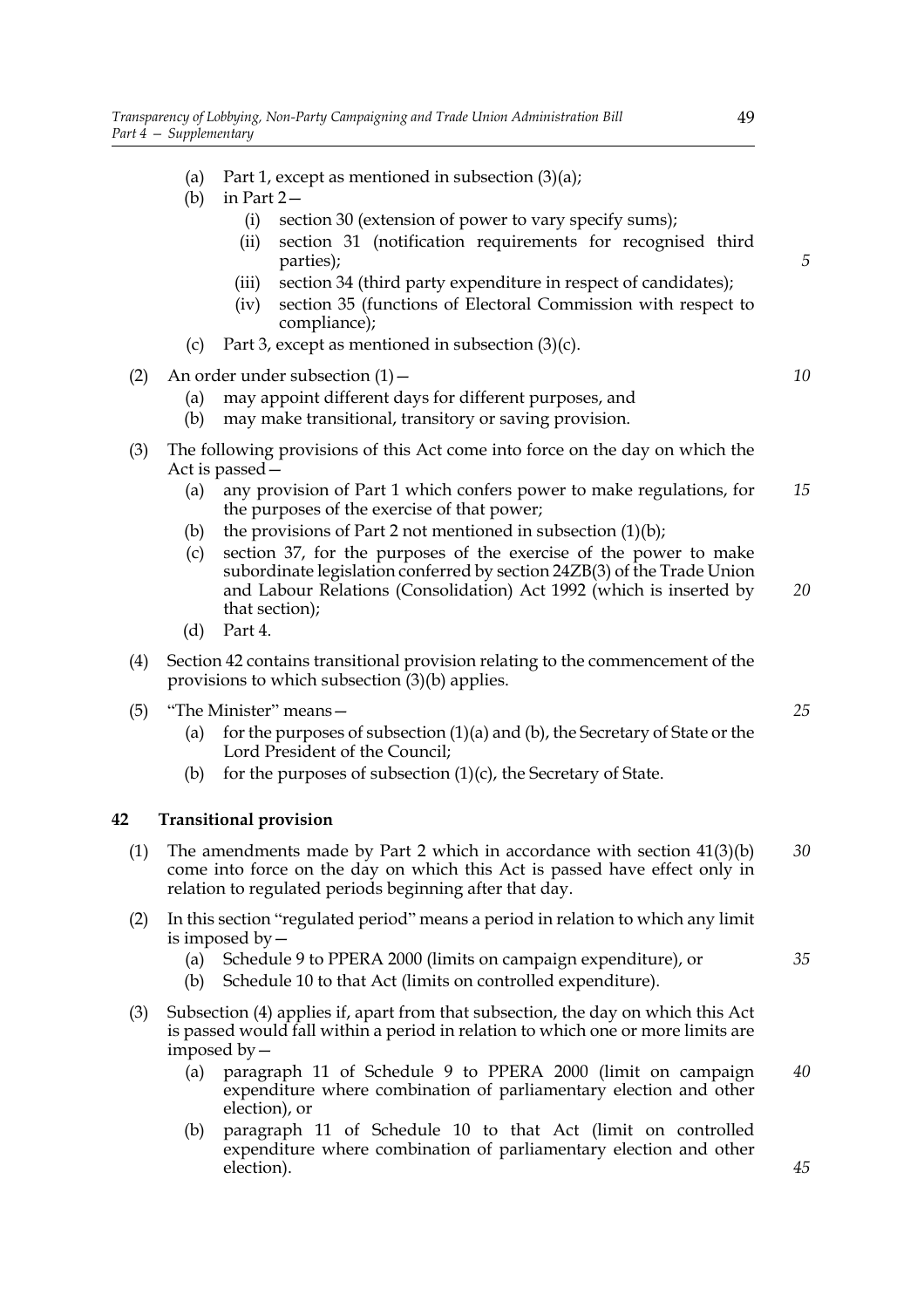(a) Part 1, except as mentioned in subsection (3)(a);

(b) in Part 2—

  (i) section 30 (extension of power to vary specify sums);

  (ii) section 31 (notification requirements for recognised third parties);

  (iii) section 34 (third party expenditure in respect of candidates);

  (iv) section 35 (functions of Electoral Commission with respect to compliance);

(c) Part 3, except as mentioned in subsection (3)(c).

(2) An order under subsection (1)—

  (a) may appoint different days for different purposes, and

  (b) may make transitional, transitory or saving provision.

(3) The following provisions of this Act come into force on the day on which the Act is passed—

  (a) any provision of Part 1 which confers power to make regulations, for the purposes of the exercise of that power;

  (b) the provisions of Part 2 not mentioned in subsection (1)(b);

  (c) section 37, for the purposes of the exercise of the power to make subordinate legislation conferred by section 24ZB(3) of the Trade Union and Labour Relations (Consolidation) Act 1992 (which is inserted by that section);

  (d) Part 4.

(4) Section 42 contains transitional provision relating to the commencement of the provisions to which subsection (3)(b) applies.

(5) "The Minister" means—

  (a) for the purposes of subsection (1)(a) and (b), the Secretary of State or the Lord President of the Council;

  (b) for the purposes of subsection (1)(c), the Secretary of State.

### 42 Transitional provision

(1) The amendments made by Part 2 which in accordance with section 41(3)(b) come into force on the day on which this Act is passed have effect only in relation to regulated periods beginning after that day.

(2) In this section "regulated period" means a period in relation to which any limit is imposed by—

  (a) Schedule 9 to PPERA 2000 (limits on campaign expenditure), or

  (b) Schedule 10 to that Act (limits on controlled expenditure).

(3) Subsection (4) applies if, apart from that subsection, the day on which this Act is passed would fall within a period in relation to which one or more limits are imposed by—

  (a) paragraph 11 of Schedule 9 to PPERA 2000 (limit on campaign expenditure where combination of parliamentary election and other election), or

  (b) paragraph 11 of Schedule 10 to that Act (limit on controlled expenditure where combination of parliamentary election and other election).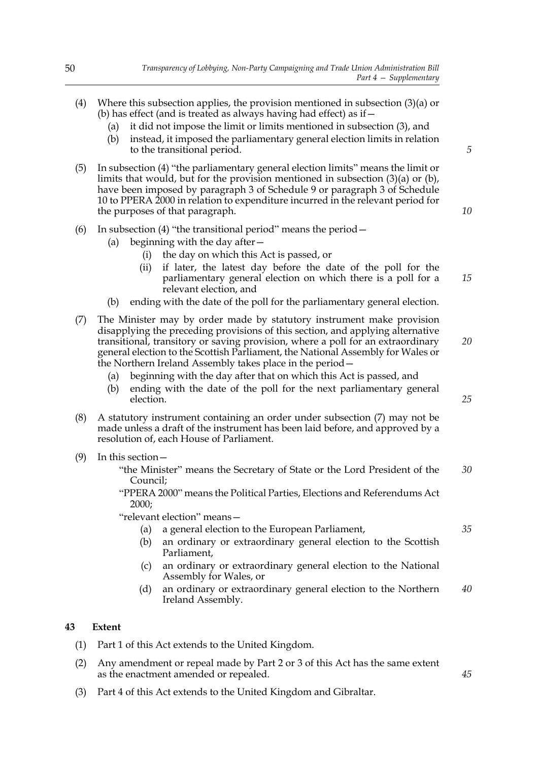(4) Where this subsection applies, the provision mentioned in subsection (3)(a) or (b) has effect (and is treated as always having had effect) as if—

  (a) it did not impose the limit or limits mentioned in subsection (3), and

  (b) instead, it imposed the parliamentary general election limits in relation to the transitional period.

(5) In subsection (4) "the parliamentary general election limits" means the limit or limits that would, but for the provision mentioned in subsection (3)(a) or (b), have been imposed by paragraph 3 of Schedule 9 or paragraph 3 of Schedule 10 to PPERA 2000 in relation to expenditure incurred in the relevant period for the purposes of that paragraph.

(6) In subsection (4) "the transitional period" means the period—

  (a) beginning with the day after—

    (i) the day on which this Act is passed, or

    (ii) if later, the latest day before the date of the poll for the parliamentary general election on which there is a poll for a relevant election, and

  (b) ending with the date of the poll for the parliamentary general election.

(7) The Minister may by order made by statutory instrument make provision disapplying the preceding provisions of this section, and applying alternative transitional, transitory or saving provision, where a poll for an extraordinary general election to the Scottish Parliament, the National Assembly for Wales or the Northern Ireland Assembly takes place in the period—

  (a) beginning with the day after that on which this Act is passed, and

  (b) ending with the date of the poll for the next parliamentary general election.

(8) A statutory instrument containing an order under subsection (7) may not be made unless a draft of the instrument has been laid before, and approved by a resolution of, each House of Parliament.

(9) In this section—

  "the Minister" means the Secretary of State or the Lord President of the Council;

  "PPERA 2000" means the Political Parties, Elections and Referendums Act 2000;

  "relevant election" means—

    (a) a general election to the European Parliament,

    (b) an ordinary or extraordinary general election to the Scottish Parliament,

    (c) an ordinary or extraordinary general election to the National Assembly for Wales, or

    (d) an ordinary or extraordinary general election to the Northern Ireland Assembly.

## 43 Extent

(1) Part 1 of this Act extends to the United Kingdom.

(2) Any amendment or repeal made by Part 2 or 3 of this Act has the same extent as the enactment amended or repealed.

(3) Part 4 of this Act extends to the United Kingdom and Gibraltar.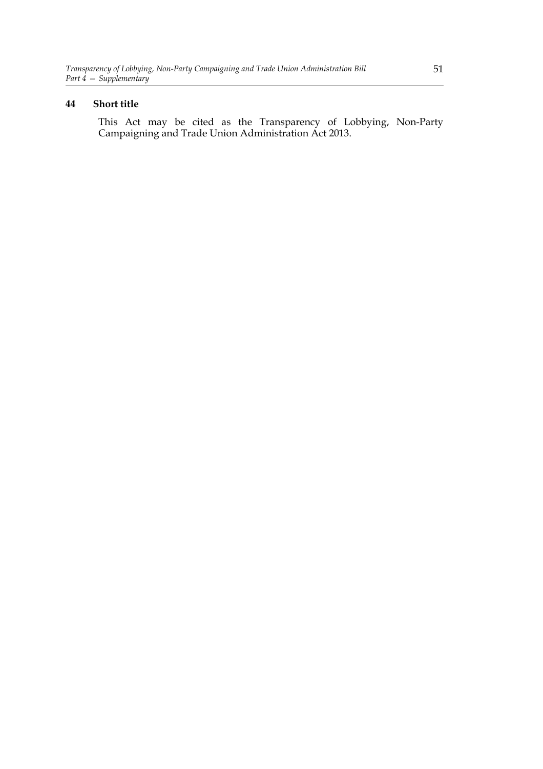### 44 Short title

This Act may be cited as the Transparency of Lobbying, Non-Party Campaigning and Trade Union Administration Act 2013.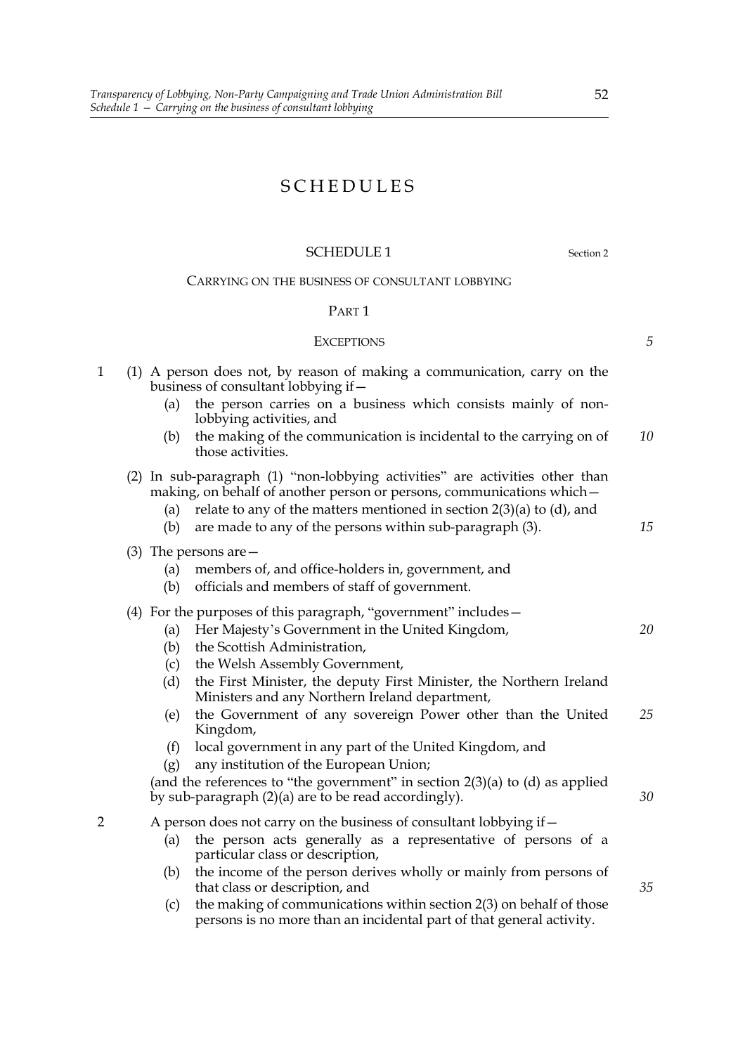# SCHEDULES

## SCHEDULE 1

Section 2

### CARRYING ON THE BUSINESS OF CONSULTANT LOBBYING

#### PART 1

#### EXCEPTIONS

1 (1) A person does not, by reason of making a communication, carry on the business of consultant lobbying if—

(a) the person carries on a business which consists mainly of non-lobbying activities, and

(b) the making of the communication is incidental to the carrying on of those activities.

(2) In sub-paragraph (1) "non-lobbying activities" are activities other than making, on behalf of another person or persons, communications which—

(a) relate to any of the matters mentioned in section 2(3)(a) to (d), and

(b) are made to any of the persons within sub-paragraph (3).

(3) The persons are—

(a) members of, and office-holders in, government, and

(b) officials and members of staff of government.

(4) For the purposes of this paragraph, "government" includes—

(a) Her Majesty's Government in the United Kingdom,

(b) the Scottish Administration,

(c) the Welsh Assembly Government,

(d) the First Minister, the deputy First Minister, the Northern Ireland Ministers and any Northern Ireland department,

(e) the Government of any sovereign Power other than the United Kingdom,

(f) local government in any part of the United Kingdom, and

(g) any institution of the European Union;

(and the references to "the government" in section 2(3)(a) to (d) as applied by sub-paragraph (2)(a) are to be read accordingly).

2 A person does not carry on the business of consultant lobbying if—

(a) the person acts generally as a representative of persons of a particular class or description,

(b) the income of the person derives wholly or mainly from persons of that class or description, and

(c) the making of communications within section 2(3) on behalf of those persons is no more than an incidental part of that general activity.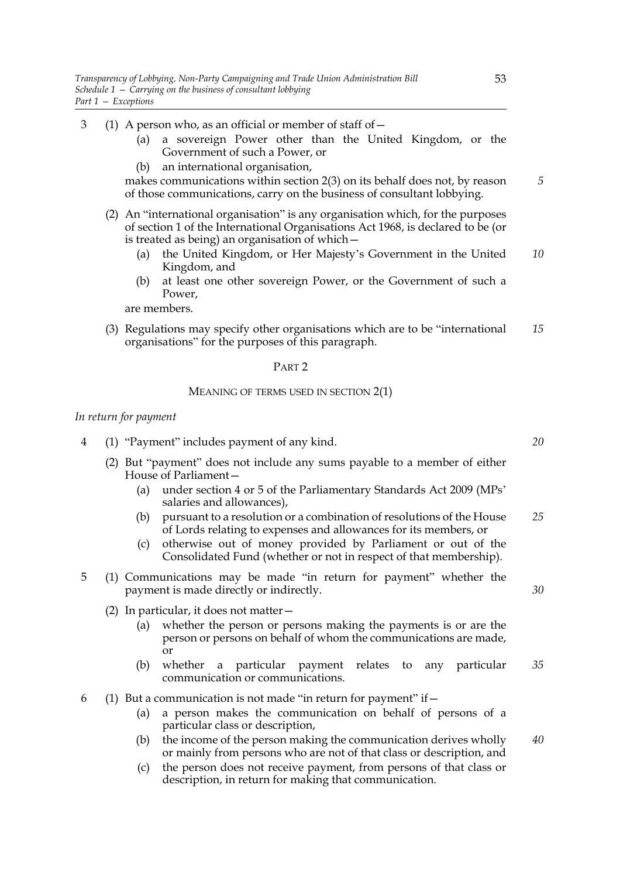3 (1) A person who, as an official or member of staff of—

(a) a sovereign Power other than the United Kingdom, or the Government of such a Power, or

(b) an international organisation,

makes communications within section 2(3) on its behalf does not, by reason of those communications, carry on the business of consultant lobbying.

(2) An "international organisation" is any organisation which, for the purposes of section 1 of the International Organisations Act 1968, is declared to be (or is treated as being) an organisation of which—

(a) the United Kingdom, or Her Majesty's Government in the United Kingdom, and

(b) at least one other sovereign Power, or the Government of such a Power,

are members.

(3) Regulations may specify other organisations which are to be "international organisations" for the purposes of this paragraph.

## PART 2

### MEANING OF TERMS USED IN SECTION 2(1)

*In return for payment*

4 (1) "Payment" includes payment of any kind.

(2) But "payment" does not include any sums payable to a member of either House of Parliament—

(a) under section 4 or 5 of the Parliamentary Standards Act 2009 (MPs' salaries and allowances),

(b) pursuant to a resolution or a combination of resolutions of the House of Lords relating to expenses and allowances for its members, or

(c) otherwise out of money provided by Parliament or out of the Consolidated Fund (whether or not in respect of that membership).

5 (1) Communications may be made "in return for payment" whether the payment is made directly or indirectly.

(2) In particular, it does not matter—

(a) whether the person or persons making the payments is or are the person or persons on behalf of whom the communications are made, or

(b) whether a particular payment relates to any particular communication or communications.

6 (1) But a communication is not made "in return for payment" if—

(a) a person makes the communication on behalf of persons of a particular class or description,

(b) the income of the person making the communication derives wholly or mainly from persons who are not of that class or description, and

(c) the person does not receive payment, from persons of that class or description, in return for making that communication.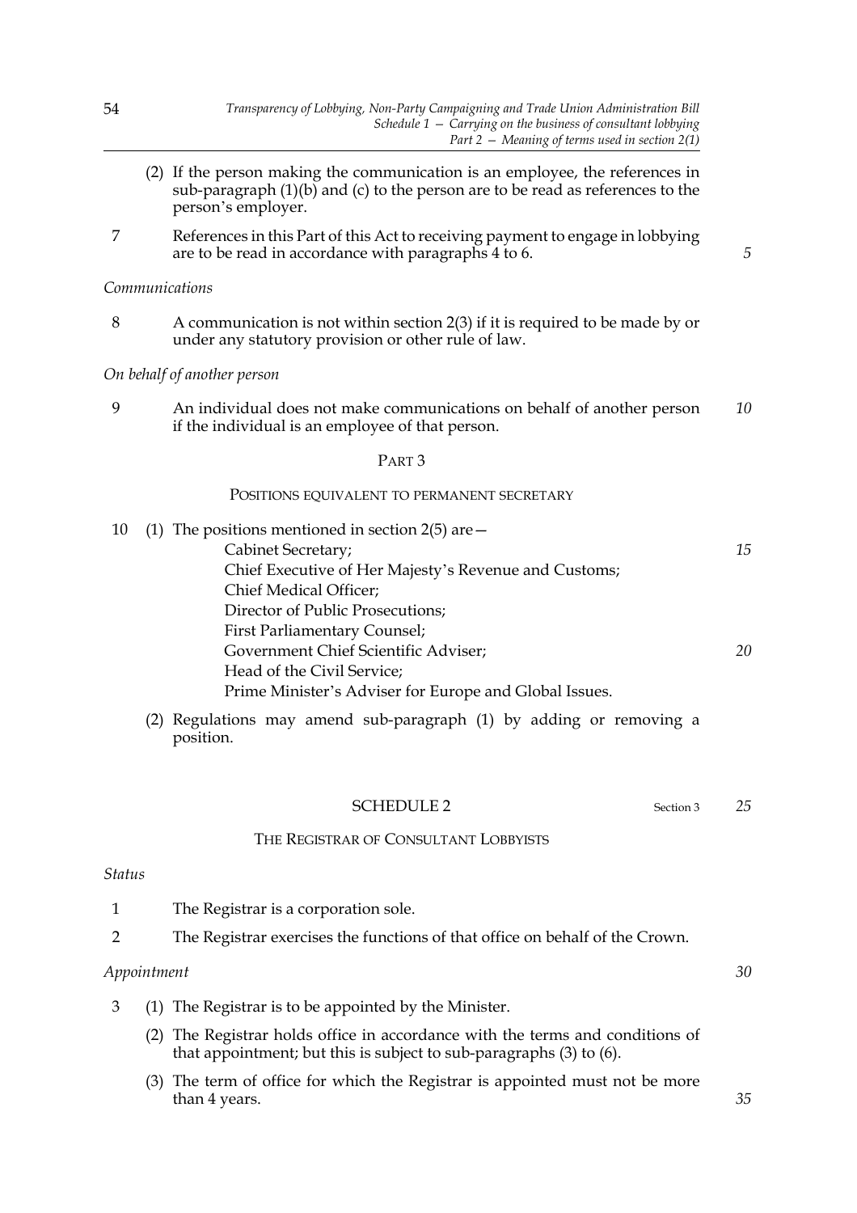(2) If the person making the communication is an employee, the references in sub-paragraph (1)(b) and (c) to the person are to be read as references to the person's employer.

7 References in this Part of this Act to receiving payment to engage in lobbying are to be read in accordance with paragraphs 4 to 6.

*Communications*

8 A communication is not within section 2(3) if it is required to be made by or under any statutory provision or other rule of law.

*On behalf of another person*

9 An individual does not make communications on behalf of another person if the individual is an employee of that person.

PART 3

POSITIONS EQUIVALENT TO PERMANENT SECRETARY

10 (1) The positions mentioned in section 2(5) are—

Cabinet Secretary;
Chief Executive of Her Majesty's Revenue and Customs;
Chief Medical Officer;
Director of Public Prosecutions;
First Parliamentary Counsel;
Government Chief Scientific Adviser;
Head of the Civil Service;
Prime Minister's Adviser for Europe and Global Issues.

(2) Regulations may amend sub-paragraph (1) by adding or removing a position.

## SCHEDULE 2

Section 3

THE REGISTRAR OF CONSULTANT LOBBYISTS

*Status*

1 The Registrar is a corporation sole.

2 The Registrar exercises the functions of that office on behalf of the Crown.

*Appointment*

3 (1) The Registrar is to be appointed by the Minister.

(2) The Registrar holds office in accordance with the terms and conditions of that appointment; but this is subject to sub-paragraphs (3) to (6).

(3) The term of office for which the Registrar is appointed must not be more than 4 years.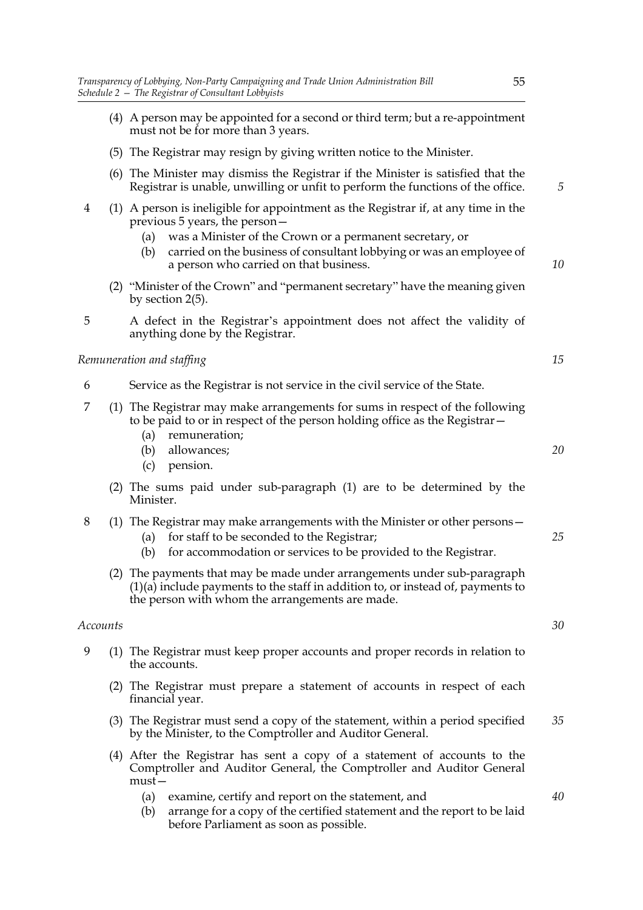(4) A person may be appointed for a second or third term; but a re-appointment must not be for more than 3 years.

(5) The Registrar may resign by giving written notice to the Minister.

(6) The Minister may dismiss the Registrar if the Minister is satisfied that the Registrar is unable, unwilling or unfit to perform the functions of the office.

4 (1) A person is ineligible for appointment as the Registrar if, at any time in the previous 5 years, the person—

(a) was a Minister of the Crown or a permanent secretary, or

(b) carried on the business of consultant lobbying or was an employee of a person who carried on that business.

(2) "Minister of the Crown" and "permanent secretary" have the meaning given by section 2(5).

5 A defect in the Registrar's appointment does not affect the validity of anything done by the Registrar.

*Remuneration and staffing*

6 Service as the Registrar is not service in the civil service of the State.

7 (1) The Registrar may make arrangements for sums in respect of the following to be paid to or in respect of the person holding office as the Registrar—

(a) remuneration;

(b) allowances;

(c) pension.

(2) The sums paid under sub-paragraph (1) are to be determined by the Minister.

8 (1) The Registrar may make arrangements with the Minister or other persons—

(a) for staff to be seconded to the Registrar;

(b) for accommodation or services to be provided to the Registrar.

(2) The payments that may be made under arrangements under sub-paragraph (1)(a) include payments to the staff in addition to, or instead of, payments to the person with whom the arrangements are made.

*Accounts*

9 (1) The Registrar must keep proper accounts and proper records in relation to the accounts.

(2) The Registrar must prepare a statement of accounts in respect of each financial year.

(3) The Registrar must send a copy of the statement, within a period specified by the Minister, to the Comptroller and Auditor General.

(4) After the Registrar has sent a copy of a statement of accounts to the Comptroller and Auditor General, the Comptroller and Auditor General must—

(a) examine, certify and report on the statement, and

(b) arrange for a copy of the certified statement and the report to be laid before Parliament as soon as possible.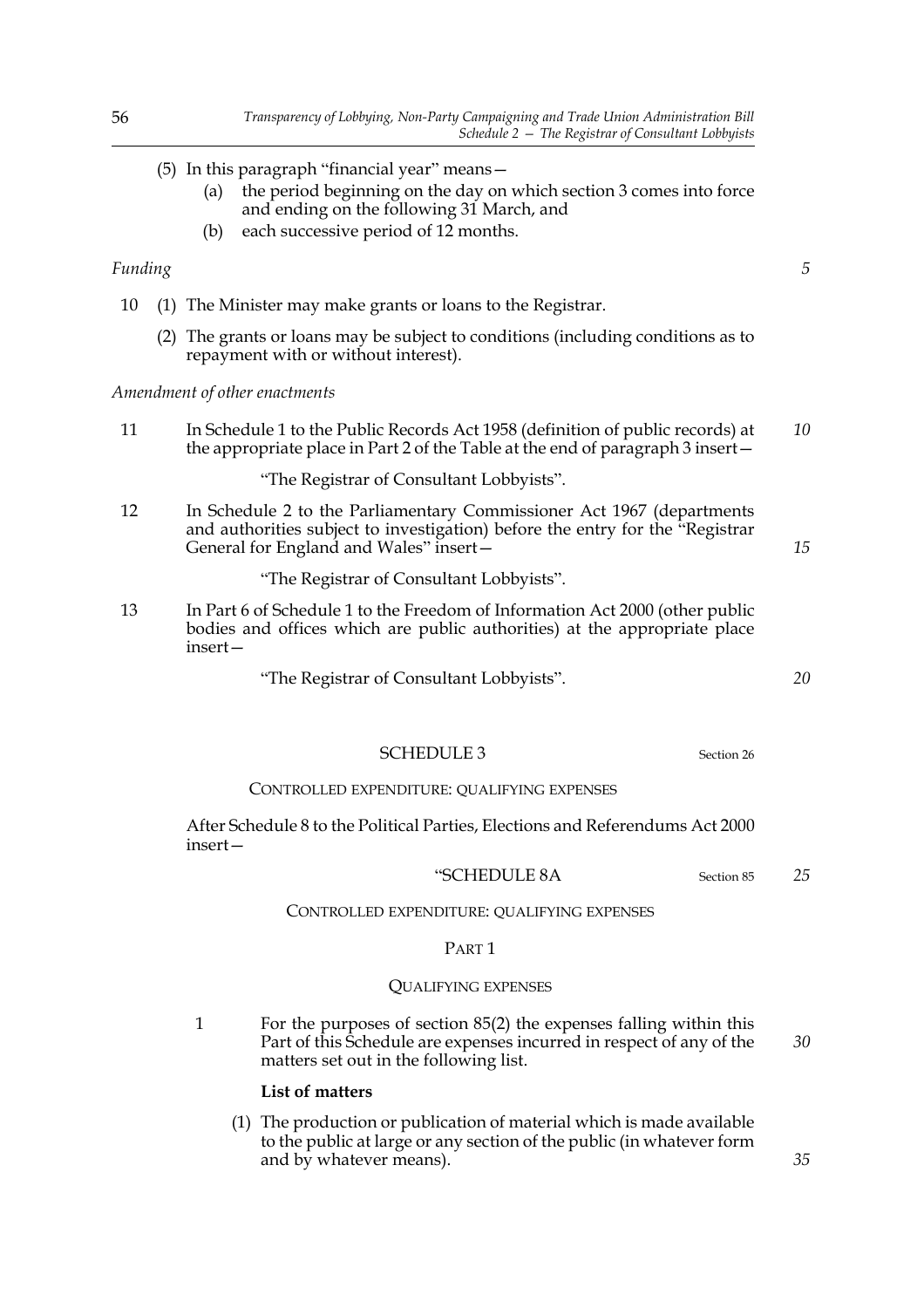(5) In this paragraph "financial year" means—

(a) the period beginning on the day on which section 3 comes into force and ending on the following 31 March, and

(b) each successive period of 12 months.

*Funding*

10 (1) The Minister may make grants or loans to the Registrar.

(2) The grants or loans may be subject to conditions (including conditions as to repayment with or without interest).

*Amendment of other enactments*

11 In Schedule 1 to the Public Records Act 1958 (definition of public records) at the appropriate place in Part 2 of the Table at the end of paragraph 3 insert—

"The Registrar of Consultant Lobbyists".

12 In Schedule 2 to the Parliamentary Commissioner Act 1967 (departments and authorities subject to investigation) before the entry for the "Registrar General for England and Wales" insert—

"The Registrar of Consultant Lobbyists".

13 In Part 6 of Schedule 1 to the Freedom of Information Act 2000 (other public bodies and offices which are public authorities) at the appropriate place insert—

"The Registrar of Consultant Lobbyists".

## SCHEDULE 3

Section 26

CONTROLLED EXPENDITURE: QUALIFYING EXPENSES

After Schedule 8 to the Political Parties, Elections and Referendums Act 2000 insert—

"SCHEDULE 8A

Section 85

CONTROLLED EXPENDITURE: QUALIFYING EXPENSES

PART 1

QUALIFYING EXPENSES

1 For the purposes of section 85(2) the expenses falling within this Part of this Schedule are expenses incurred in respect of any of the matters set out in the following list.

**List of matters**

(1) The production or publication of material which is made available to the public at large or any section of the public (in whatever form and by whatever means).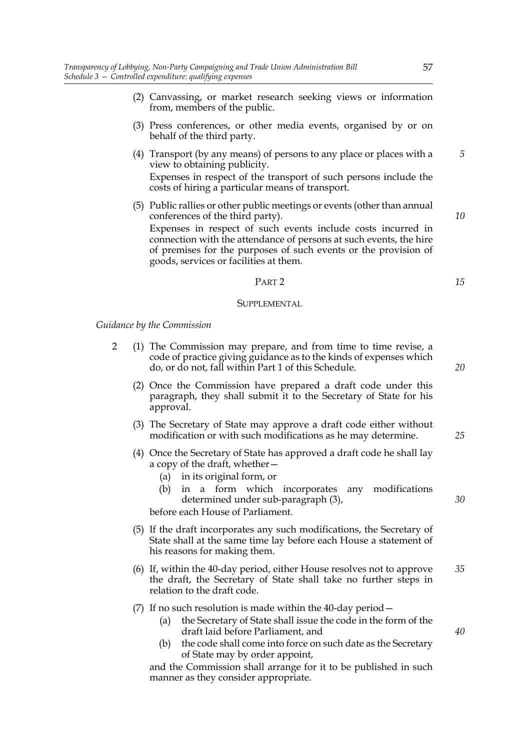(2) Canvassing, or market research seeking views or information from, members of the public.

(3) Press conferences, or other media events, organised by or on behalf of the third party.

(4) Transport (by any means) of persons to any place or places with a view to obtaining publicity.

Expenses in respect of the transport of such persons include the costs of hiring a particular means of transport.

(5) Public rallies or other public meetings or events (other than annual conferences of the third party).

Expenses in respect of such events include costs incurred in connection with the attendance of persons at such events, the hire of premises for the purposes of such events or the provision of goods, services or facilities at them.

## PART 2

## SUPPLEMENTAL

*Guidance by the Commission*

2 (1) The Commission may prepare, and from time to time revise, a code of practice giving guidance as to the kinds of expenses which do, or do not, fall within Part 1 of this Schedule.

(2) Once the Commission have prepared a draft code under this paragraph, they shall submit it to the Secretary of State for his approval.

(3) The Secretary of State may approve a draft code either without modification or with such modifications as he may determine.

(4) Once the Secretary of State has approved a draft code he shall lay a copy of the draft, whether—

(a) in its original form, or

(b) in a form which incorporates any modifications determined under sub-paragraph (3),

before each House of Parliament.

(5) If the draft incorporates any such modifications, the Secretary of State shall at the same time lay before each House a statement of his reasons for making them.

(6) If, within the 40-day period, either House resolves not to approve the draft, the Secretary of State shall take no further steps in relation to the draft code.

(7) If no such resolution is made within the 40-day period—

(a) the Secretary of State shall issue the code in the form of the draft laid before Parliament, and

(b) the code shall come into force on such date as the Secretary of State may by order appoint,

and the Commission shall arrange for it to be published in such manner as they consider appropriate.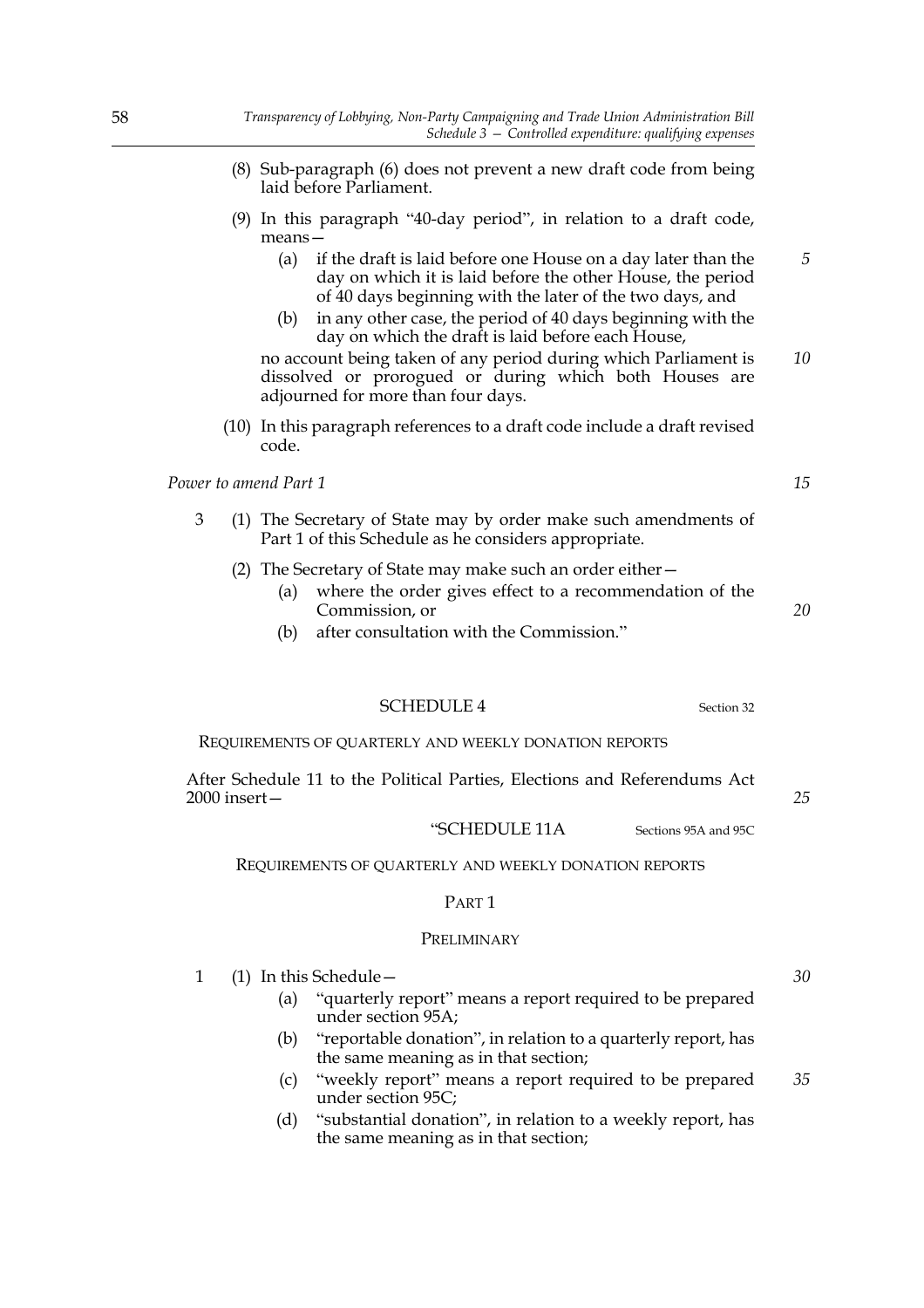(8) Sub-paragraph (6) does not prevent a new draft code from being laid before Parliament.

(9) In this paragraph "40-day period", in relation to a draft code, means—

(a) if the draft is laid before one House on a day later than the day on which it is laid before the other House, the period of 40 days beginning with the later of the two days, and

(b) in any other case, the period of 40 days beginning with the day on which the draft is laid before each House,

no account being taken of any period during which Parliament is dissolved or prorogued or during which both Houses are adjourned for more than four days.

(10) In this paragraph references to a draft code include a draft revised code.

*Power to amend Part 1*

3 (1) The Secretary of State may by order make such amendments of Part 1 of this Schedule as he considers appropriate.

(2) The Secretary of State may make such an order either—

(a) where the order gives effect to a recommendation of the Commission, or

(b) after consultation with the Commission."

## SCHEDULE 4

Section 32

REQUIREMENTS OF QUARTERLY AND WEEKLY DONATION REPORTS

After Schedule 11 to the Political Parties, Elections and Referendums Act 2000 insert—

## "SCHEDULE 11A

Sections 95A and 95C

REQUIREMENTS OF QUARTERLY AND WEEKLY DONATION REPORTS

### PART 1

### PRELIMINARY

1 (1) In this Schedule—

(a) "quarterly report" means a report required to be prepared under section 95A;

(b) "reportable donation", in relation to a quarterly report, has the same meaning as in that section;

(c) "weekly report" means a report required to be prepared under section 95C;

(d) "substantial donation", in relation to a weekly report, has the same meaning as in that section;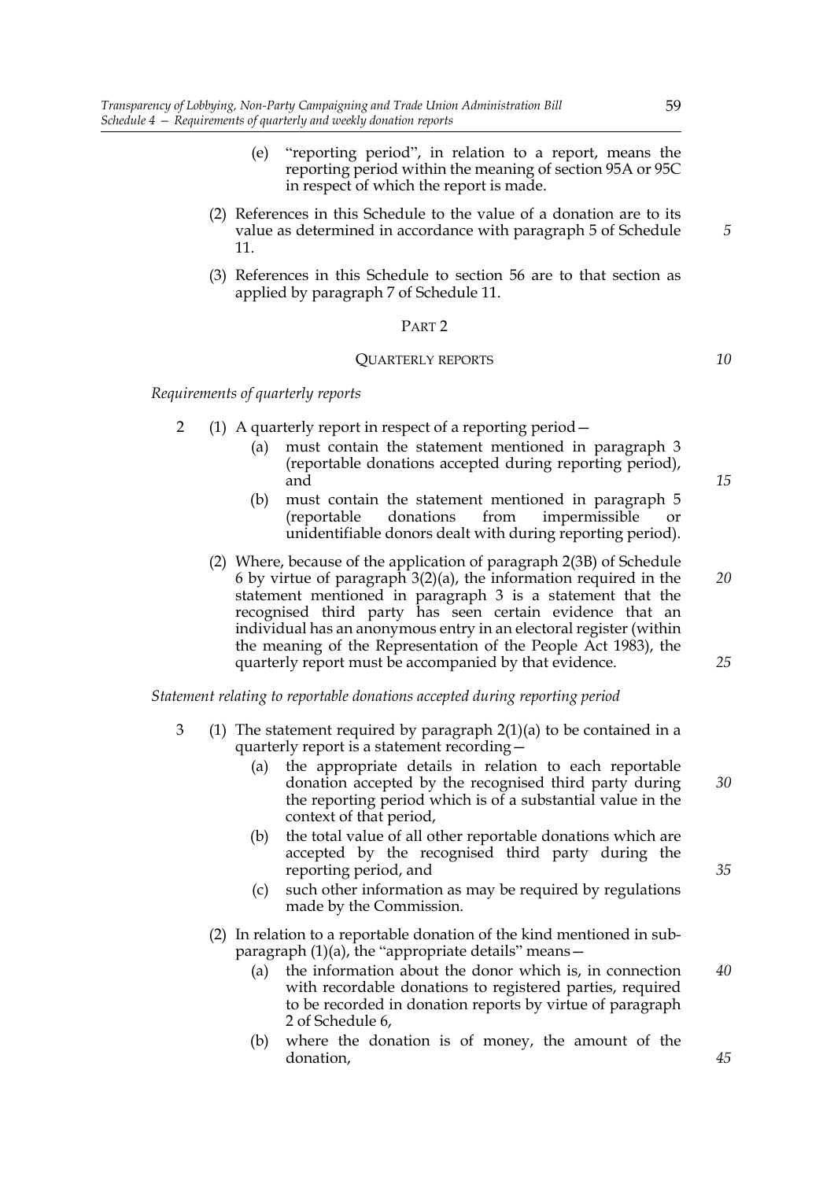(e) "reporting period", in relation to a report, means the reporting period within the meaning of section 95A or 95C in respect of which the report is made.

(2) References in this Schedule to the value of a donation are to its value as determined in accordance with paragraph 5 of Schedule 11.

(3) References in this Schedule to section 56 are to that section as applied by paragraph 7 of Schedule 11.

PART 2

QUARTERLY REPORTS

*Requirements of quarterly reports*

2 (1) A quarterly report in respect of a reporting period—

(a) must contain the statement mentioned in paragraph 3 (reportable donations accepted during reporting period), and

(b) must contain the statement mentioned in paragraph 5 (reportable donations from impermissible or unidentifiable donors dealt with during reporting period).

(2) Where, because of the application of paragraph 2(3B) of Schedule 6 by virtue of paragraph 3(2)(a), the information required in the statement mentioned in paragraph 3 is a statement that the recognised third party has seen certain evidence that an individual has an anonymous entry in an electoral register (within the meaning of the Representation of the People Act 1983), the quarterly report must be accompanied by that evidence.

*Statement relating to reportable donations accepted during reporting period*

3 (1) The statement required by paragraph 2(1)(a) to be contained in a quarterly report is a statement recording—

(a) the appropriate details in relation to each reportable donation accepted by the recognised third party during the reporting period which is of a substantial value in the context of that period,

(b) the total value of all other reportable donations which are accepted by the recognised third party during the reporting period, and

(c) such other information as may be required by regulations made by the Commission.

(2) In relation to a reportable donation of the kind mentioned in sub-paragraph (1)(a), the "appropriate details" means—

(a) the information about the donor which is, in connection with recordable donations to registered parties, required to be recorded in donation reports by virtue of paragraph 2 of Schedule 6,

(b) where the donation is of money, the amount of the donation,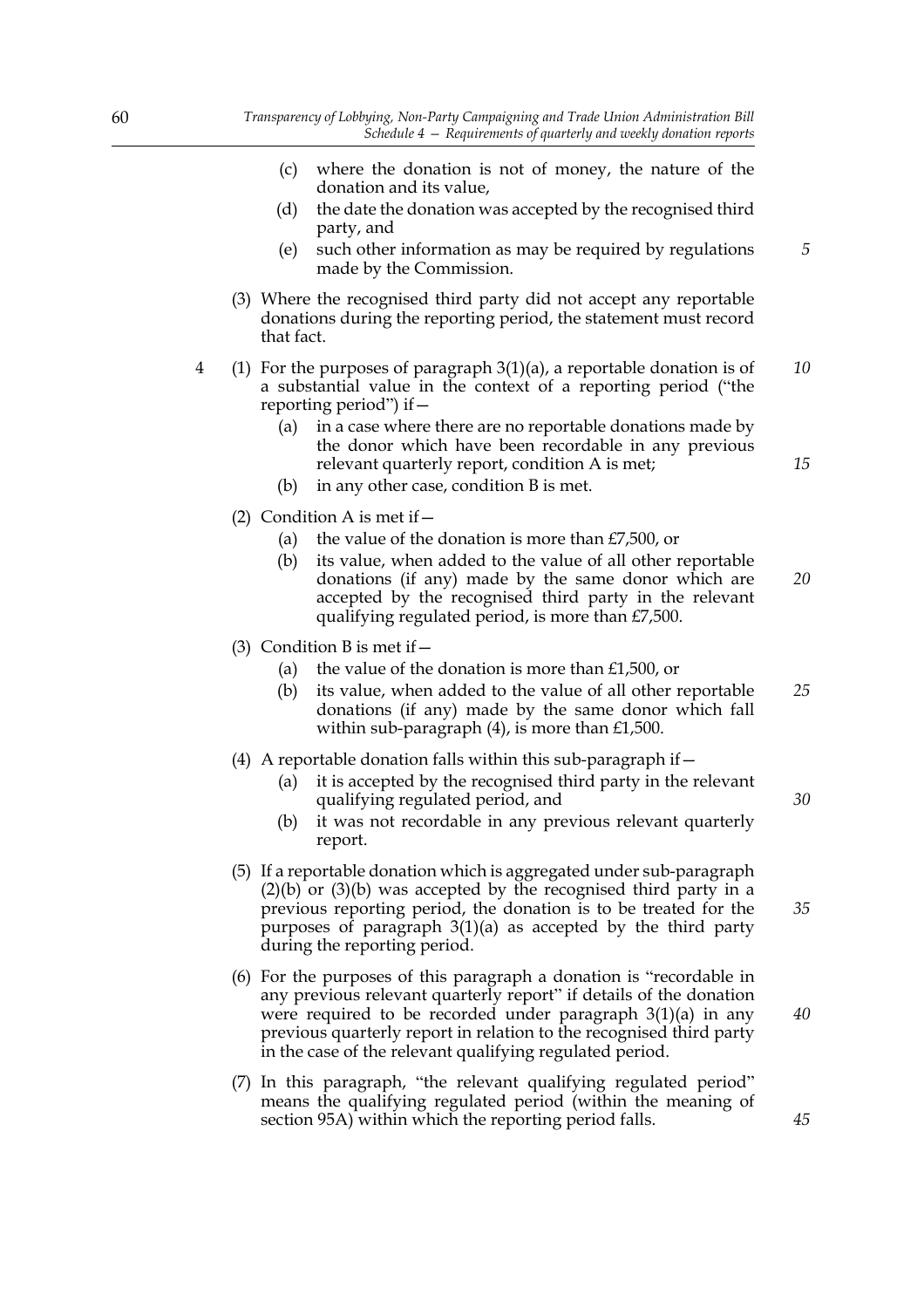(c) where the donation is not of money, the nature of the donation and its value,

(d) the date the donation was accepted by the recognised third party, and

(e) such other information as may be required by regulations made by the Commission.

(3) Where the recognised third party did not accept any reportable donations during the reporting period, the statement must record that fact.

4 (1) For the purposes of paragraph 3(1)(a), a reportable donation is of a substantial value in the context of a reporting period ("the reporting period") if—

(a) in a case where there are no reportable donations made by the donor which have been recordable in any previous relevant quarterly report, condition A is met;

(b) in any other case, condition B is met.

(2) Condition A is met if—

(a) the value of the donation is more than £7,500, or

(b) its value, when added to the value of all other reportable donations (if any) made by the same donor which are accepted by the recognised third party in the relevant qualifying regulated period, is more than £7,500.

(3) Condition B is met if—

(a) the value of the donation is more than £1,500, or

(b) its value, when added to the value of all other reportable donations (if any) made by the same donor which fall within sub-paragraph (4), is more than £1,500.

(4) A reportable donation falls within this sub-paragraph if—

(a) it is accepted by the recognised third party in the relevant qualifying regulated period, and

(b) it was not recordable in any previous relevant quarterly report.

(5) If a reportable donation which is aggregated under sub-paragraph (2)(b) or (3)(b) was accepted by the recognised third party in a previous reporting period, the donation is to be treated for the purposes of paragraph 3(1)(a) as accepted by the third party during the reporting period.

(6) For the purposes of this paragraph a donation is "recordable in any previous relevant quarterly report" if details of the donation were required to be recorded under paragraph 3(1)(a) in any previous quarterly report in relation to the recognised third party in the case of the relevant qualifying regulated period.

(7) In this paragraph, "the relevant qualifying regulated period" means the qualifying regulated period (within the meaning of section 95A) within which the reporting period falls.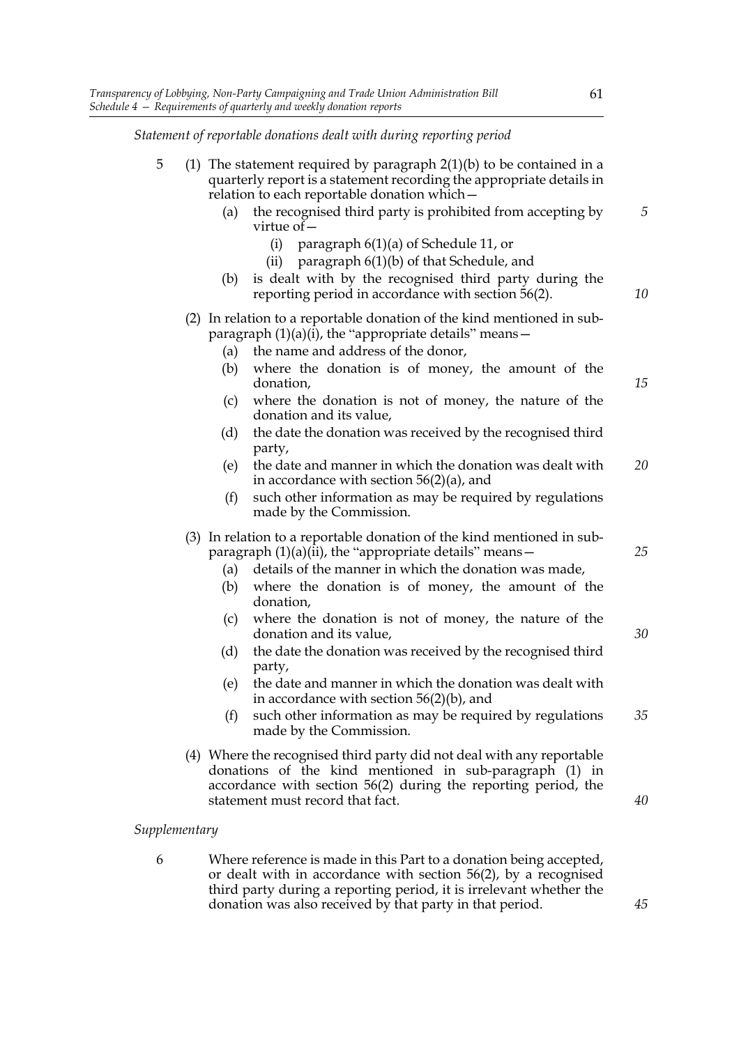*Statement of reportable donations dealt with during reporting period*

5 (1) The statement required by paragraph 2(1)(b) to be contained in a quarterly report is a statement recording the appropriate details in relation to each reportable donation which—

(a) the recognised third party is prohibited from accepting by virtue of—

(i) paragraph 6(1)(a) of Schedule 11, or

(ii) paragraph 6(1)(b) of that Schedule, and

(b) is dealt with by the recognised third party during the reporting period in accordance with section 56(2).

(2) In relation to a reportable donation of the kind mentioned in sub-paragraph (1)(a)(i), the "appropriate details" means—

(a) the name and address of the donor,

(b) where the donation is of money, the amount of the donation,

(c) where the donation is not of money, the nature of the donation and its value,

(d) the date the donation was received by the recognised third party,

(e) the date and manner in which the donation was dealt with in accordance with section 56(2)(a), and

(f) such other information as may be required by regulations made by the Commission.

(3) In relation to a reportable donation of the kind mentioned in sub-paragraph (1)(a)(ii), the "appropriate details" means—

(a) details of the manner in which the donation was made,

(b) where the donation is of money, the amount of the donation,

(c) where the donation is not of money, the nature of the donation and its value,

(d) the date the donation was received by the recognised third party,

(e) the date and manner in which the donation was dealt with in accordance with section 56(2)(b), and

(f) such other information as may be required by regulations made by the Commission.

(4) Where the recognised third party did not deal with any reportable donations of the kind mentioned in sub-paragraph (1) in accordance with section 56(2) during the reporting period, the statement must record that fact.

*Supplementary*

6 Where reference is made in this Part to a donation being accepted, or dealt with in accordance with section 56(2), by a recognised third party during a reporting period, it is irrelevant whether the donation was also received by that party in that period.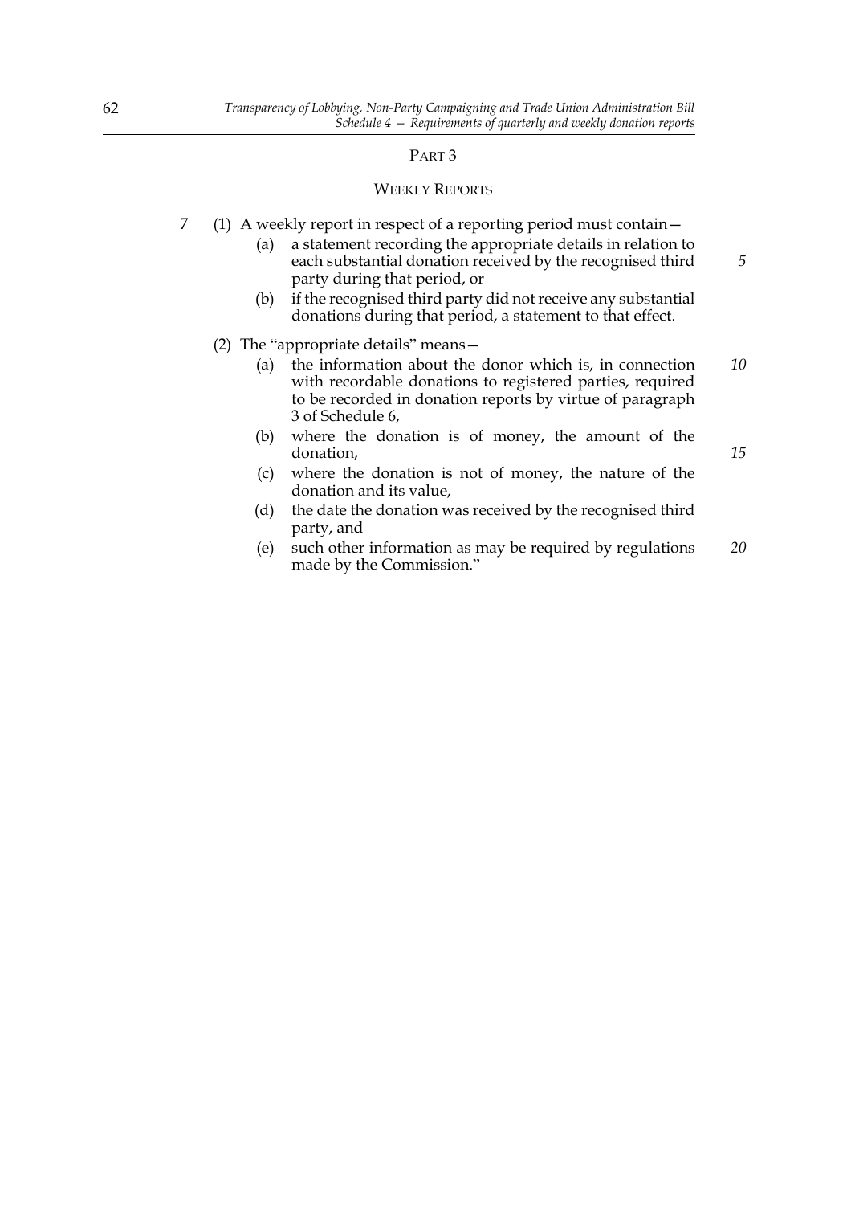## PART 3

### WEEKLY REPORTS

7 (1) A weekly report in respect of a reporting period must contain—

(a) a statement recording the appropriate details in relation to each substantial donation received by the recognised third party during that period, or

(b) if the recognised third party did not receive any substantial donations during that period, a statement to that effect.

(2) The "appropriate details" means—

(a) the information about the donor which is, in connection with recordable donations to registered parties, required to be recorded in donation reports by virtue of paragraph 3 of Schedule 6,

(b) where the donation is of money, the amount of the donation,

(c) where the donation is not of money, the nature of the donation and its value,

(d) the date the donation was received by the recognised third party, and

(e) such other information as may be required by regulations made by the Commission."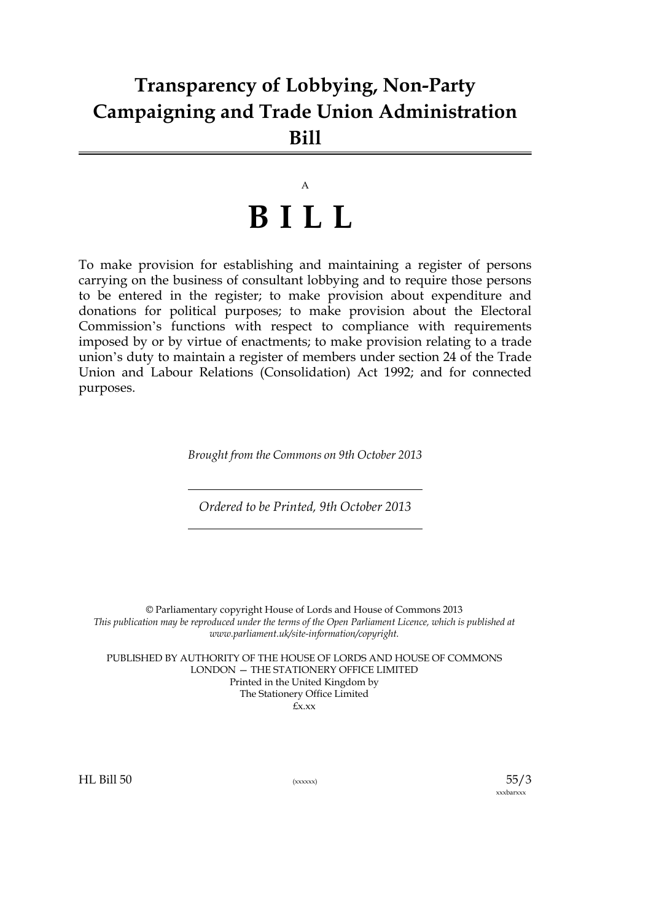# Transparency of Lobbying, Non-Party Campaigning and Trade Union Administration Bill

A

# B I L L

To make provision for establishing and maintaining a register of persons carrying on the business of consultant lobbying and to require those persons to be entered in the register; to make provision about expenditure and donations for political purposes; to make provision about the Electoral Commission's functions with respect to compliance with requirements imposed by or by virtue of enactments; to make provision relating to a trade union's duty to maintain a register of members under section 24 of the Trade Union and Labour Relations (Consolidation) Act 1992; and for connected purposes.

*Brought from the Commons on 9th October 2013*

*Ordered to be Printed, 9th October 2013*

© Parliamentary copyright House of Lords and House of Commons 2013
*This publication may be reproduced under the terms of the Open Parliament Licence, which is published at www.parliament.uk/site-information/copyright.*

PUBLISHED BY AUTHORITY OF THE HOUSE OF LORDS AND HOUSE OF COMMONS
LONDON — THE STATIONERY OFFICE LIMITED
Printed in the United Kingdom by
The Stationery Office Limited
£x.xx

HL Bill 50 (xxxxxx) 55/3

xxxbarxxx